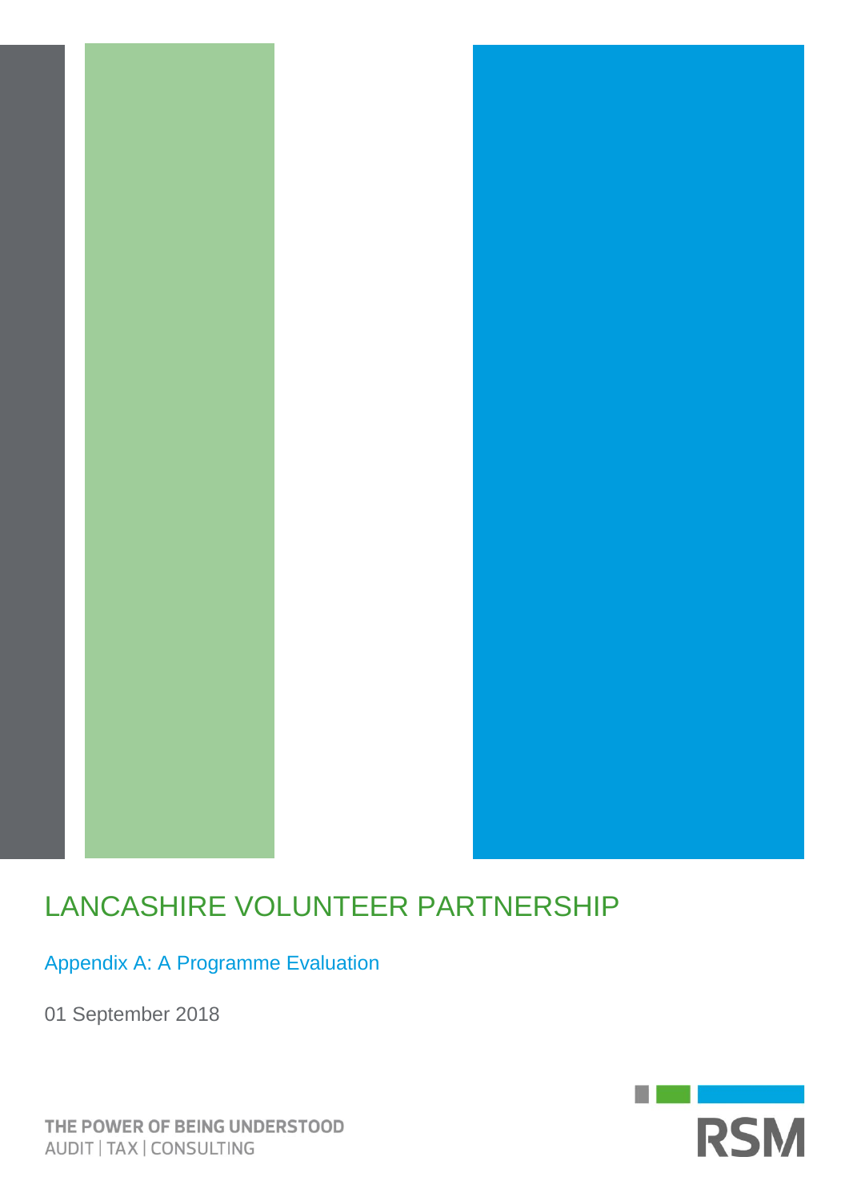# LANCASHIRE VOLUNTEER PARTNERSHIP

## Appendix A: A Programme Evaluation

01 September 2018

THE POWER OF BEING UNDERSTOOD
AUDIT | TAX | CONSULTING

RSM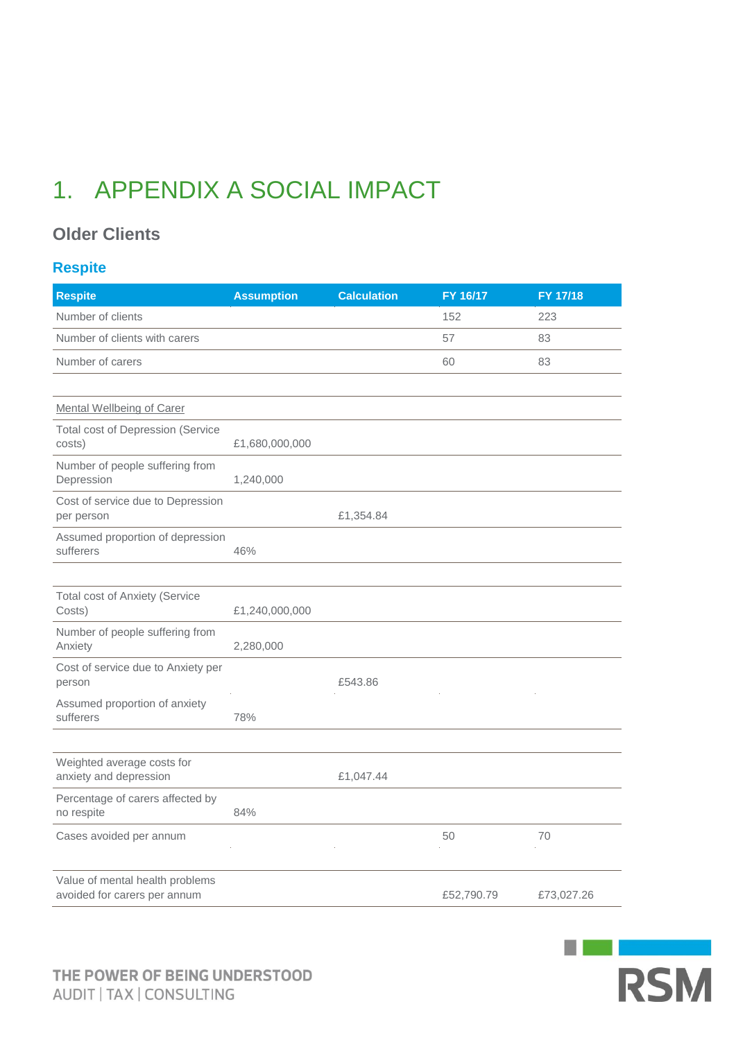# 1. APPENDIX A SOCIAL IMPACT

## Older Clients

### Respite

| Respite | Assumption | Calculation | FY 16/17 | FY 17/18 |
|---|---|---|---|---|
| Number of clients | | | 152 | 223 |
| Number of clients with carers | | | 57 | 83 |
| Number of carers | | | 60 | 83 |
| | | | | |
| Mental Wellbeing of Carer | | | | |
| Total cost of Depression (Service costs) | £1,680,000,000 | | | |
| Number of people suffering from Depression | 1,240,000 | | | |
| Cost of service due to Depression per person | | £1,354.84 | | |
| Assumed proportion of depression sufferers | 46% | | | |
| | | | | |
| Total cost of Anxiety (Service Costs) | £1,240,000,000 | | | |
| Number of people suffering from Anxiety | 2,280,000 | | | |
| Cost of service due to Anxiety per person | | £543.86 | | |
| Assumed proportion of anxiety sufferers | 78% | | | |
| | | | | |
| Weighted average costs for anxiety and depression | | £1,047.44 | | |
| Percentage of carers affected by no respite | 84% | | | |
| Cases avoided per annum | | | 50 | 70 |
| | | | | |
| Value of mental health problems avoided for carers per annum | | | £52,790.79 | £73,027.26 |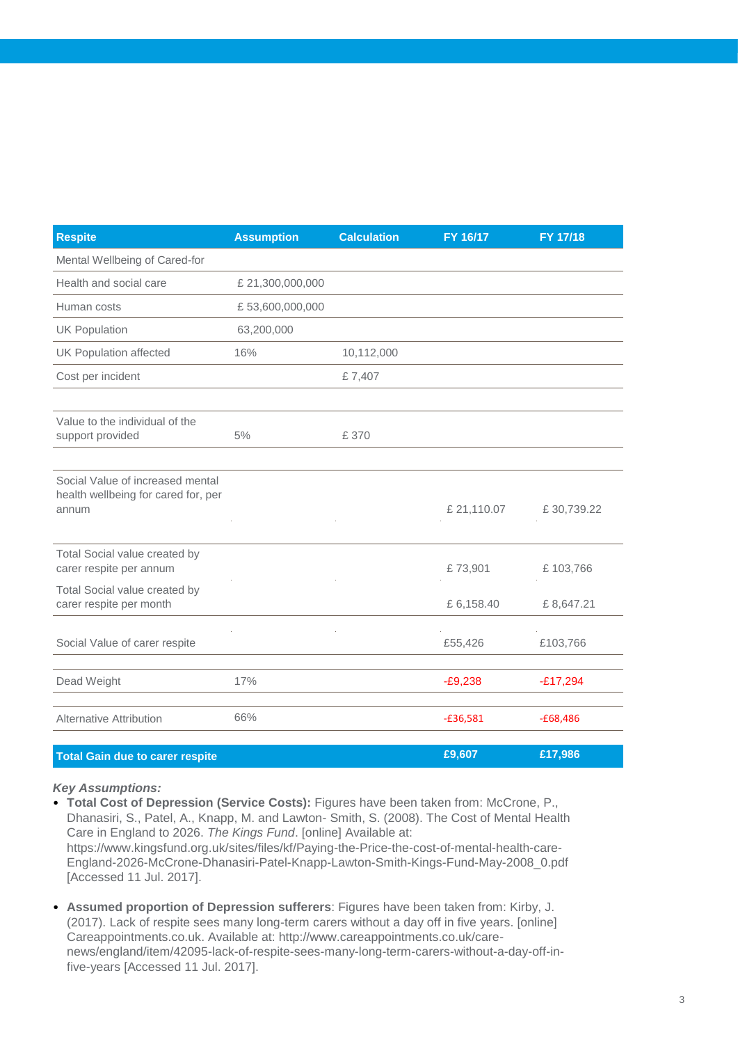| Respite | Assumption | Calculation | FY 16/17 | FY 17/18 |
|---|---|---|---|---|
| Mental Wellbeing of Cared-for | | | | |
| Health and social care | £ 21,300,000,000 | | | |
| Human costs | £ 53,600,000,000 | | | |
| UK Population | 63,200,000 | | | |
| UK Population affected | 16% | 10,112,000 | | |
| Cost per incident | | £ 7,407 | | |
| | | | | |
| Value to the individual of the support provided | 5% | £ 370 | | |
| | | | | |
| Social Value of increased mental health wellbeing for cared for, per annum | | | £ 21,110.07 | £ 30,739.22 |
| Total Social value created by carer respite per annum | | | £ 73,901 | £ 103,766 |
| Total Social value created by carer respite per month | | | £ 6,158.40 | £ 8,647.21 |
| Social Value of carer respite | | | £55,426 | £103,766 |
| Dead Weight | 17% | | -£9,238 | -£17,294 |
| Alternative Attribution | 66% | | -£36,581 | -£68,486 |
| **Total Gain due to carer respite** | | | **£9,607** | **£17,986** |

***Key Assumptions:***

- **Total Cost of Depression (Service Costs):** Figures have been taken from: McCrone, P., Dhanasiri, S., Patel, A., Knapp, M. and Lawton- Smith, S. (2008). The Cost of Mental Health Care in England to 2026. *The Kings Fund*. [online] Available at: https://www.kingsfund.org.uk/sites/files/kf/Paying-the-Price-the-cost-of-mental-health-care-England-2026-McCrone-Dhanasiri-Patel-Knapp-Lawton-Smith-Kings-Fund-May-2008_0.pdf [Accessed 11 Jul. 2017].

- **Assumed proportion of Depression sufferers**: Figures have been taken from: Kirby, J. (2017). Lack of respite sees many long-term carers without a day off in five years. [online] Careappointments.co.uk. Available at: http://www.careappointments.co.uk/care-news/england/item/42095-lack-of-respite-sees-many-long-term-carers-without-a-day-off-in-five-years [Accessed 11 Jul. 2017].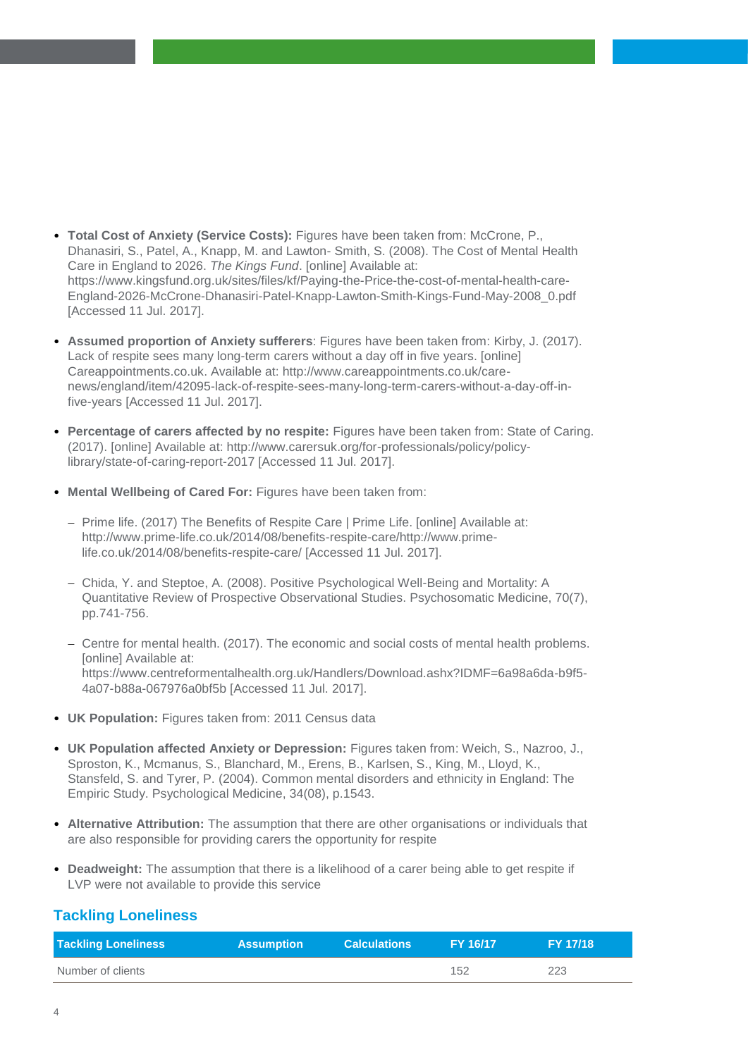- **Total Cost of Anxiety (Service Costs):** Figures have been taken from: McCrone, P., Dhanasiri, S., Patel, A., Knapp, M. and Lawton- Smith, S. (2008). The Cost of Mental Health Care in England to 2026. *The Kings Fund*. [online] Available at: https://www.kingsfund.org.uk/sites/files/kf/Paying-the-Price-the-cost-of-mental-health-care-England-2026-McCrone-Dhanasiri-Patel-Knapp-Lawton-Smith-Kings-Fund-May-2008_0.pdf [Accessed 11 Jul. 2017].

- **Assumed proportion of Anxiety sufferers**: Figures have been taken from: Kirby, J. (2017). Lack of respite sees many long-term carers without a day off in five years. [online] Careappointments.co.uk. Available at: http://www.careappointments.co.uk/care-news/england/item/42095-lack-of-respite-sees-many-long-term-carers-without-a-day-off-in-five-years [Accessed 11 Jul. 2017].

- **Percentage of carers affected by no respite:** Figures have been taken from: State of Caring. (2017). [online] Available at: http://www.carersuk.org/for-professionals/policy/policy-library/state-of-caring-report-2017 [Accessed 11 Jul. 2017].

- **Mental Wellbeing of Cared For:** Figures have been taken from:

  - Prime life. (2017) The Benefits of Respite Care | Prime Life. [online] Available at: http://www.prime-life.co.uk/2014/08/benefits-respite-care/http://www.prime-life.co.uk/2014/08/benefits-respite-care/ [Accessed 11 Jul. 2017].

  - Chida, Y. and Steptoe, A. (2008). Positive Psychological Well-Being and Mortality: A Quantitative Review of Prospective Observational Studies. Psychosomatic Medicine, 70(7), pp.741-756.

  - Centre for mental health. (2017). The economic and social costs of mental health problems. [online] Available at: https://www.centreformentalhealth.org.uk/Handlers/Download.ashx?IDMF=6a98a6da-b9f5-4a07-b88a-067976a0bf5b [Accessed 11 Jul. 2017].

- **UK Population:** Figures taken from: 2011 Census data

- **UK Population affected Anxiety or Depression:** Figures taken from: Weich, S., Nazroo, J., Sproston, K., Mcmanus, S., Blanchard, M., Erens, B., Karlsen, S., King, M., Lloyd, K., Stansfeld, S. and Tyrer, P. (2004). Common mental disorders and ethnicity in England: The Empiric Study. Psychological Medicine, 34(08), p.1543.

- **Alternative Attribution:** The assumption that there are other organisations or individuals that are also responsible for providing carers the opportunity for respite

- **Deadweight:** The assumption that there is a likelihood of a carer being able to get respite if LVP were not available to provide this service

## Tackling Loneliness

| Tackling Loneliness | Assumption | Calculations | FY 16/17 | FY 17/18 |
|---|---|---|---|---|
| Number of clients | | | 152 | 223 |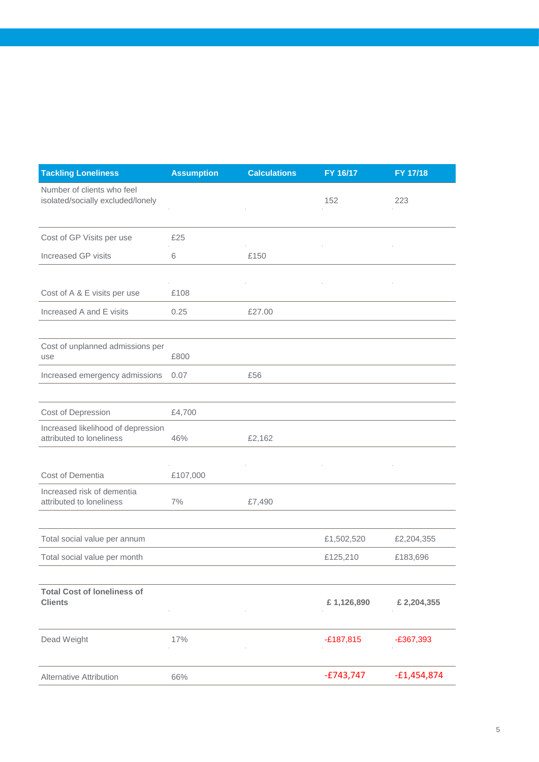| Tackling Loneliness | Assumption | Calculations | FY 16/17 | FY 17/18 |
|---|---|---|---|---|
| Number of clients who feel isolated/socially excluded/lonely | | | 152 | 223 |
| Cost of GP Visits per use | £25 | | | |
| Increased GP visits | 6 | £150 | | |
| Cost of A & E visits per use | £108 | | | |
| Increased A and E visits | 0.25 | £27.00 | | |
| Cost of unplanned admissions per use | £800 | | | |
| Increased emergency admissions | 0.07 | £56 | | |
| Cost of Depression | £4,700 | | | |
| Increased likelihood of depression attributed to loneliness | 46% | £2,162 | | |
| Cost of Dementia | £107,000 | | | |
| Increased risk of dementia attributed to loneliness | 7% | £7,490 | | |
| Total social value per annum | | | £1,502,520 | £2,204,355 |
| Total social value per month | | | £125,210 | £183,696 |
| **Total Cost of loneliness of Clients** | | | **£ 1,126,890** | **£ 2,204,355** |
| Dead Weight | 17% | | -£187,815 | -£367,393 |
| Alternative Attribution | 66% | | -£743,747 | -£1,454,874 |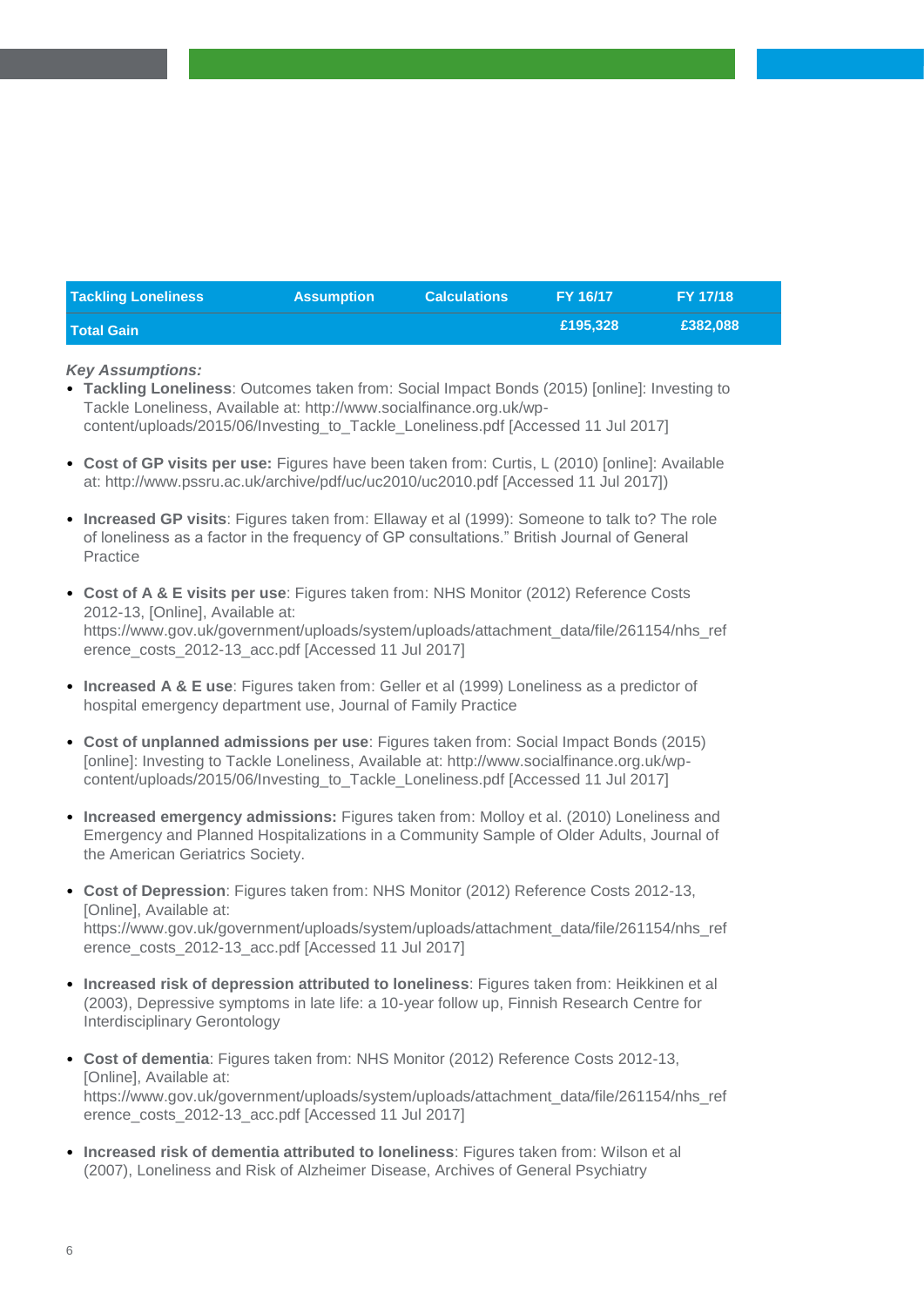| Tackling Loneliness | Assumption | Calculations | FY 16/17 | FY 17/18 |
|---|---|---|---|---|
| Total Gain | | | £195,328 | £382,088 |

***Key Assumptions:***

- **Tackling Loneliness**: Outcomes taken from: Social Impact Bonds (2015) [online]: Investing to Tackle Loneliness, Available at: http://www.socialfinance.org.uk/wp-content/uploads/2015/06/Investing_to_Tackle_Loneliness.pdf [Accessed 11 Jul 2017]

- **Cost of GP visits per use:** Figures have been taken from: Curtis, L (2010) [online]: Available at: http://www.pssru.ac.uk/archive/pdf/uc/uc2010/uc2010.pdf [Accessed 11 Jul 2017])

- **Increased GP visits**: Figures taken from: Ellaway et al (1999): Someone to talk to? The role of loneliness as a factor in the frequency of GP consultations." British Journal of General Practice

- **Cost of A & E visits per use**: Figures taken from: NHS Monitor (2012) Reference Costs 2012-13, [Online], Available at: https://www.gov.uk/government/uploads/system/uploads/attachment_data/file/261154/nhs_reference_costs_2012-13_acc.pdf [Accessed 11 Jul 2017]

- **Increased A & E use**: Figures taken from: Geller et al (1999) Loneliness as a predictor of hospital emergency department use, Journal of Family Practice

- **Cost of unplanned admissions per use**: Figures taken from: Social Impact Bonds (2015) [online]: Investing to Tackle Loneliness, Available at: http://www.socialfinance.org.uk/wp-content/uploads/2015/06/Investing_to_Tackle_Loneliness.pdf [Accessed 11 Jul 2017]

- **Increased emergency admissions:** Figures taken from: Molloy et al. (2010) Loneliness and Emergency and Planned Hospitalizations in a Community Sample of Older Adults, Journal of the American Geriatrics Society.

- **Cost of Depression**: Figures taken from: NHS Monitor (2012) Reference Costs 2012-13, [Online], Available at: https://www.gov.uk/government/uploads/system/uploads/attachment_data/file/261154/nhs_reference_costs_2012-13_acc.pdf [Accessed 11 Jul 2017]

- **Increased risk of depression attributed to loneliness**: Figures taken from: Heikkinen et al (2003), Depressive symptoms in late life: a 10-year follow up, Finnish Research Centre for Interdisciplinary Gerontology

- **Cost of dementia**: Figures taken from: NHS Monitor (2012) Reference Costs 2012-13, [Online], Available at: https://www.gov.uk/government/uploads/system/uploads/attachment_data/file/261154/nhs_reference_costs_2012-13_acc.pdf [Accessed 11 Jul 2017]

- **Increased risk of dementia attributed to loneliness**: Figures taken from: Wilson et al (2007), Loneliness and Risk of Alzheimer Disease, Archives of General Psychiatry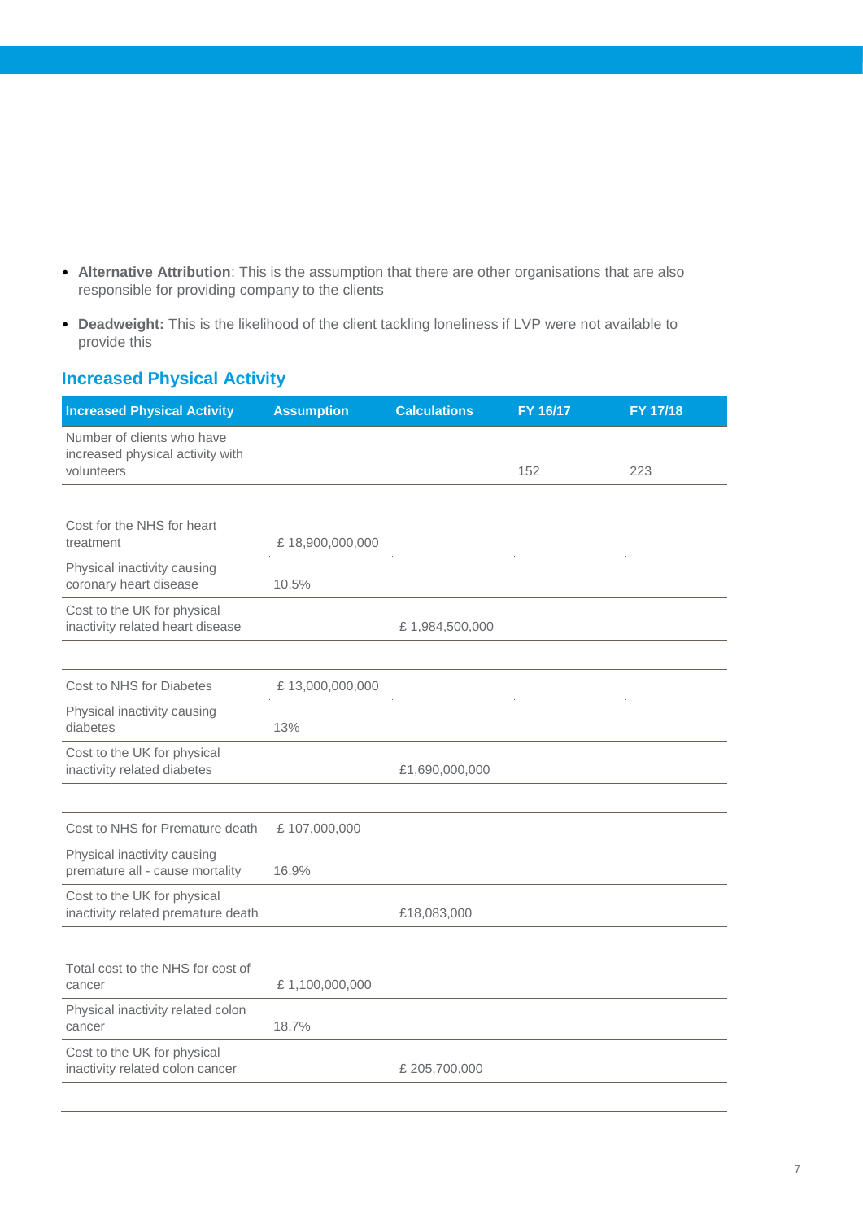- **Alternative Attribution**: This is the assumption that there are other organisations that are also responsible for providing company to the clients
- **Deadweight:** This is the likelihood of the client tackling loneliness if LVP were not available to provide this

## Increased Physical Activity

| Increased Physical Activity | Assumption | Calculations | FY 16/17 | FY 17/18 |
|---|---|---|---|---|
| Number of clients who have increased physical activity with volunteers | | | 152 | 223 |
| | | | | |
| Cost for the NHS for heart treatment | £ 18,900,000,000 | | | |
| Physical inactivity causing coronary heart disease | 10.5% | | | |
| Cost to the UK for physical inactivity related heart disease | | £ 1,984,500,000 | | |
| | | | | |
| Cost to NHS for Diabetes | £ 13,000,000,000 | | | |
| Physical inactivity causing diabetes | 13% | | | |
| Cost to the UK for physical inactivity related diabetes | | £1,690,000,000 | | |
| | | | | |
| Cost to NHS for Premature death | £ 107,000,000 | | | |
| Physical inactivity causing premature all - cause mortality | 16.9% | | | |
| Cost to the UK for physical inactivity related premature death | | £18,083,000 | | |
| | | | | |
| Total cost to the NHS for cost of cancer | £ 1,100,000,000 | | | |
| Physical inactivity related colon cancer | 18.7% | | | |
| Cost to the UK for physical inactivity related colon cancer | | £ 205,700,000 | | |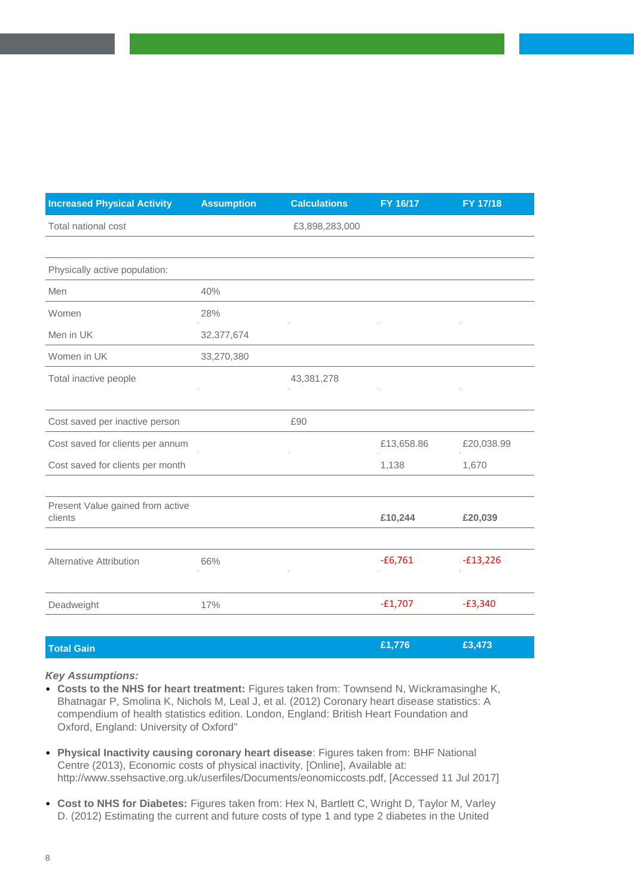| Increased Physical Activity | Assumption | Calculations | FY 16/17 | FY 17/18 |
|---|---|---|---|---|
| Total national cost | | £3,898,283,000 | | |
| | | | | |
| Physically active population: | | | | |
| Men | 40% | | | |
| Women | 28% | | | |
| Men in UK | 32,377,674 | | | |
| Women in UK | 33,270,380 | | | |
| Total inactive people | | 43,381,278 | | |
| | | | | |
| Cost saved per inactive person | | £90 | | |
| Cost saved for clients per annum | | | £13,658.86 | £20,038.99 |
| Cost saved for clients per month | | | 1,138 | 1,670 |
| | | | | |
| Present Value gained from active clients | | | **£10,244** | **£20,039** |
| | | | | |
| Alternative Attribution | 66% | | -£6,761 | -£13,226 |
| | | | | |
| Deadweight | 17% | | -£1,707 | -£3,340 |
| | | | | |
| **Total Gain** | | | **£1,776** | **£3,473** |

***Key Assumptions:***

- **Costs to the NHS for heart treatment:** Figures taken from: Townsend N, Wickramasinghe K, Bhatnagar P, Smolina K, Nichols M, Leal J, et al. (2012) Coronary heart disease statistics: A compendium of health statistics edition. London, England: British Heart Foundation and Oxford, England: University of Oxford"
- **Physical Inactivity causing coronary heart disease**: Figures taken from: BHF National Centre (2013), Economic costs of physical inactivity, [Online], Available at: http://www.ssehsactive.org.uk/userfiles/Documents/eonomiccosts.pdf, [Accessed 11 Jul 2017]
- **Cost to NHS for Diabetes:** Figures taken from: Hex N, Bartlett C, Wright D, Taylor M, Varley D. (2012) Estimating the current and future costs of type 1 and type 2 diabetes in the United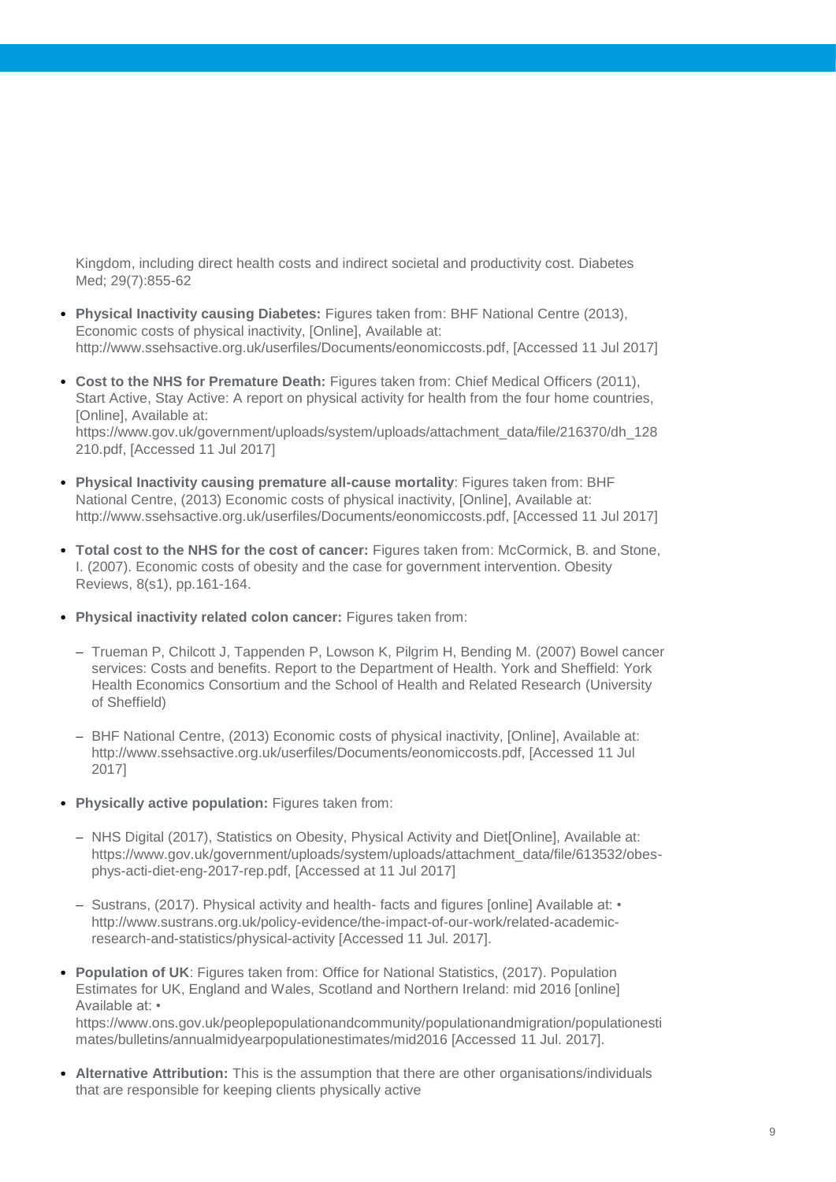Kingdom, including direct health costs and indirect societal and productivity cost. Diabetes Med; 29(7):855-62

- **Physical Inactivity causing Diabetes:** Figures taken from: BHF National Centre (2013), Economic costs of physical inactivity, [Online], Available at: http://www.ssehsactive.org.uk/userfiles/Documents/eonomiccosts.pdf, [Accessed 11 Jul 2017]

- **Cost to the NHS for Premature Death:** Figures taken from: Chief Medical Officers (2011), Start Active, Stay Active: A report on physical activity for health from the four home countries, [Online], Available at: https://www.gov.uk/government/uploads/system/uploads/attachment_data/file/216370/dh_128210.pdf, [Accessed 11 Jul 2017]

- **Physical Inactivity causing premature all-cause mortality**: Figures taken from: BHF National Centre, (2013) Economic costs of physical inactivity, [Online], Available at: http://www.ssehsactive.org.uk/userfiles/Documents/eonomiccosts.pdf, [Accessed 11 Jul 2017]

- **Total cost to the NHS for the cost of cancer:** Figures taken from: McCormick, B. and Stone, I. (2007). Economic costs of obesity and the case for government intervention. Obesity Reviews, 8(s1), pp.161-164.

- **Physical inactivity related colon cancer:** Figures taken from:

  - Trueman P, Chilcott J, Tappenden P, Lowson K, Pilgrim H, Bending M. (2007) Bowel cancer services: Costs and benefits. Report to the Department of Health. York and Sheffield: York Health Economics Consortium and the School of Health and Related Research (University of Sheffield)

  - BHF National Centre, (2013) Economic costs of physical inactivity, [Online], Available at: http://www.ssehsactive.org.uk/userfiles/Documents/eonomiccosts.pdf, [Accessed 11 Jul 2017]

- **Physically active population:** Figures taken from:

  - NHS Digital (2017), Statistics on Obesity, Physical Activity and Diet[Online], Available at: https://www.gov.uk/government/uploads/system/uploads/attachment_data/file/613532/obes-phys-acti-diet-eng-2017-rep.pdf, [Accessed at 11 Jul 2017]

  - Sustrans, (2017). Physical activity and health- facts and figures [online] Available at: • http://www.sustrans.org.uk/policy-evidence/the-impact-of-our-work/related-academic-research-and-statistics/physical-activity [Accessed 11 Jul. 2017].

- **Population of UK**: Figures taken from: Office for National Statistics, (2017). Population Estimates for UK, England and Wales, Scotland and Northern Ireland: mid 2016 [online] Available at: • https://www.ons.gov.uk/peoplepopulationandcommunity/populationandmigration/populationestimates/bulletins/annualmidyearpopulationestimates/mid2016 [Accessed 11 Jul. 2017].

- **Alternative Attribution:** This is the assumption that there are other organisations/individuals that are responsible for keeping clients physically active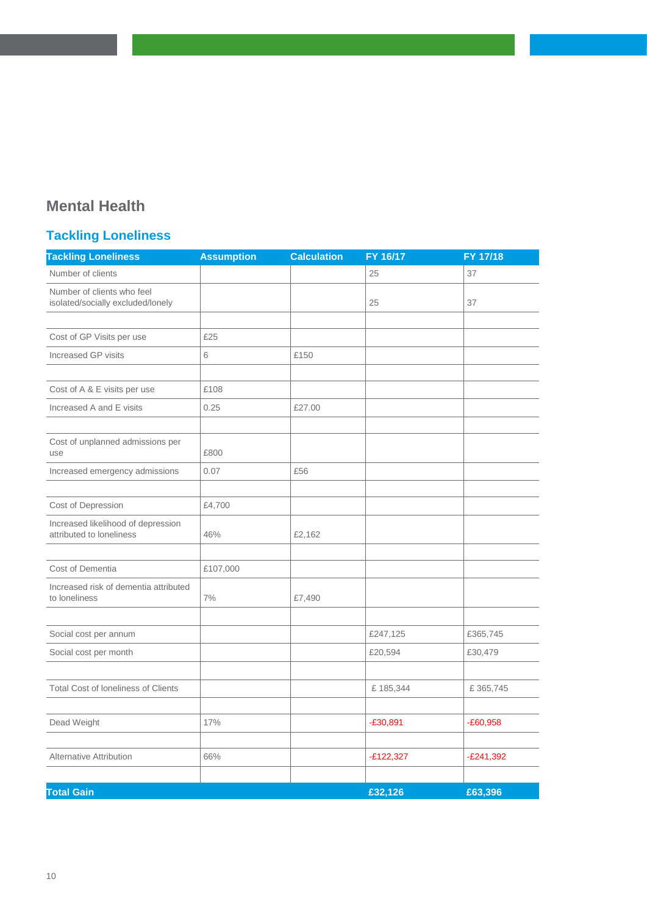## Mental Health

### Tackling Loneliness

| Tackling Loneliness | Assumption | Calculation | FY 16/17 | FY 17/18 |
|---|---|---|---|---|
| Number of clients | | | 25 | 37 |
| Number of clients who feel isolated/socially excluded/lonely | | | 25 | 37 |
| | | | | |
| Cost of GP Visits per use | £25 | | | |
| Increased GP visits | 6 | £150 | | |
| | | | | |
| Cost of A & E visits per use | £108 | | | |
| Increased A and E visits | 0.25 | £27.00 | | |
| | | | | |
| Cost of unplanned admissions per use | £800 | | | |
| Increased emergency admissions | 0.07 | £56 | | |
| | | | | |
| Cost of Depression | £4,700 | | | |
| Increased likelihood of depression attributed to loneliness | 46% | £2,162 | | |
| | | | | |
| Cost of Dementia | £107,000 | | | |
| Increased risk of dementia attributed to loneliness | 7% | £7,490 | | |
| | | | | |
| Social cost per annum | | | £247,125 | £365,745 |
| Social cost per month | | | £20,594 | £30,479 |
| | | | | |
| Total Cost of loneliness of Clients | | | £ 185,344 | £ 365,745 |
| | | | | |
| Dead Weight | 17% | | -£30,891 | -£60,958 |
| | | | | |
| Alternative Attribution | 66% | | -£122,327 | -£241,392 |
| | | | | |
| **Total Gain** | | | **£32,126** | **£63,396** |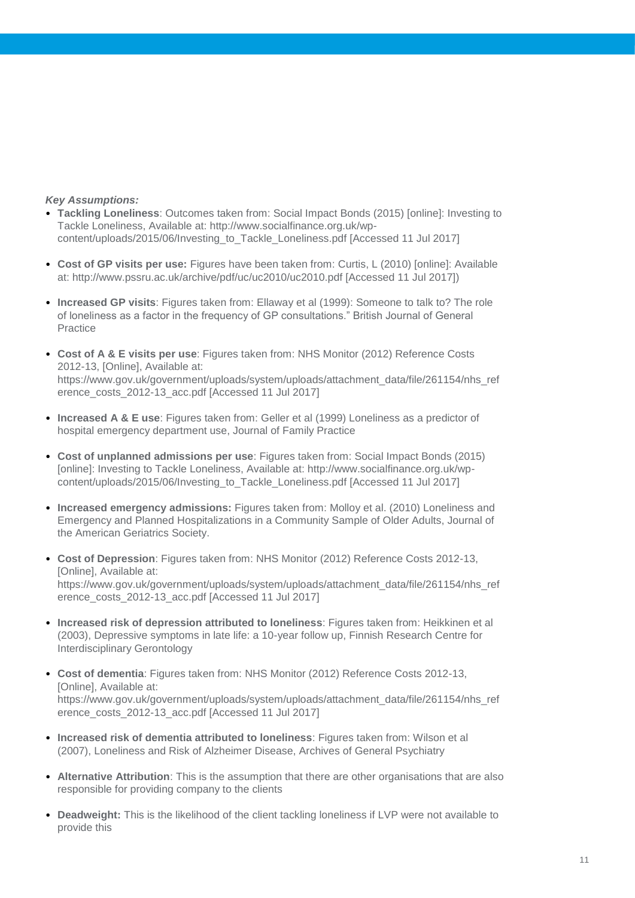***Key Assumptions:***

- **Tackling Loneliness**: Outcomes taken from: Social Impact Bonds (2015) [online]: Investing to Tackle Loneliness, Available at: http://www.socialfinance.org.uk/wp-content/uploads/2015/06/Investing_to_Tackle_Loneliness.pdf [Accessed 11 Jul 2017]
- **Cost of GP visits per use:** Figures have been taken from: Curtis, L (2010) [online]: Available at: http://www.pssru.ac.uk/archive/pdf/uc/uc2010/uc2010.pdf [Accessed 11 Jul 2017])
- **Increased GP visits**: Figures taken from: Ellaway et al (1999): Someone to talk to? The role of loneliness as a factor in the frequency of GP consultations." British Journal of General Practice
- **Cost of A & E visits per use**: Figures taken from: NHS Monitor (2012) Reference Costs 2012-13, [Online], Available at: https://www.gov.uk/government/uploads/system/uploads/attachment_data/file/261154/nhs_reference_costs_2012-13_acc.pdf [Accessed 11 Jul 2017]
- **Increased A & E use**: Figures taken from: Geller et al (1999) Loneliness as a predictor of hospital emergency department use, Journal of Family Practice
- **Cost of unplanned admissions per use**: Figures taken from: Social Impact Bonds (2015) [online]: Investing to Tackle Loneliness, Available at: http://www.socialfinance.org.uk/wp-content/uploads/2015/06/Investing_to_Tackle_Loneliness.pdf [Accessed 11 Jul 2017]
- **Increased emergency admissions:** Figures taken from: Molloy et al. (2010) Loneliness and Emergency and Planned Hospitalizations in a Community Sample of Older Adults, Journal of the American Geriatrics Society.
- **Cost of Depression**: Figures taken from: NHS Monitor (2012) Reference Costs 2012-13, [Online], Available at: https://www.gov.uk/government/uploads/system/uploads/attachment_data/file/261154/nhs_reference_costs_2012-13_acc.pdf [Accessed 11 Jul 2017]
- **Increased risk of depression attributed to loneliness**: Figures taken from: Heikkinen et al (2003), Depressive symptoms in late life: a 10-year follow up, Finnish Research Centre for Interdisciplinary Gerontology
- **Cost of dementia**: Figures taken from: NHS Monitor (2012) Reference Costs 2012-13, [Online], Available at: https://www.gov.uk/government/uploads/system/uploads/attachment_data/file/261154/nhs_reference_costs_2012-13_acc.pdf [Accessed 11 Jul 2017]
- **Increased risk of dementia attributed to loneliness**: Figures taken from: Wilson et al (2007), Loneliness and Risk of Alzheimer Disease, Archives of General Psychiatry
- **Alternative Attribution**: This is the assumption that there are other organisations that are also responsible for providing company to the clients
- **Deadweight:** This is the likelihood of the client tackling loneliness if LVP were not available to provide this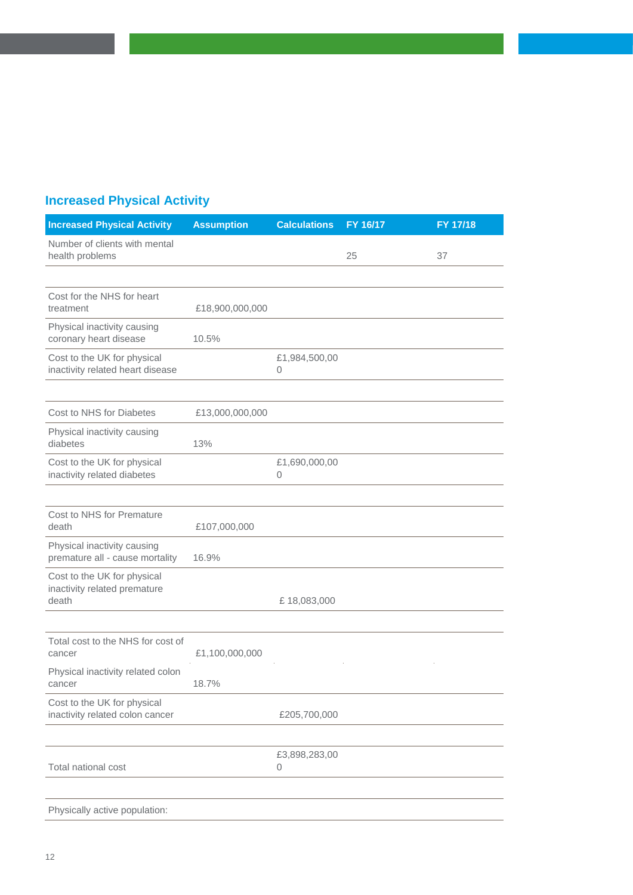## Increased Physical Activity

| Increased Physical Activity | Assumption | Calculations | FY 16/17 | FY 17/18 |
|---|---|---|---|---|
| Number of clients with mental health problems | | | 25 | 37 |
| | | | | |
| Cost for the NHS for heart treatment | £18,900,000,000 | | | |
| Physical inactivity causing coronary heart disease | 10.5% | | | |
| Cost to the UK for physical inactivity related heart disease | | £1,984,500,000 | | |
| | | | | |
| Cost to NHS for Diabetes | £13,000,000,000 | | | |
| Physical inactivity causing diabetes | 13% | | | |
| Cost to the UK for physical inactivity related diabetes | | £1,690,000,000 | | |
| | | | | |
| Cost to NHS for Premature death | £107,000,000 | | | |
| Physical inactivity causing premature all - cause mortality | 16.9% | | | |
| Cost to the UK for physical inactivity related premature death | | £ 18,083,000 | | |
| | | | | |
| Total cost to the NHS for cost of cancer | £1,100,000,000 | | | |
| Physical inactivity related colon cancer | 18.7% | | | |
| Cost to the UK for physical inactivity related colon cancer | | £205,700,000 | | |
| | | | | |
| Total national cost | | £3,898,283,000 | | |
| | | | | |
| Physically active population: | | | | |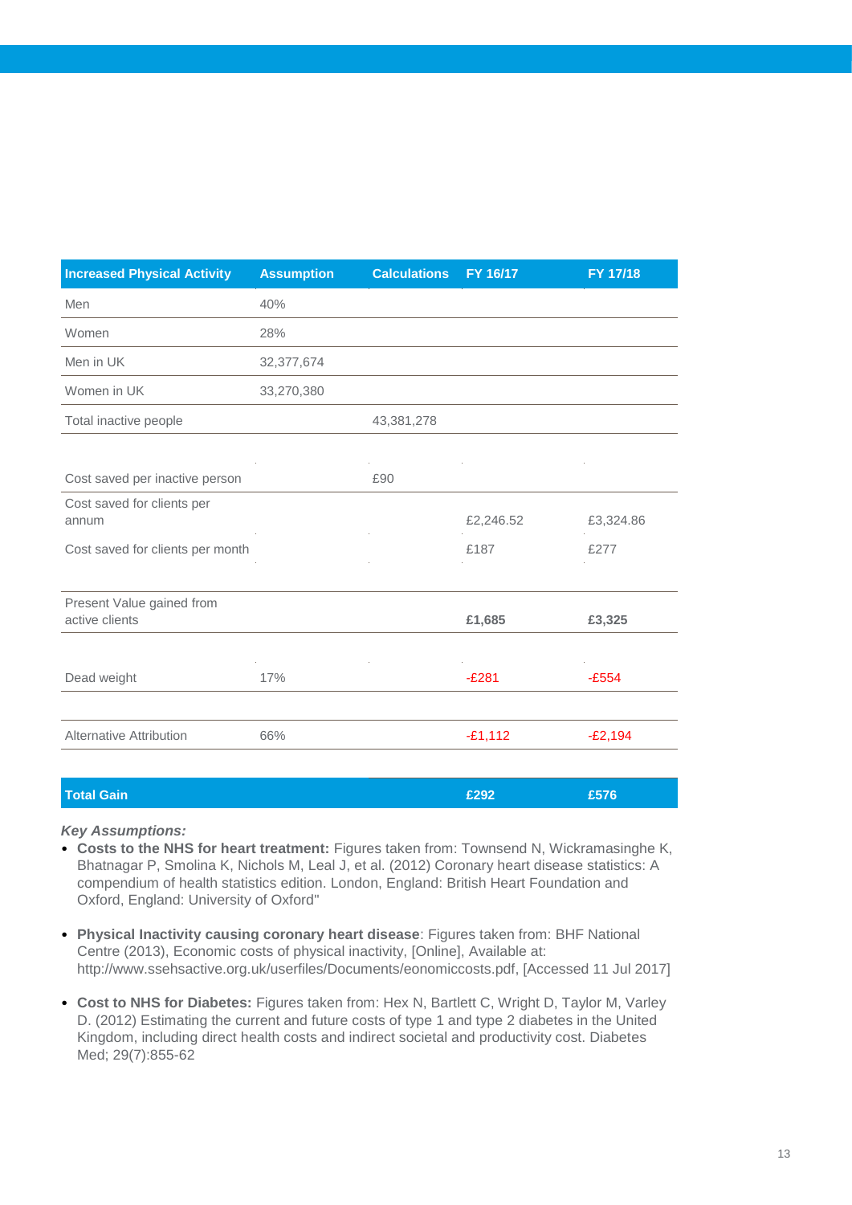| Increased Physical Activity | Assumption | Calculations | FY 16/17 | FY 17/18 |
|---|---|---|---|---|
| Men | 40% | | | |
| Women | 28% | | | |
| Men in UK | 32,377,674 | | | |
| Women in UK | 33,270,380 | | | |
| Total inactive people | | 43,381,278 | | |
| | | | | |
| Cost saved per inactive person | | £90 | | |
| Cost saved for clients per annum | | | £2,246.52 | £3,324.86 |
| Cost saved for clients per month | | | £187 | £277 |
| | | | | |
| Present Value gained from active clients | | | **£1,685** | **£3,325** |
| | | | | |
| Dead weight | 17% | | -£281 | -£554 |
| | | | | |
| Alternative Attribution | 66% | | -£1,112 | -£2,194 |
| | | | | |
| **Total Gain** | | | **£292** | **£576** |

***Key Assumptions:***

- **Costs to the NHS for heart treatment:** Figures taken from: Townsend N, Wickramasinghe K, Bhatnagar P, Smolina K, Nichols M, Leal J, et al. (2012) Coronary heart disease statistics: A compendium of health statistics edition. London, England: British Heart Foundation and Oxford, England: University of Oxford"
- **Physical Inactivity causing coronary heart disease**: Figures taken from: BHF National Centre (2013), Economic costs of physical inactivity, [Online], Available at: http://www.ssehsactive.org.uk/userfiles/Documents/eonomiccosts.pdf, [Accessed 11 Jul 2017]
- **Cost to NHS for Diabetes:** Figures taken from: Hex N, Bartlett C, Wright D, Taylor M, Varley D. (2012) Estimating the current and future costs of type 1 and type 2 diabetes in the United Kingdom, including direct health costs and indirect societal and productivity cost. Diabetes Med; 29(7):855-62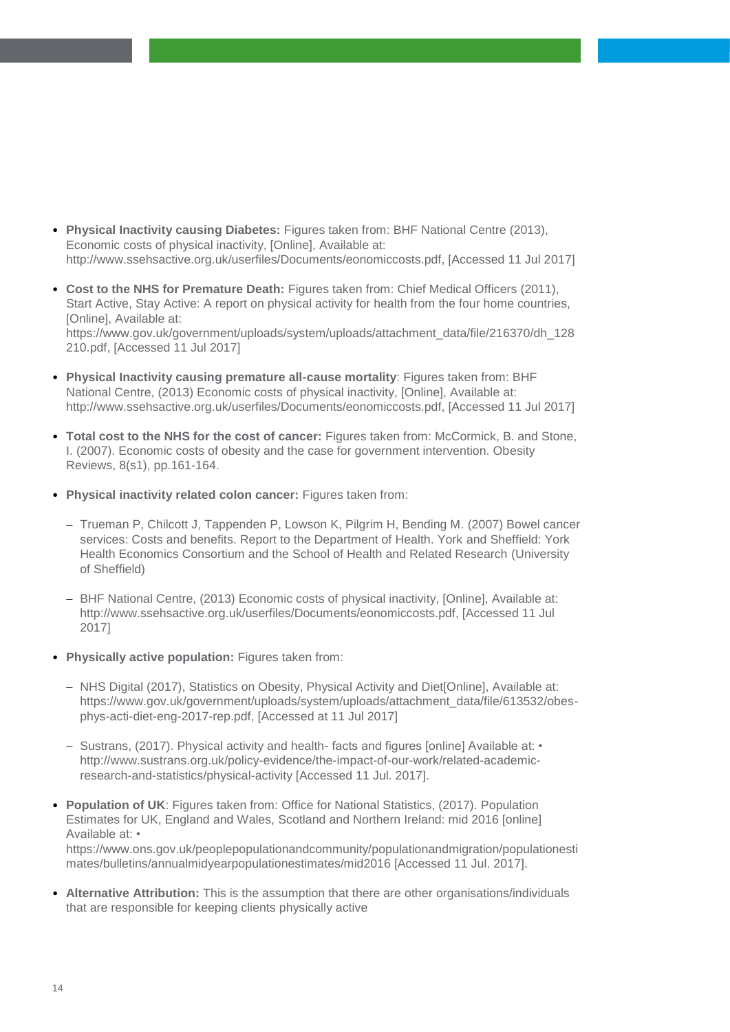- **Physical Inactivity causing Diabetes:** Figures taken from: BHF National Centre (2013), Economic costs of physical inactivity, [Online], Available at: http://www.ssehsactive.org.uk/userfiles/Documents/eonomiccosts.pdf, [Accessed 11 Jul 2017]

- **Cost to the NHS for Premature Death:** Figures taken from: Chief Medical Officers (2011), Start Active, Stay Active: A report on physical activity for health from the four home countries, [Online], Available at: https://www.gov.uk/government/uploads/system/uploads/attachment_data/file/216370/dh_128210.pdf, [Accessed 11 Jul 2017]

- **Physical Inactivity causing premature all-cause mortality**: Figures taken from: BHF National Centre, (2013) Economic costs of physical inactivity, [Online], Available at: http://www.ssehsactive.org.uk/userfiles/Documents/eonomiccosts.pdf, [Accessed 11 Jul 2017]

- **Total cost to the NHS for the cost of cancer:** Figures taken from: McCormick, B. and Stone, I. (2007). Economic costs of obesity and the case for government intervention. Obesity Reviews, 8(s1), pp.161-164.

- **Physical inactivity related colon cancer:** Figures taken from:

  - Trueman P, Chilcott J, Tappenden P, Lowson K, Pilgrim H, Bending M. (2007) Bowel cancer services: Costs and benefits. Report to the Department of Health. York and Sheffield: York Health Economics Consortium and the School of Health and Related Research (University of Sheffield)

  - BHF National Centre, (2013) Economic costs of physical inactivity, [Online], Available at: http://www.ssehsactive.org.uk/userfiles/Documents/eonomiccosts.pdf, [Accessed 11 Jul 2017]

- **Physically active population:** Figures taken from:

  - NHS Digital (2017), Statistics on Obesity, Physical Activity and Diet[Online], Available at: https://www.gov.uk/government/uploads/system/uploads/attachment_data/file/613532/obes-phys-acti-diet-eng-2017-rep.pdf, [Accessed at 11 Jul 2017]

  - Sustrans, (2017). Physical activity and health- facts and figures [online] Available at: • http://www.sustrans.org.uk/policy-evidence/the-impact-of-our-work/related-academic-research-and-statistics/physical-activity [Accessed 11 Jul. 2017].

- **Population of UK**: Figures taken from: Office for National Statistics, (2017). Population Estimates for UK, England and Wales, Scotland and Northern Ireland: mid 2016 [online] Available at: • https://www.ons.gov.uk/peoplepopulationandcommunity/populationandmigration/populationestimates/bulletins/annualmidyearpopulationestimates/mid2016 [Accessed 11 Jul. 2017].

- **Alternative Attribution:** This is the assumption that there are other organisations/individuals that are responsible for keeping clients physically active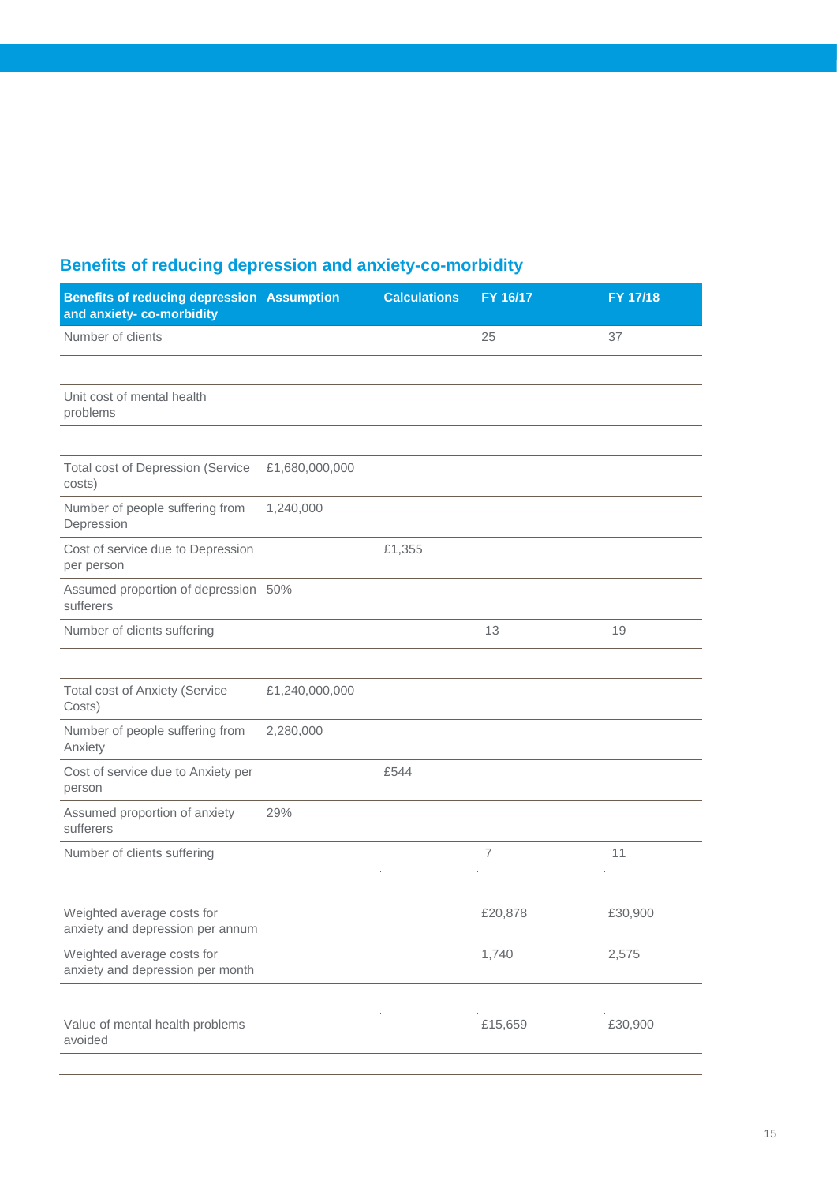## Benefits of reducing depression and anxiety-co-morbidity

| Benefits of reducing depression and anxiety- co-morbidity | Assumption | Calculations | FY 16/17 | FY 17/18 |
|---|---|---|---|---|
| Number of clients | | | 25 | 37 |
| | | | | |
| Unit cost of mental health problems | | | | |
| | | | | |
| Total cost of Depression (Service costs) | £1,680,000,000 | | | |
| Number of people suffering from Depression | 1,240,000 | | | |
| Cost of service due to Depression per person | | £1,355 | | |
| Assumed proportion of depression sufferers | 50% | | | |
| Number of clients suffering | | | 13 | 19 |
| | | | | |
| Total cost of Anxiety (Service Costs) | £1,240,000,000 | | | |
| Number of people suffering from Anxiety | 2,280,000 | | | |
| Cost of service due to Anxiety per person | | £544 | | |
| Assumed proportion of anxiety sufferers | 29% | | | |
| Number of clients suffering | | | 7 | 11 |
| | | | | |
| Weighted average costs for anxiety and depression per annum | | | £20,878 | £30,900 |
| Weighted average costs for anxiety and depression per month | | | 1,740 | 2,575 |
| | | | | |
| Value of mental health problems avoided | | | £15,659 | £30,900 |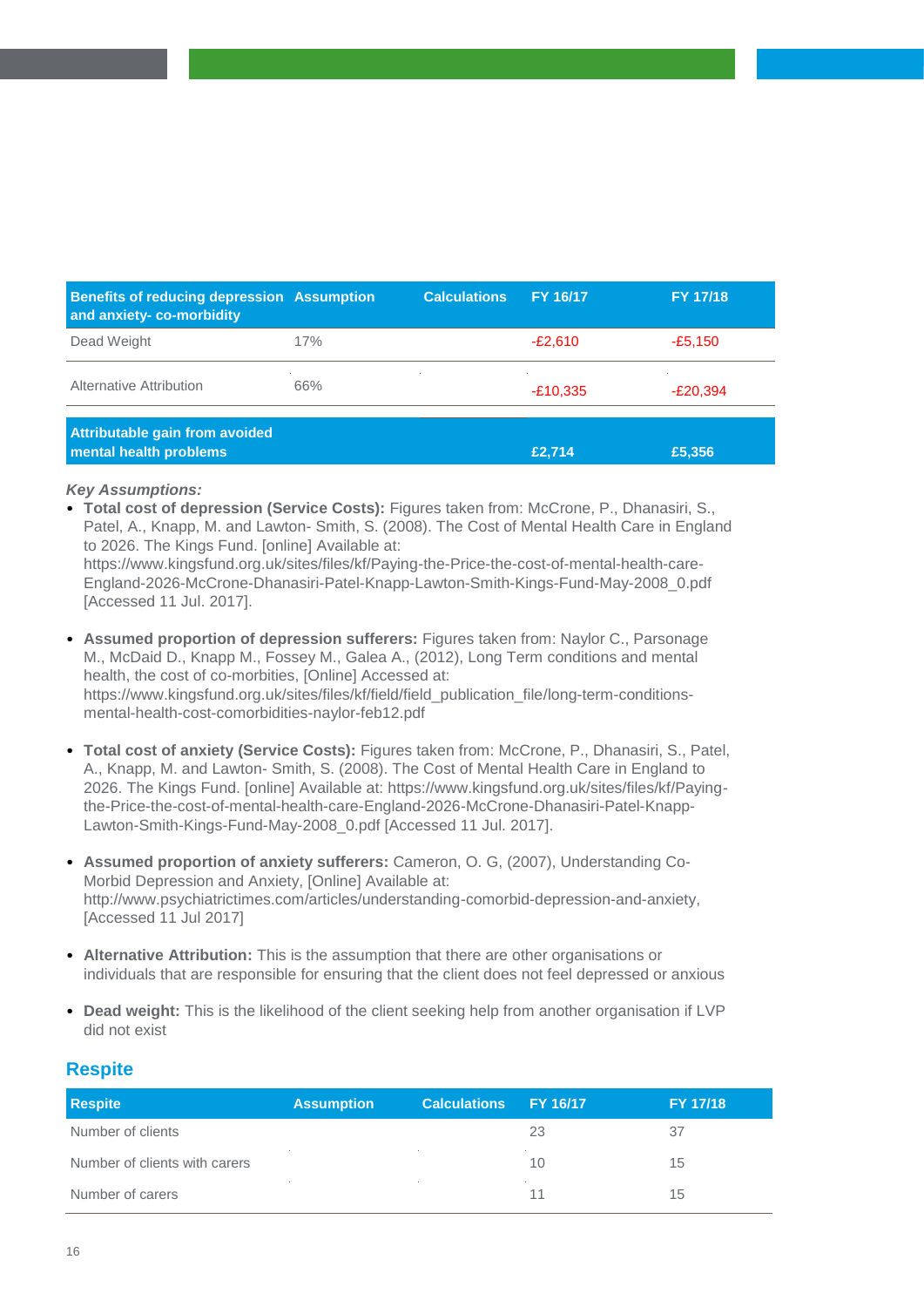| Benefits of reducing depression and anxiety- co-morbidity | Assumption | Calculations | FY 16/17 | FY 17/18 |
|---|---|---|---|---|
| Dead Weight | 17% | | -£2,610 | -£5,150 |
| Alternative Attribution | 66% | | -£10,335 | -£20,394 |
| **Attributable gain from avoided mental health problems** | | | **£2,714** | **£5,356** |

***Key Assumptions:***

- **Total cost of depression (Service Costs):** Figures taken from: McCrone, P., Dhanasiri, S., Patel, A., Knapp, M. and Lawton- Smith, S. (2008). The Cost of Mental Health Care in England to 2026. The Kings Fund. [online] Available at: https://www.kingsfund.org.uk/sites/files/kf/Paying-the-Price-the-cost-of-mental-health-care-England-2026-McCrone-Dhanasiri-Patel-Knapp-Lawton-Smith-Kings-Fund-May-2008_0.pdf [Accessed 11 Jul. 2017].

- **Assumed proportion of depression sufferers:** Figures taken from: Naylor C., Parsonage M., McDaid D., Knapp M., Fossey M., Galea A., (2012), Long Term conditions and mental health, the cost of co-morbities, [Online] Accessed at: https://www.kingsfund.org.uk/sites/files/kf/field/field_publication_file/long-term-conditions-mental-health-cost-comorbidities-naylor-feb12.pdf

- **Total cost of anxiety (Service Costs):** Figures taken from: McCrone, P., Dhanasiri, S., Patel, A., Knapp, M. and Lawton- Smith, S. (2008). The Cost of Mental Health Care in England to 2026. The Kings Fund. [online] Available at: https://www.kingsfund.org.uk/sites/files/kf/Paying-the-Price-the-cost-of-mental-health-care-England-2026-McCrone-Dhanasiri-Patel-Knapp-Lawton-Smith-Kings-Fund-May-2008_0.pdf [Accessed 11 Jul. 2017].

- **Assumed proportion of anxiety sufferers:** Cameron, O. G, (2007), Understanding Co-Morbid Depression and Anxiety, [Online] Available at: http://www.psychiatrictimes.com/articles/understanding-comorbid-depression-and-anxiety, [Accessed 11 Jul 2017]

- **Alternative Attribution:** This is the assumption that there are other organisations or individuals that are responsible for ensuring that the client does not feel depressed or anxious

- **Dead weight:** This is the likelihood of the client seeking help from another organisation if LVP did not exist

## Respite

| Respite | Assumption | Calculations | FY 16/17 | FY 17/18 |
|---|---|---|---|---|
| Number of clients | | | 23 | 37 |
| Number of clients with carers | | | 10 | 15 |
| Number of carers | | | 11 | 15 |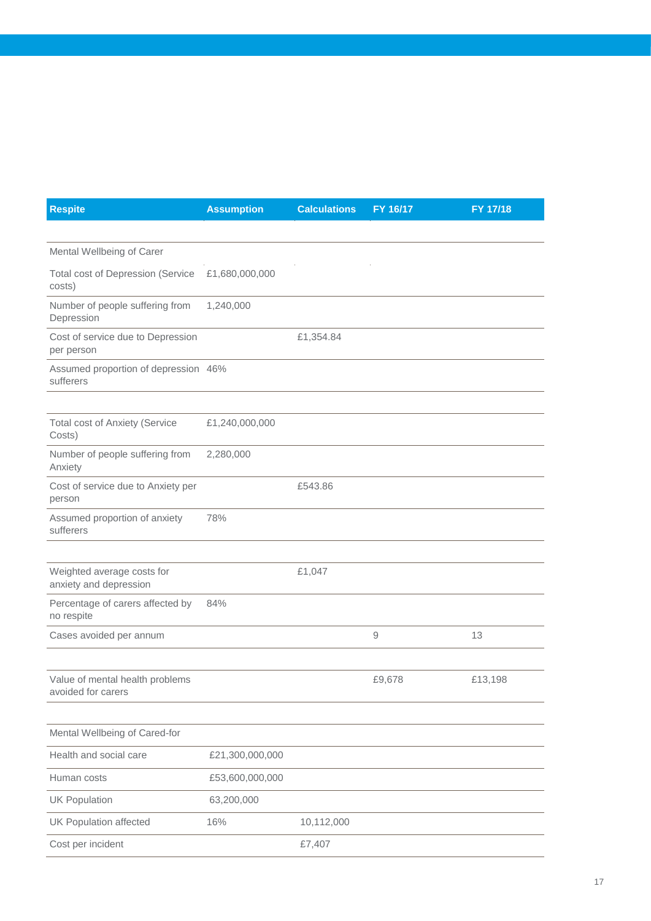| Respite | Assumption | Calculations | FY 16/17 | FY 17/18 |
|---|---|---|---|---|
| | | | | |
| Mental Wellbeing of Carer | | | | |
| Total cost of Depression (Service costs) | £1,680,000,000 | | | |
| Number of people suffering from Depression | 1,240,000 | | | |
| Cost of service due to Depression per person | | £1,354.84 | | |
| Assumed proportion of depression sufferers | 46% | | | |
| | | | | |
| Total cost of Anxiety (Service Costs) | £1,240,000,000 | | | |
| Number of people suffering from Anxiety | 2,280,000 | | | |
| Cost of service due to Anxiety per person | | £543.86 | | |
| Assumed proportion of anxiety sufferers | 78% | | | |
| | | | | |
| Weighted average costs for anxiety and depression | | £1,047 | | |
| Percentage of carers affected by no respite | 84% | | | |
| Cases avoided per annum | | | 9 | 13 |
| | | | | |
| Value of mental health problems avoided for carers | | | £9,678 | £13,198 |
| | | | | |
| Mental Wellbeing of Cared-for | | | | |
| Health and social care | £21,300,000,000 | | | |
| Human costs | £53,600,000,000 | | | |
| UK Population | 63,200,000 | | | |
| UK Population affected | 16% | 10,112,000 | | |
| Cost per incident | | £7,407 | | |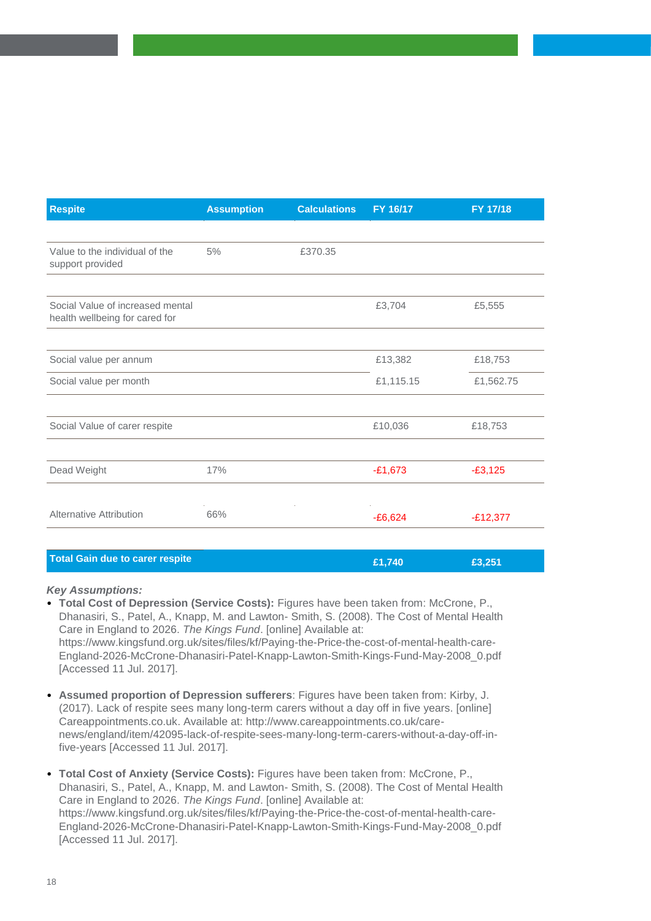| Respite | Assumption | Calculations | FY 16/17 | FY 17/18 |
|---|---|---|---|---|
| Value to the individual of the support provided | 5% | £370.35 | | |
| Social Value of increased mental health wellbeing for cared for | | | £3,704 | £5,555 |
| Social value per annum | | | £13,382 | £18,753 |
| Social value per month | | | £1,115.15 | £1,562.75 |
| Social Value of carer respite | | | £10,036 | £18,753 |
| Dead Weight | 17% | | -£1,673 | -£3,125 |
| Alternative Attribution | 66% | | -£6,624 | -£12,377 |
| **Total Gain due to carer respite** | | | **£1,740** | **£3,251** |

***Key Assumptions:***

- **Total Cost of Depression (Service Costs):** Figures have been taken from: McCrone, P., Dhanasiri, S., Patel, A., Knapp, M. and Lawton- Smith, S. (2008). The Cost of Mental Health Care in England to 2026. *The Kings Fund*. [online] Available at: https://www.kingsfund.org.uk/sites/files/kf/Paying-the-Price-the-cost-of-mental-health-care-England-2026-McCrone-Dhanasiri-Patel-Knapp-Lawton-Smith-Kings-Fund-May-2008_0.pdf [Accessed 11 Jul. 2017].

- **Assumed proportion of Depression sufferers**: Figures have been taken from: Kirby, J. (2017). Lack of respite sees many long-term carers without a day off in five years. [online] Careappointments.co.uk. Available at: http://www.careappointments.co.uk/care-news/england/item/42095-lack-of-respite-sees-many-long-term-carers-without-a-day-off-in-five-years [Accessed 11 Jul. 2017].

- **Total Cost of Anxiety (Service Costs):** Figures have been taken from: McCrone, P., Dhanasiri, S., Patel, A., Knapp, M. and Lawton- Smith, S. (2008). The Cost of Mental Health Care in England to 2026. *The Kings Fund*. [online] Available at: https://www.kingsfund.org.uk/sites/files/kf/Paying-the-Price-the-cost-of-mental-health-care-England-2026-McCrone-Dhanasiri-Patel-Knapp-Lawton-Smith-Kings-Fund-May-2008_0.pdf [Accessed 11 Jul. 2017].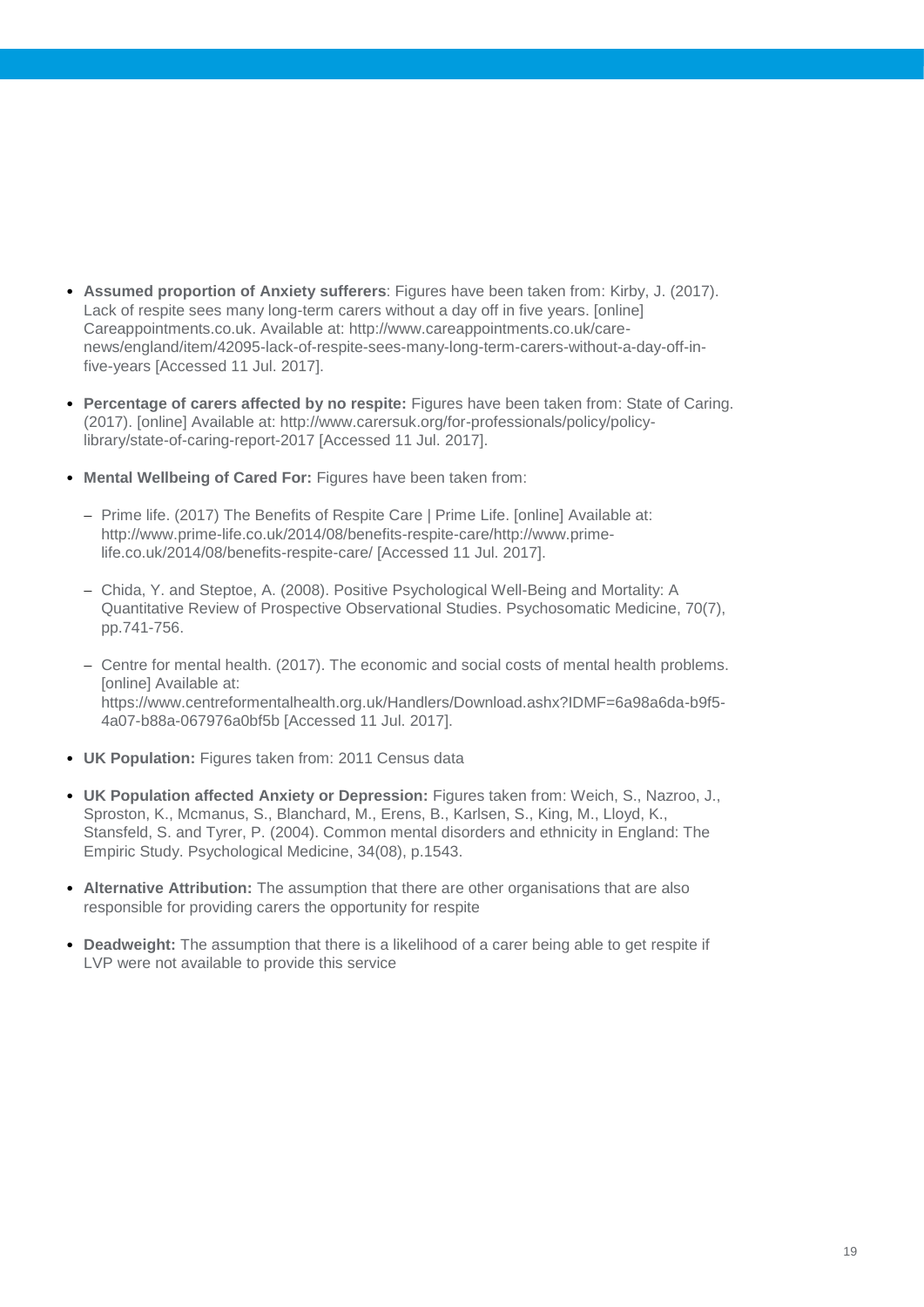- **Assumed proportion of Anxiety sufferers**: Figures have been taken from: Kirby, J. (2017). Lack of respite sees many long-term carers without a day off in five years. [online] Careappointments.co.uk. Available at: http://www.careappointments.co.uk/care-news/england/item/42095-lack-of-respite-sees-many-long-term-carers-without-a-day-off-in-five-years [Accessed 11 Jul. 2017].

- **Percentage of carers affected by no respite:** Figures have been taken from: State of Caring. (2017). [online] Available at: http://www.carersuk.org/for-professionals/policy/policy-library/state-of-caring-report-2017 [Accessed 11 Jul. 2017].

- **Mental Wellbeing of Cared For:** Figures have been taken from:

  - Prime life. (2017) The Benefits of Respite Care | Prime Life. [online] Available at: http://www.prime-life.co.uk/2014/08/benefits-respite-care/http://www.prime-life.co.uk/2014/08/benefits-respite-care/ [Accessed 11 Jul. 2017].

  - Chida, Y. and Steptoe, A. (2008). Positive Psychological Well-Being and Mortality: A Quantitative Review of Prospective Observational Studies. Psychosomatic Medicine, 70(7), pp.741-756.

  - Centre for mental health. (2017). The economic and social costs of mental health problems. [online] Available at: https://www.centreformentalhealth.org.uk/Handlers/Download.ashx?IDMF=6a98a6da-b9f5-4a07-b88a-067976a0bf5b [Accessed 11 Jul. 2017].

- **UK Population:** Figures taken from: 2011 Census data

- **UK Population affected Anxiety or Depression:** Figures taken from: Weich, S., Nazroo, J., Sproston, K., Mcmanus, S., Blanchard, M., Erens, B., Karlsen, S., King, M., Lloyd, K., Stansfeld, S. and Tyrer, P. (2004). Common mental disorders and ethnicity in England: The Empiric Study. Psychological Medicine, 34(08), p.1543.

- **Alternative Attribution:** The assumption that there are other organisations that are also responsible for providing carers the opportunity for respite

- **Deadweight:** The assumption that there is a likelihood of a carer being able to get respite if LVP were not available to provide this service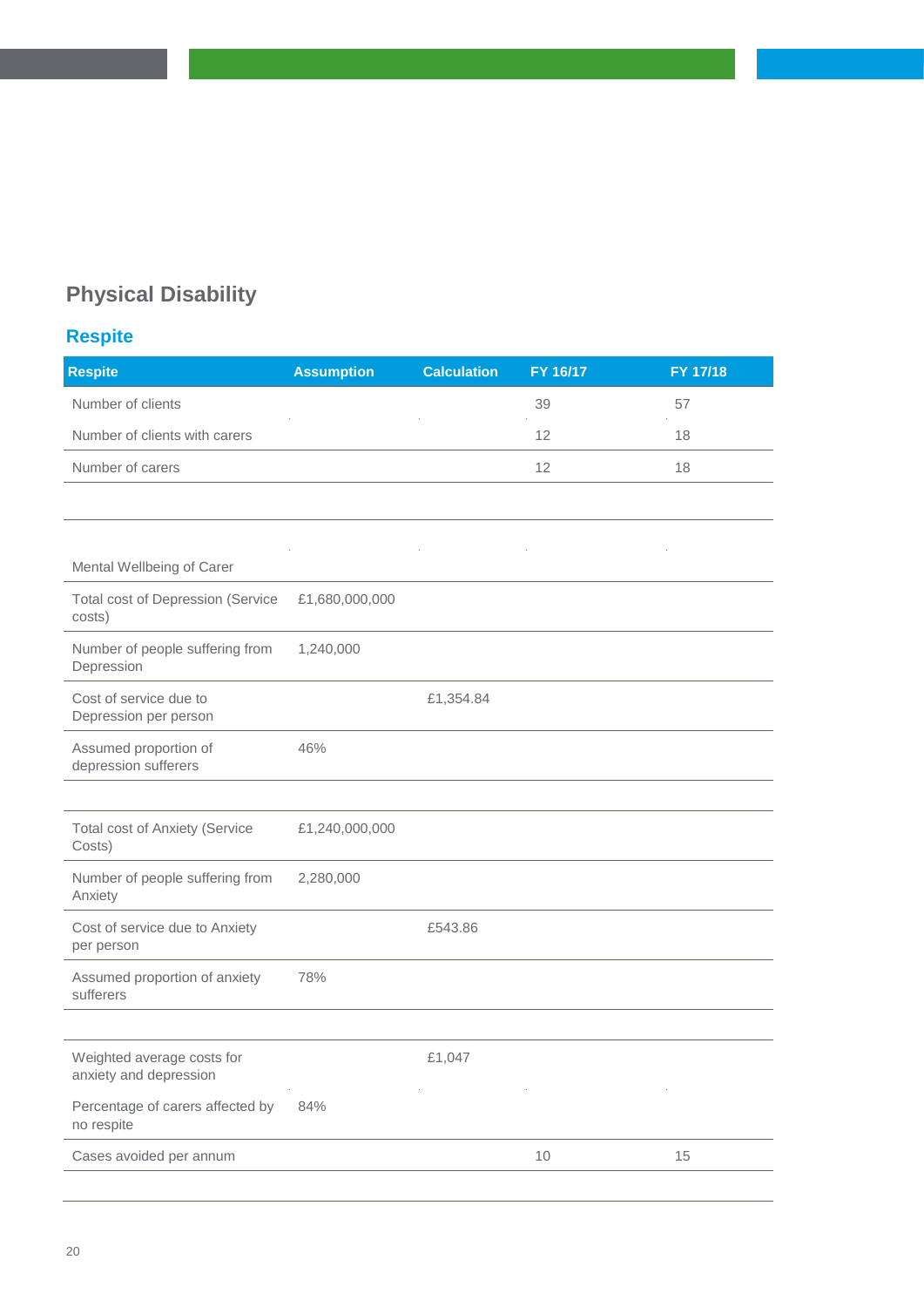## Physical Disability

### Respite

| Respite | Assumption | Calculation | FY 16/17 | FY 17/18 |
|---|---|---|---|---|
| Number of clients | | | 39 | 57 |
| Number of clients with carers | | | 12 | 18 |
| Number of carers | | | 12 | 18 |
| | | | | |
| Mental Wellbeing of Carer | | | | |
| Total cost of Depression (Service costs) | £1,680,000,000 | | | |
| Number of people suffering from Depression | 1,240,000 | | | |
| Cost of service due to Depression per person | | £1,354.84 | | |
| Assumed proportion of depression sufferers | 46% | | | |
| | | | | |
| Total cost of Anxiety (Service Costs) | £1,240,000,000 | | | |
| Number of people suffering from Anxiety | 2,280,000 | | | |
| Cost of service due to Anxiety per person | | £543.86 | | |
| Assumed proportion of anxiety sufferers | 78% | | | |
| | | | | |
| Weighted average costs for anxiety and depression | | £1,047 | | |
| Percentage of carers affected by no respite | 84% | | | |
| Cases avoided per annum | | | 10 | 15 |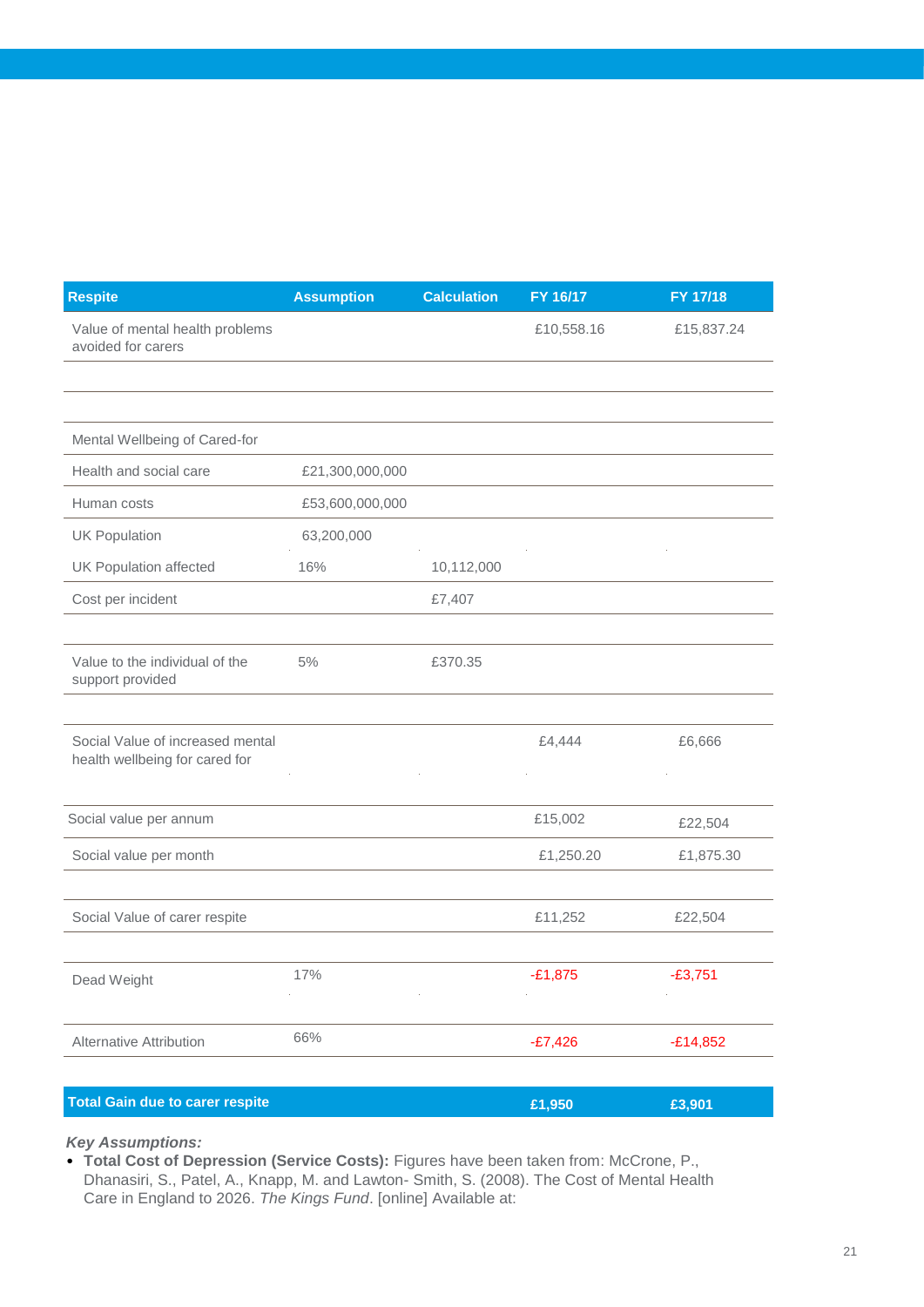| Respite | Assumption | Calculation | FY 16/17 | FY 17/18 |
|---|---|---|---|---|
| Value of mental health problems avoided for carers | | | £10,558.16 | £15,837.24 |
| | | | | |
| | | | | |
| Mental Wellbeing of Cared-for | | | | |
| Health and social care | £21,300,000,000 | | | |
| Human costs | £53,600,000,000 | | | |
| UK Population | 63,200,000 | | | |
| UK Population affected | 16% | 10,112,000 | | |
| Cost per incident | | £7,407 | | |
| | | | | |
| Value to the individual of the support provided | 5% | £370.35 | | |
| | | | | |
| Social Value of increased mental health wellbeing for cared for | | | £4,444 | £6,666 |
| Social value per annum | | | £15,002 | £22,504 |
| Social value per month | | | £1,250.20 | £1,875.30 |
| | | | | |
| Social Value of carer respite | | | £11,252 | £22,504 |
| | | | | |
| Dead Weight | 17% | | -£1,875 | -£3,751 |
| Alternative Attribution | 66% | | -£7,426 | -£14,852 |
| | | | | |
| **Total Gain due to carer respite** | | | **£1,950** | **£3,901** |

***Key Assumptions:***

- **Total Cost of Depression (Service Costs):** Figures have been taken from: McCrone, P., Dhanasiri, S., Patel, A., Knapp, M. and Lawton- Smith, S. (2008). The Cost of Mental Health Care in England to 2026. *The Kings Fund*. [online] Available at: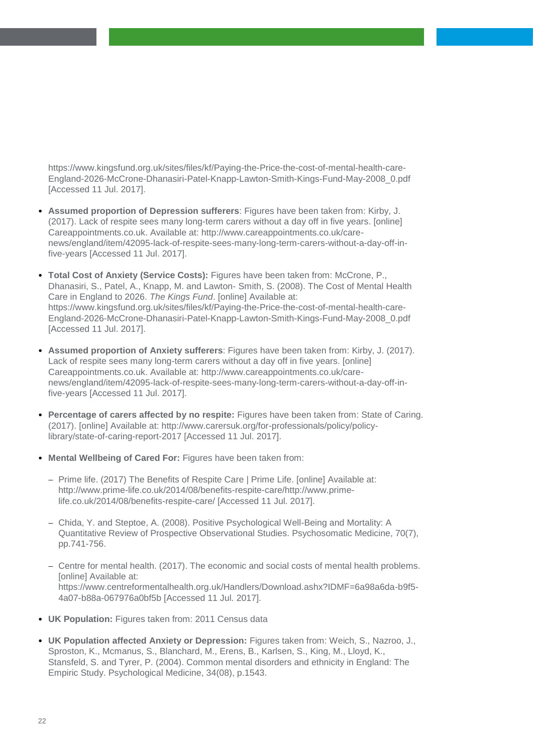https://www.kingsfund.org.uk/sites/files/kf/Paying-the-Price-the-cost-of-mental-health-care-England-2026-McCrone-Dhanasiri-Patel-Knapp-Lawton-Smith-Kings-Fund-May-2008_0.pdf [Accessed 11 Jul. 2017].

- **Assumed proportion of Depression sufferers**: Figures have been taken from: Kirby, J. (2017). Lack of respite sees many long-term carers without a day off in five years. [online] Careappointments.co.uk. Available at: http://www.careappointments.co.uk/care-news/england/item/42095-lack-of-respite-sees-many-long-term-carers-without-a-day-off-in-five-years [Accessed 11 Jul. 2017].

- **Total Cost of Anxiety (Service Costs):** Figures have been taken from: McCrone, P., Dhanasiri, S., Patel, A., Knapp, M. and Lawton- Smith, S. (2008). The Cost of Mental Health Care in England to 2026. *The Kings Fund*. [online] Available at: https://www.kingsfund.org.uk/sites/files/kf/Paying-the-Price-the-cost-of-mental-health-care-England-2026-McCrone-Dhanasiri-Patel-Knapp-Lawton-Smith-Kings-Fund-May-2008_0.pdf [Accessed 11 Jul. 2017].

- **Assumed proportion of Anxiety sufferers**: Figures have been taken from: Kirby, J. (2017). Lack of respite sees many long-term carers without a day off in five years. [online] Careappointments.co.uk. Available at: http://www.careappointments.co.uk/care-news/england/item/42095-lack-of-respite-sees-many-long-term-carers-without-a-day-off-in-five-years [Accessed 11 Jul. 2017].

- **Percentage of carers affected by no respite:** Figures have been taken from: State of Caring. (2017). [online] Available at: http://www.carersuk.org/for-professionals/policy/policy-library/state-of-caring-report-2017 [Accessed 11 Jul. 2017].

- **Mental Wellbeing of Cared For:** Figures have been taken from:

  - Prime life. (2017) The Benefits of Respite Care | Prime Life. [online] Available at: http://www.prime-life.co.uk/2014/08/benefits-respite-care/http://www.prime-life.co.uk/2014/08/benefits-respite-care/ [Accessed 11 Jul. 2017].

  - Chida, Y. and Steptoe, A. (2008). Positive Psychological Well-Being and Mortality: A Quantitative Review of Prospective Observational Studies. Psychosomatic Medicine, 70(7), pp.741-756.

  - Centre for mental health. (2017). The economic and social costs of mental health problems. [online] Available at: https://www.centreformentalhealth.org.uk/Handlers/Download.ashx?IDMF=6a98a6da-b9f5-4a07-b88a-067976a0bf5b [Accessed 11 Jul. 2017].

- **UK Population:** Figures taken from: 2011 Census data

- **UK Population affected Anxiety or Depression:** Figures taken from: Weich, S., Nazroo, J., Sproston, K., Mcmanus, S., Blanchard, M., Erens, B., Karlsen, S., King, M., Lloyd, K., Stansfeld, S. and Tyrer, P. (2004). Common mental disorders and ethnicity in England: The Empiric Study. Psychological Medicine, 34(08), p.1543.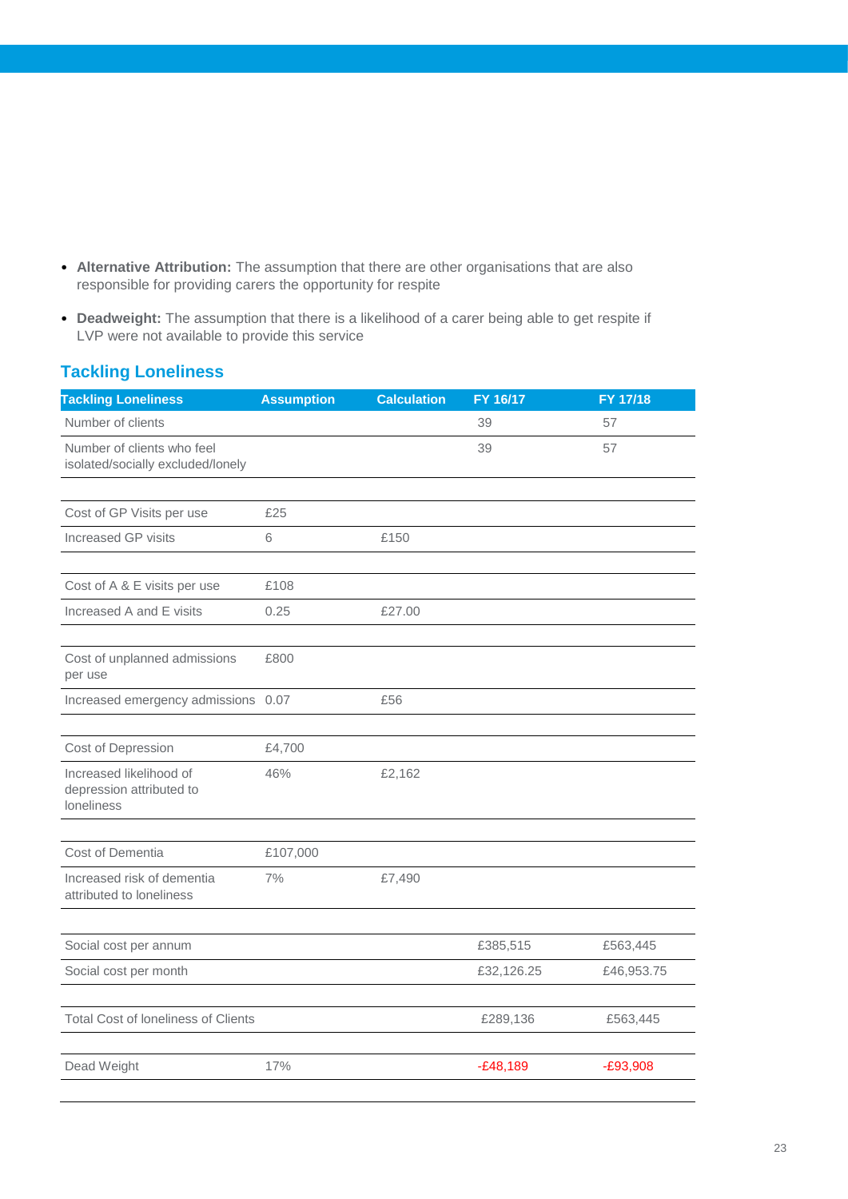- **Alternative Attribution:** The assumption that there are other organisations that are also responsible for providing carers the opportunity for respite
- **Deadweight:** The assumption that there is a likelihood of a carer being able to get respite if LVP were not available to provide this service

## Tackling Loneliness

| Tackling Loneliness | Assumption | Calculation | FY 16/17 | FY 17/18 |
|---|---|---|---|---|
| Number of clients | | | 39 | 57 |
| Number of clients who feel isolated/socially excluded/lonely | | | 39 | 57 |
| | | | | |
| Cost of GP Visits per use | £25 | | | |
| Increased GP visits | 6 | £150 | | |
| | | | | |
| Cost of A & E visits per use | £108 | | | |
| Increased A and E visits | 0.25 | £27.00 | | |
| | | | | |
| Cost of unplanned admissions per use | £800 | | | |
| Increased emergency admissions | 0.07 | £56 | | |
| | | | | |
| Cost of Depression | £4,700 | | | |
| Increased likelihood of depression attributed to loneliness | 46% | £2,162 | | |
| | | | | |
| Cost of Dementia | £107,000 | | | |
| Increased risk of dementia attributed to loneliness | 7% | £7,490 | | |
| | | | | |
| Social cost per annum | | | £385,515 | £563,445 |
| Social cost per month | | | £32,126.25 | £46,953.75 |
| | | | | |
| Total Cost of loneliness of Clients | | | £289,136 | £563,445 |
| | | | | |
| Dead Weight | 17% | | -£48,189 | -£93,908 |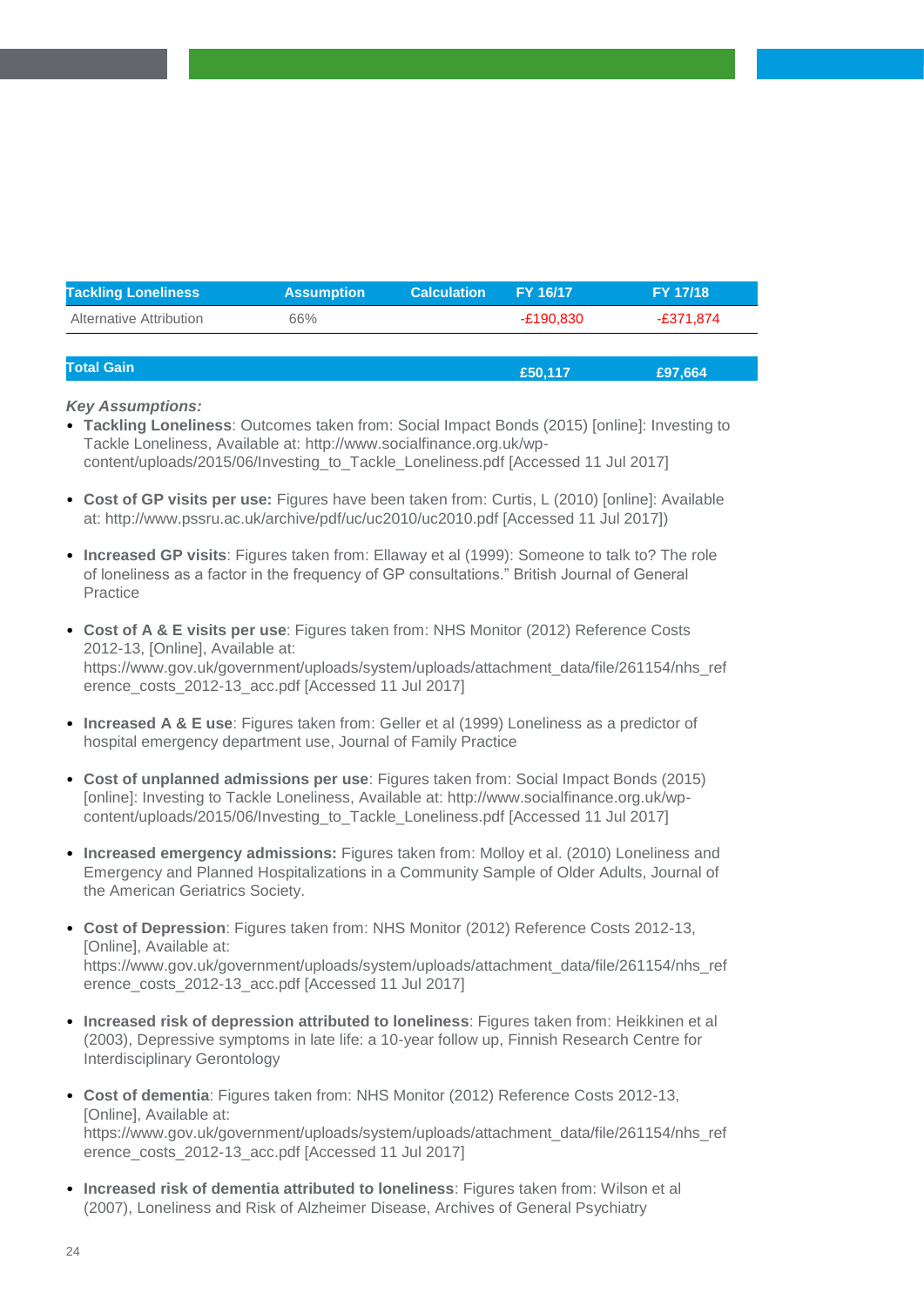| Tackling Loneliness | Assumption | Calculation | FY 16/17 | FY 17/18 |
|---|---|---|---|---|
| Alternative Attribution | 66% | | -£190,830 | -£371,874 |
| **Total Gain** | | | **£50,117** | **£97,664** |

***Key Assumptions:***

- **Tackling Loneliness**: Outcomes taken from: Social Impact Bonds (2015) [online]: Investing to Tackle Loneliness, Available at: http://www.socialfinance.org.uk/wp-content/uploads/2015/06/Investing_to_Tackle_Loneliness.pdf [Accessed 11 Jul 2017]
- **Cost of GP visits per use:** Figures have been taken from: Curtis, L (2010) [online]: Available at: http://www.pssru.ac.uk/archive/pdf/uc/uc2010/uc2010.pdf [Accessed 11 Jul 2017])
- **Increased GP visits**: Figures taken from: Ellaway et al (1999): Someone to talk to? The role of loneliness as a factor in the frequency of GP consultations." British Journal of General Practice
- **Cost of A & E visits per use**: Figures taken from: NHS Monitor (2012) Reference Costs 2012-13, [Online], Available at: https://www.gov.uk/government/uploads/system/uploads/attachment_data/file/261154/nhs_reference_costs_2012-13_acc.pdf [Accessed 11 Jul 2017]
- **Increased A & E use**: Figures taken from: Geller et al (1999) Loneliness as a predictor of hospital emergency department use, Journal of Family Practice
- **Cost of unplanned admissions per use**: Figures taken from: Social Impact Bonds (2015) [online]: Investing to Tackle Loneliness, Available at: http://www.socialfinance.org.uk/wp-content/uploads/2015/06/Investing_to_Tackle_Loneliness.pdf [Accessed 11 Jul 2017]
- **Increased emergency admissions:** Figures taken from: Molloy et al. (2010) Loneliness and Emergency and Planned Hospitalizations in a Community Sample of Older Adults, Journal of the American Geriatrics Society.
- **Cost of Depression**: Figures taken from: NHS Monitor (2012) Reference Costs 2012-13, [Online], Available at: https://www.gov.uk/government/uploads/system/uploads/attachment_data/file/261154/nhs_reference_costs_2012-13_acc.pdf [Accessed 11 Jul 2017]
- **Increased risk of depression attributed to loneliness**: Figures taken from: Heikkinen et al (2003), Depressive symptoms in late life: a 10-year follow up, Finnish Research Centre for Interdisciplinary Gerontology
- **Cost of dementia**: Figures taken from: NHS Monitor (2012) Reference Costs 2012-13, [Online], Available at: https://www.gov.uk/government/uploads/system/uploads/attachment_data/file/261154/nhs_reference_costs_2012-13_acc.pdf [Accessed 11 Jul 2017]
- **Increased risk of dementia attributed to loneliness**: Figures taken from: Wilson et al (2007), Loneliness and Risk of Alzheimer Disease, Archives of General Psychiatry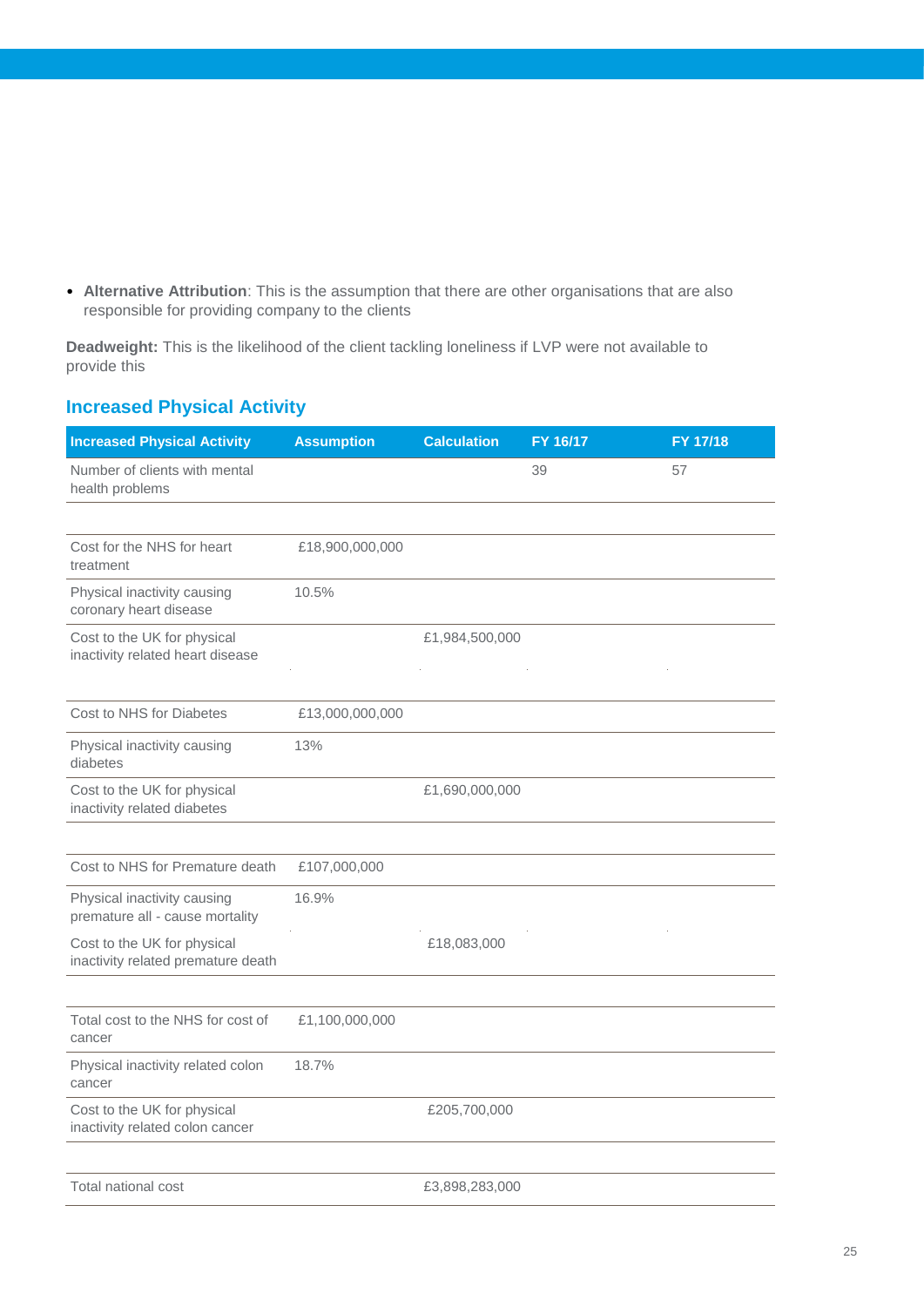- **Alternative Attribution**: This is the assumption that there are other organisations that are also responsible for providing company to the clients

**Deadweight:** This is the likelihood of the client tackling loneliness if LVP were not available to provide this

## Increased Physical Activity

| Increased Physical Activity | Assumption | Calculation | FY 16/17 | FY 17/18 |
|---|---|---|---|---|
| Number of clients with mental health problems | | | 39 | 57 |
| | | | | |
| Cost for the NHS for heart treatment | £18,900,000,000 | | | |
| Physical inactivity causing coronary heart disease | 10.5% | | | |
| Cost to the UK for physical inactivity related heart disease | | £1,984,500,000 | | |
| | | | | |
| Cost to NHS for Diabetes | £13,000,000,000 | | | |
| Physical inactivity causing diabetes | 13% | | | |
| Cost to the UK for physical inactivity related diabetes | | £1,690,000,000 | | |
| | | | | |
| Cost to NHS for Premature death | £107,000,000 | | | |
| Physical inactivity causing premature all - cause mortality | 16.9% | | | |
| Cost to the UK for physical inactivity related premature death | | £18,083,000 | | |
| | | | | |
| Total cost to the NHS for cost of cancer | £1,100,000,000 | | | |
| Physical inactivity related colon cancer | 18.7% | | | |
| Cost to the UK for physical inactivity related colon cancer | | £205,700,000 | | |
| | | | | |
| Total national cost | | £3,898,283,000 | | |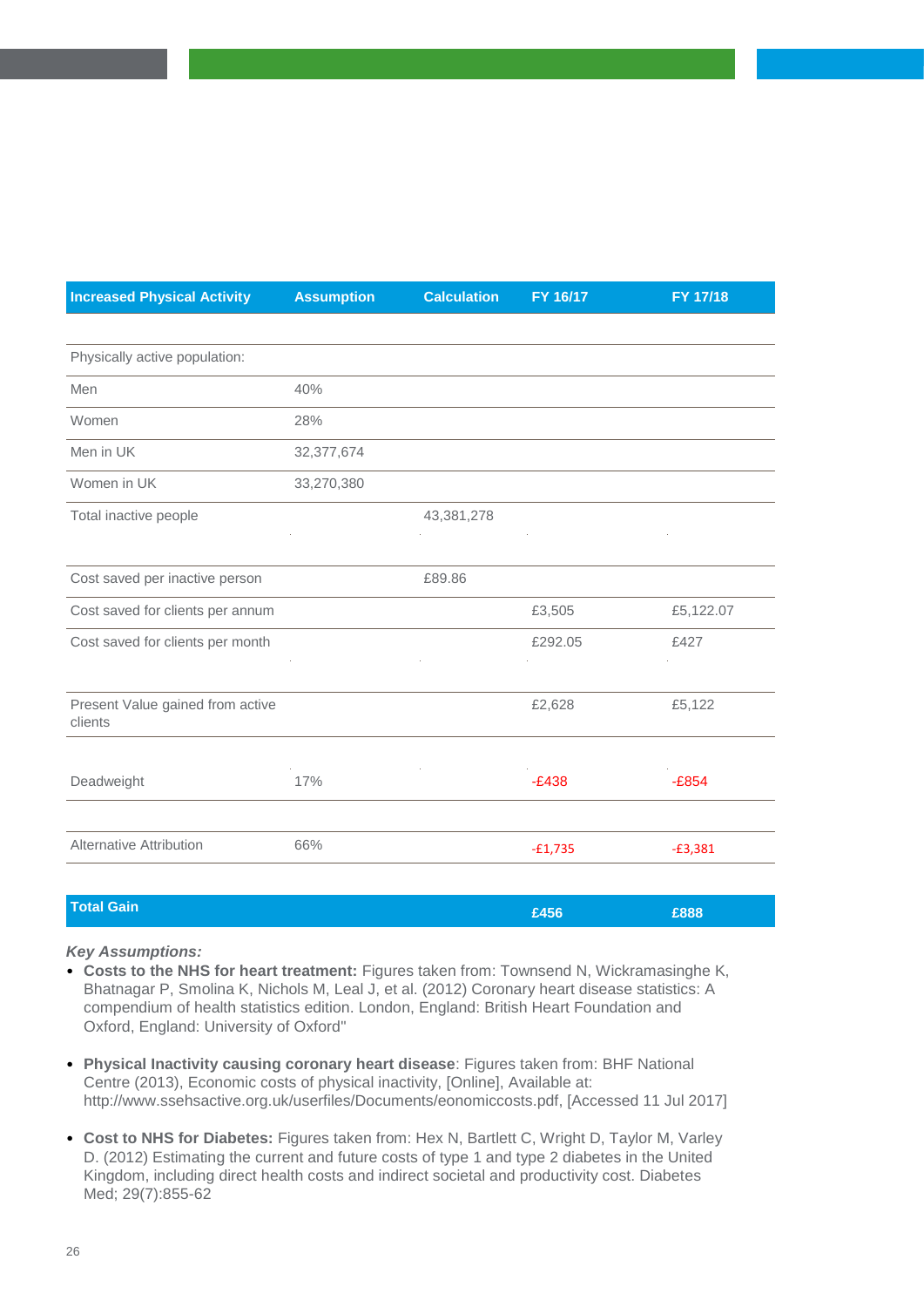| Increased Physical Activity | Assumption | Calculation | FY 16/17 | FY 17/18 |
|---|---|---|---|---|
| Physically active population: | | | | |
| Men | 40% | | | |
| Women | 28% | | | |
| Men in UK | 32,377,674 | | | |
| Women in UK | 33,270,380 | | | |
| Total inactive people | | 43,381,278 | | |
| Cost saved per inactive person | | £89.86 | | |
| Cost saved for clients per annum | | | £3,505 | £5,122.07 |
| Cost saved for clients per month | | | £292.05 | £427 |
| Present Value gained from active clients | | | £2,628 | £5,122 |
| Deadweight | 17% | | -£438 | -£854 |
| Alternative Attribution | 66% | | -£1,735 | -£3,381 |
| **Total Gain** | | | **£456** | **£888** |

***Key Assumptions:***

- **Costs to the NHS for heart treatment:** Figures taken from: Townsend N, Wickramasinghe K, Bhatnagar P, Smolina K, Nichols M, Leal J, et al. (2012) Coronary heart disease statistics: A compendium of health statistics edition. London, England: British Heart Foundation and Oxford, England: University of Oxford"
- **Physical Inactivity causing coronary heart disease**: Figures taken from: BHF National Centre (2013), Economic costs of physical inactivity, [Online], Available at: http://www.ssehsactive.org.uk/userfiles/Documents/eonomiccosts.pdf, [Accessed 11 Jul 2017]
- **Cost to NHS for Diabetes:** Figures taken from: Hex N, Bartlett C, Wright D, Taylor M, Varley D. (2012) Estimating the current and future costs of type 1 and type 2 diabetes in the United Kingdom, including direct health costs and indirect societal and productivity cost. Diabetes Med; 29(7):855-62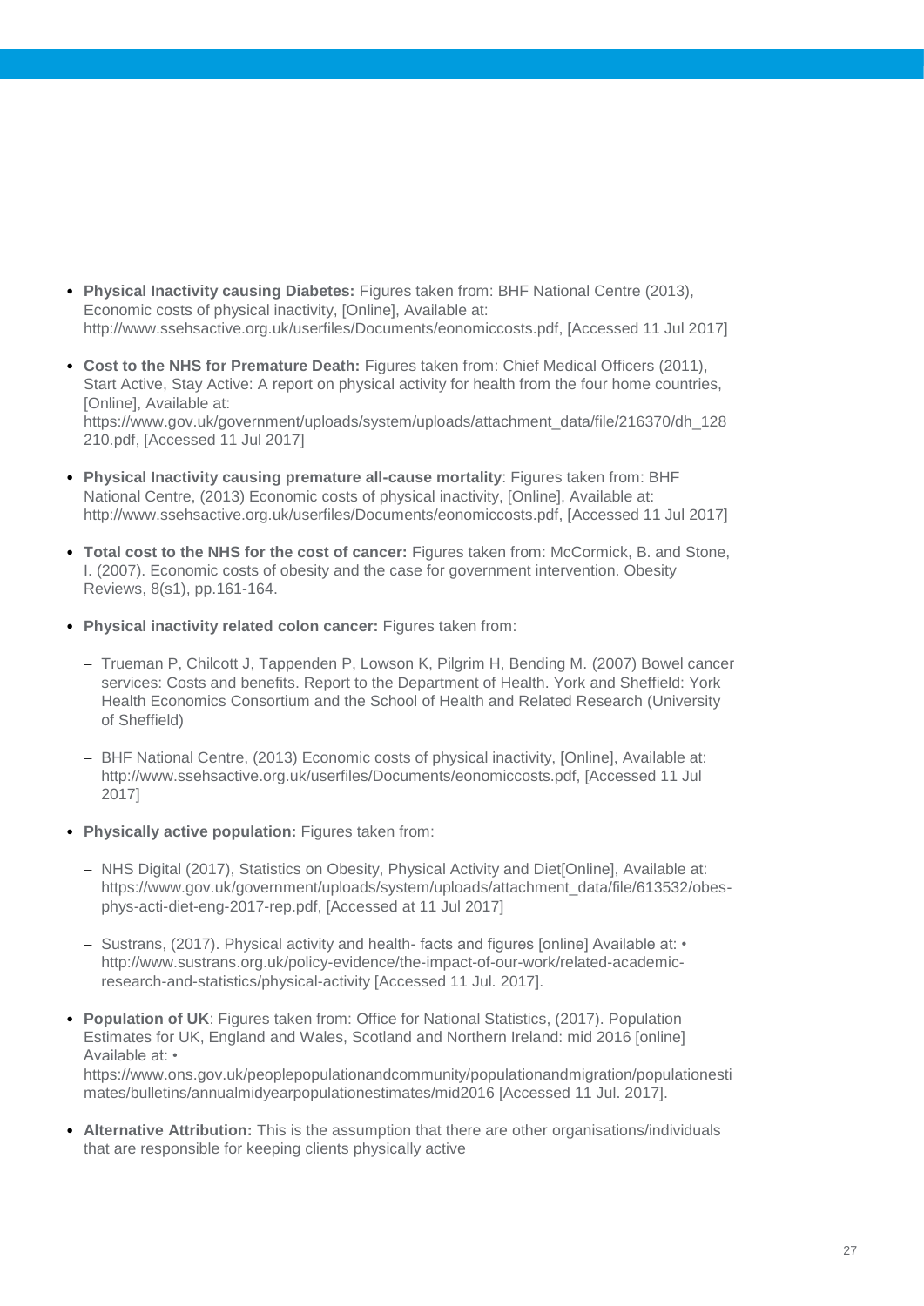- **Physical Inactivity causing Diabetes:** Figures taken from: BHF National Centre (2013), Economic costs of physical inactivity, [Online], Available at: http://www.ssehsactive.org.uk/userfiles/Documents/eonomiccosts.pdf, [Accessed 11 Jul 2017]

- **Cost to the NHS for Premature Death:** Figures taken from: Chief Medical Officers (2011), Start Active, Stay Active: A report on physical activity for health from the four home countries, [Online], Available at: https://www.gov.uk/government/uploads/system/uploads/attachment_data/file/216370/dh_128210.pdf, [Accessed 11 Jul 2017]

- **Physical Inactivity causing premature all-cause mortality**: Figures taken from: BHF National Centre, (2013) Economic costs of physical inactivity, [Online], Available at: http://www.ssehsactive.org.uk/userfiles/Documents/eonomiccosts.pdf, [Accessed 11 Jul 2017]

- **Total cost to the NHS for the cost of cancer:** Figures taken from: McCormick, B. and Stone, I. (2007). Economic costs of obesity and the case for government intervention. Obesity Reviews, 8(s1), pp.161-164.

- **Physical inactivity related colon cancer:** Figures taken from:

  - Trueman P, Chilcott J, Tappenden P, Lowson K, Pilgrim H, Bending M. (2007) Bowel cancer services: Costs and benefits. Report to the Department of Health. York and Sheffield: York Health Economics Consortium and the School of Health and Related Research (University of Sheffield)

  - BHF National Centre, (2013) Economic costs of physical inactivity, [Online], Available at: http://www.ssehsactive.org.uk/userfiles/Documents/eonomiccosts.pdf, [Accessed 11 Jul 2017]

- **Physically active population:** Figures taken from:

  - NHS Digital (2017), Statistics on Obesity, Physical Activity and Diet[Online], Available at: https://www.gov.uk/government/uploads/system/uploads/attachment_data/file/613532/obes-phys-acti-diet-eng-2017-rep.pdf, [Accessed at 11 Jul 2017]

  - Sustrans, (2017). Physical activity and health- facts and figures [online] Available at: • http://www.sustrans.org.uk/policy-evidence/the-impact-of-our-work/related-academic-research-and-statistics/physical-activity [Accessed 11 Jul. 2017].

- **Population of UK**: Figures taken from: Office for National Statistics, (2017). Population Estimates for UK, England and Wales, Scotland and Northern Ireland: mid 2016 [online] Available at: • https://www.ons.gov.uk/peoplepopulationandcommunity/populationandmigration/populationestimates/bulletins/annualmidyearpopulationestimates/mid2016 [Accessed 11 Jul. 2017].

- **Alternative Attribution:** This is the assumption that there are other organisations/individuals that are responsible for keeping clients physically active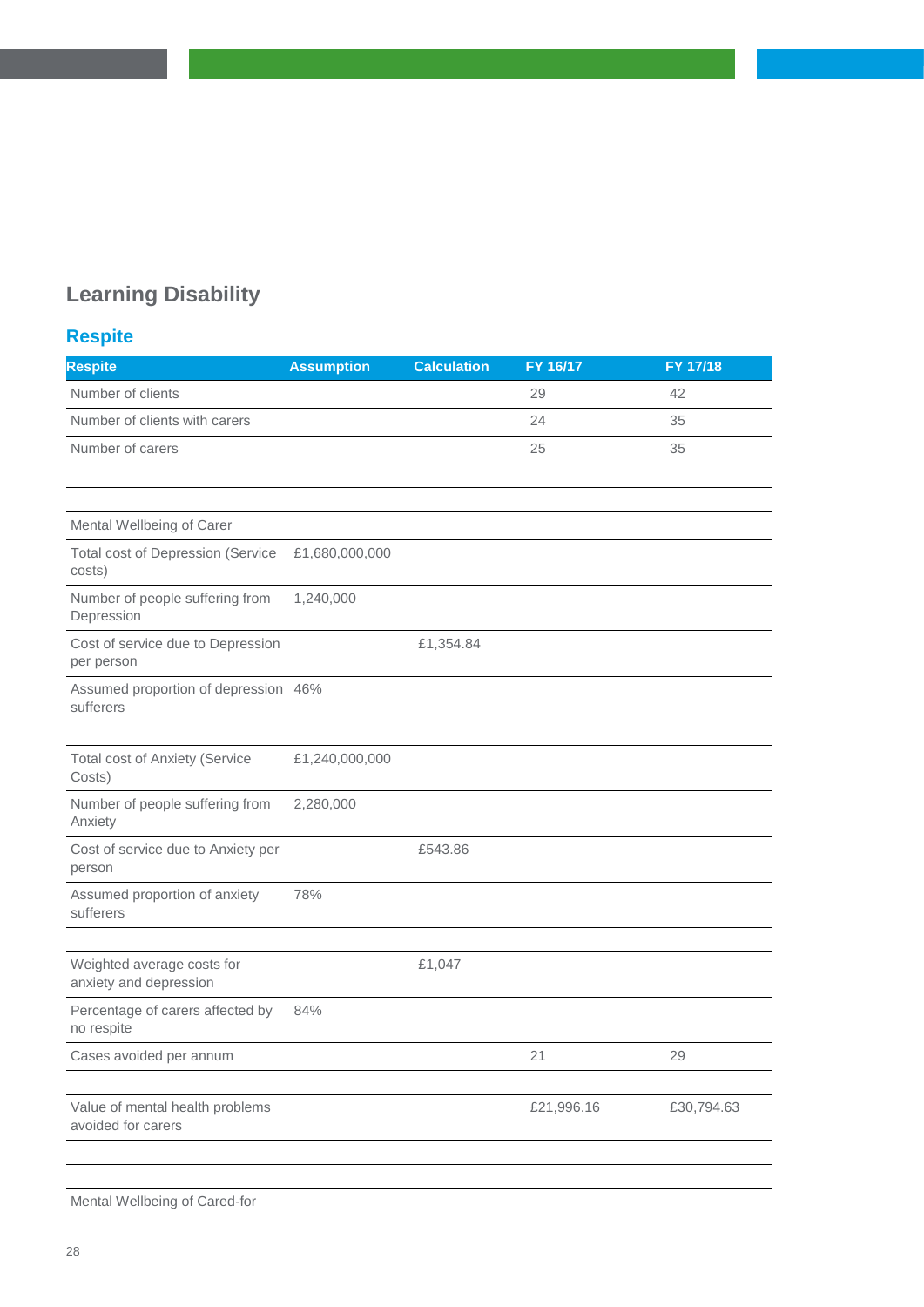## Learning Disability

### Respite

| Respite | Assumption | Calculation | FY 16/17 | FY 17/18 |
|---|---|---|---|---|
| Number of clients | | | 29 | 42 |
| Number of clients with carers | | | 24 | 35 |
| Number of carers | | | 25 | 35 |
| | | | | |
| | | | | |
| Mental Wellbeing of Carer | | | | |
| Total cost of Depression (Service costs) | £1,680,000,000 | | | |
| Number of people suffering from Depression | 1,240,000 | | | |
| Cost of service due to Depression per person | | £1,354.84 | | |
| Assumed proportion of depression sufferers | 46% | | | |
| | | | | |
| Total cost of Anxiety (Service Costs) | £1,240,000,000 | | | |
| Number of people suffering from Anxiety | 2,280,000 | | | |
| Cost of service due to Anxiety per person | | £543.86 | | |
| Assumed proportion of anxiety sufferers | 78% | | | |
| | | | | |
| Weighted average costs for anxiety and depression | | £1,047 | | |
| Percentage of carers affected by no respite | 84% | | | |
| Cases avoided per annum | | | 21 | 29 |
| | | | | |
| Value of mental health problems avoided for carers | | | £21,996.16 | £30,794.63 |
| | | | | |
| | | | | |
| Mental Wellbeing of Cared-for | | | | |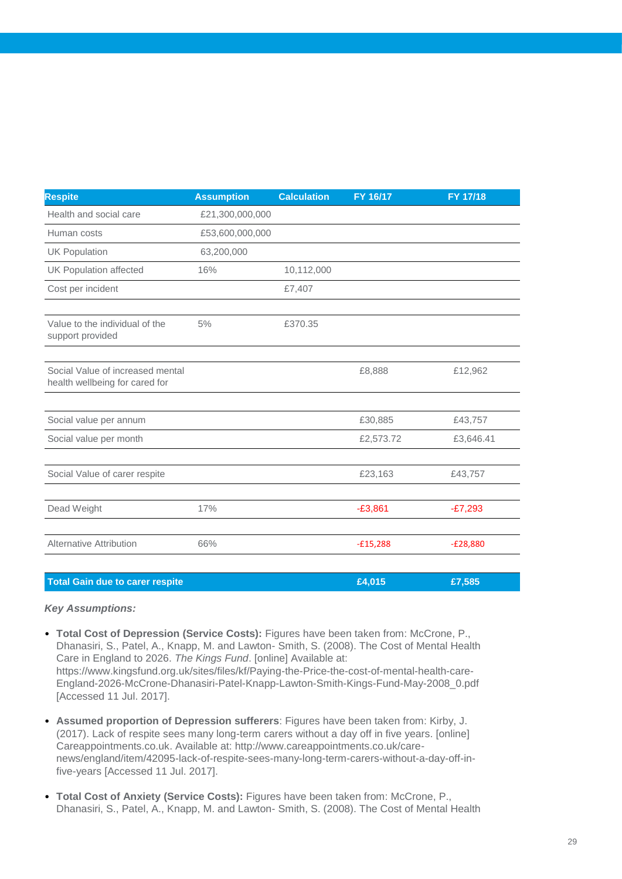| Respite | Assumption | Calculation | FY 16/17 | FY 17/18 |
|---|---|---|---|---|
| Health and social care | £21,300,000,000 | | | |
| Human costs | £53,600,000,000 | | | |
| UK Population | 63,200,000 | | | |
| UK Population affected | 16% | 10,112,000 | | |
| Cost per incident | | £7,407 | | |
| | | | | |
| Value to the individual of the support provided | 5% | £370.35 | | |
| | | | | |
| Social Value of increased mental health wellbeing for cared for | | | £8,888 | £12,962 |
| | | | | |
| Social value per annum | | | £30,885 | £43,757 |
| Social value per month | | | £2,573.72 | £3,646.41 |
| | | | | |
| Social Value of carer respite | | | £23,163 | £43,757 |
| | | | | |
| Dead Weight | 17% | | -£3,861 | -£7,293 |
| | | | | |
| Alternative Attribution | 66% | | -£15,288 | -£28,880 |
| | | | | |
| **Total Gain due to carer respite** | | | **£4,015** | **£7,585** |

***Key Assumptions:***

- **Total Cost of Depression (Service Costs):** Figures have been taken from: McCrone, P., Dhanasiri, S., Patel, A., Knapp, M. and Lawton- Smith, S. (2008). The Cost of Mental Health Care in England to 2026. *The Kings Fund*. [online] Available at: https://www.kingsfund.org.uk/sites/files/kf/Paying-the-Price-the-cost-of-mental-health-care-England-2026-McCrone-Dhanasiri-Patel-Knapp-Lawton-Smith-Kings-Fund-May-2008_0.pdf [Accessed 11 Jul. 2017].

- **Assumed proportion of Depression sufferers**: Figures have been taken from: Kirby, J. (2017). Lack of respite sees many long-term carers without a day off in five years. [online] Careappointments.co.uk. Available at: http://www.careappointments.co.uk/care-news/england/item/42095-lack-of-respite-sees-many-long-term-carers-without-a-day-off-in-five-years [Accessed 11 Jul. 2017].

- **Total Cost of Anxiety (Service Costs):** Figures have been taken from: McCrone, P., Dhanasiri, S., Patel, A., Knapp, M. and Lawton- Smith, S. (2008). The Cost of Mental Health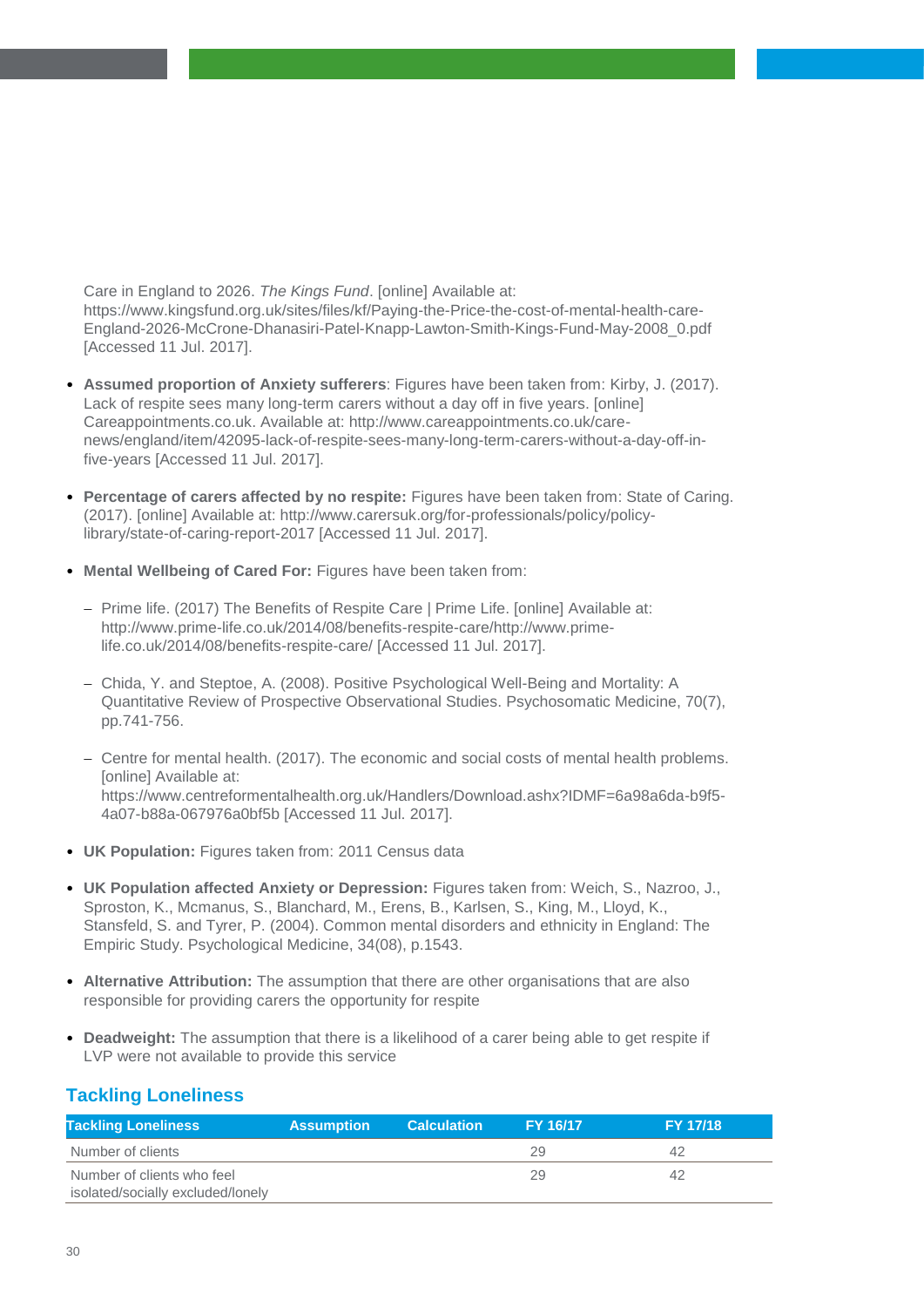Care in England to 2026. *The Kings Fund*. [online] Available at: https://www.kingsfund.org.uk/sites/files/kf/Paying-the-Price-the-cost-of-mental-health-care-England-2026-McCrone-Dhanasiri-Patel-Knapp-Lawton-Smith-Kings-Fund-May-2008_0.pdf [Accessed 11 Jul. 2017].

- **Assumed proportion of Anxiety sufferers**: Figures have been taken from: Kirby, J. (2017). Lack of respite sees many long-term carers without a day off in five years. [online] Careappointments.co.uk. Available at: http://www.careappointments.co.uk/care-news/england/item/42095-lack-of-respite-sees-many-long-term-carers-without-a-day-off-in-five-years [Accessed 11 Jul. 2017].

- **Percentage of carers affected by no respite:** Figures have been taken from: State of Caring. (2017). [online] Available at: http://www.carersuk.org/for-professionals/policy/policy-library/state-of-caring-report-2017 [Accessed 11 Jul. 2017].

- **Mental Wellbeing of Cared For:** Figures have been taken from:

  - Prime life. (2017) The Benefits of Respite Care | Prime Life. [online] Available at: http://www.prime-life.co.uk/2014/08/benefits-respite-care/http://www.prime-life.co.uk/2014/08/benefits-respite-care/ [Accessed 11 Jul. 2017].

  - Chida, Y. and Steptoe, A. (2008). Positive Psychological Well-Being and Mortality: A Quantitative Review of Prospective Observational Studies. Psychosomatic Medicine, 70(7), pp.741-756.

  - Centre for mental health. (2017). The economic and social costs of mental health problems. [online] Available at: https://www.centreformentalhealth.org.uk/Handlers/Download.ashx?IDMF=6a98a6da-b9f5-4a07-b88a-067976a0bf5b [Accessed 11 Jul. 2017].

- **UK Population:** Figures taken from: 2011 Census data

- **UK Population affected Anxiety or Depression:** Figures taken from: Weich, S., Nazroo, J., Sproston, K., Mcmanus, S., Blanchard, M., Erens, B., Karlsen, S., King, M., Lloyd, K., Stansfeld, S. and Tyrer, P. (2004). Common mental disorders and ethnicity in England: The Empiric Study. Psychological Medicine, 34(08), p.1543.

- **Alternative Attribution:** The assumption that there are other organisations that are also responsible for providing carers the opportunity for respite

- **Deadweight:** The assumption that there is a likelihood of a carer being able to get respite if LVP were not available to provide this service

## Tackling Loneliness

| Tackling Loneliness | Assumption | Calculation | FY 16/17 | FY 17/18 |
|---|---|---|---|---|
| Number of clients | | | 29 | 42 |
| Number of clients who feel isolated/socially excluded/lonely | | | 29 | 42 |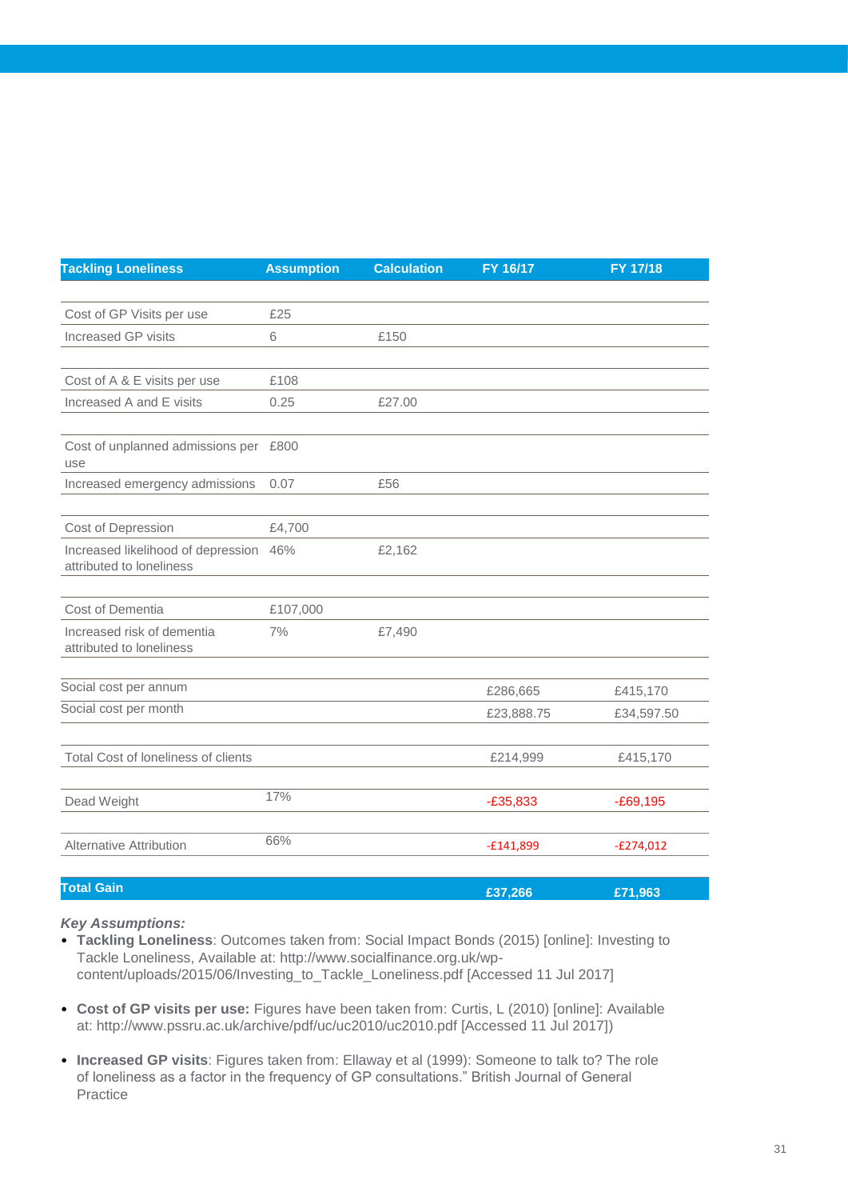| Tackling Loneliness | Assumption | Calculation | FY 16/17 | FY 17/18 |
|---|---|---|---|---|
| Cost of GP Visits per use | £25 | | | |
| Increased GP visits | 6 | £150 | | |
| Cost of A & E visits per use | £108 | | | |
| Increased A and E visits | 0.25 | £27.00 | | |
| Cost of unplanned admissions per use | £800 | | | |
| Increased emergency admissions | 0.07 | £56 | | |
| Cost of Depression | £4,700 | | | |
| Increased likelihood of depression attributed to loneliness | 46% | £2,162 | | |
| Cost of Dementia | £107,000 | | | |
| Increased risk of dementia attributed to loneliness | 7% | £7,490 | | |
| Social cost per annum | | | £286,665 | £415,170 |
| Social cost per month | | | £23,888.75 | £34,597.50 |
| Total Cost of loneliness of clients | | | £214,999 | £415,170 |
| Dead Weight | 17% | | -£35,833 | -£69,195 |
| Alternative Attribution | 66% | | -£141,899 | -£274,012 |
| **Total Gain** | | | **£37,266** | **£71,963** |

***Key Assumptions:***

- **Tackling Loneliness**: Outcomes taken from: Social Impact Bonds (2015) [online]: Investing to Tackle Loneliness, Available at: http://www.socialfinance.org.uk/wp-content/uploads/2015/06/Investing_to_Tackle_Loneliness.pdf [Accessed 11 Jul 2017]

- **Cost of GP visits per use:** Figures have been taken from: Curtis, L (2010) [online]: Available at: http://www.pssru.ac.uk/archive/pdf/uc/uc2010/uc2010.pdf [Accessed 11 Jul 2017])

- **Increased GP visits**: Figures taken from: Ellaway et al (1999): Someone to talk to? The role of loneliness as a factor in the frequency of GP consultations." British Journal of General Practice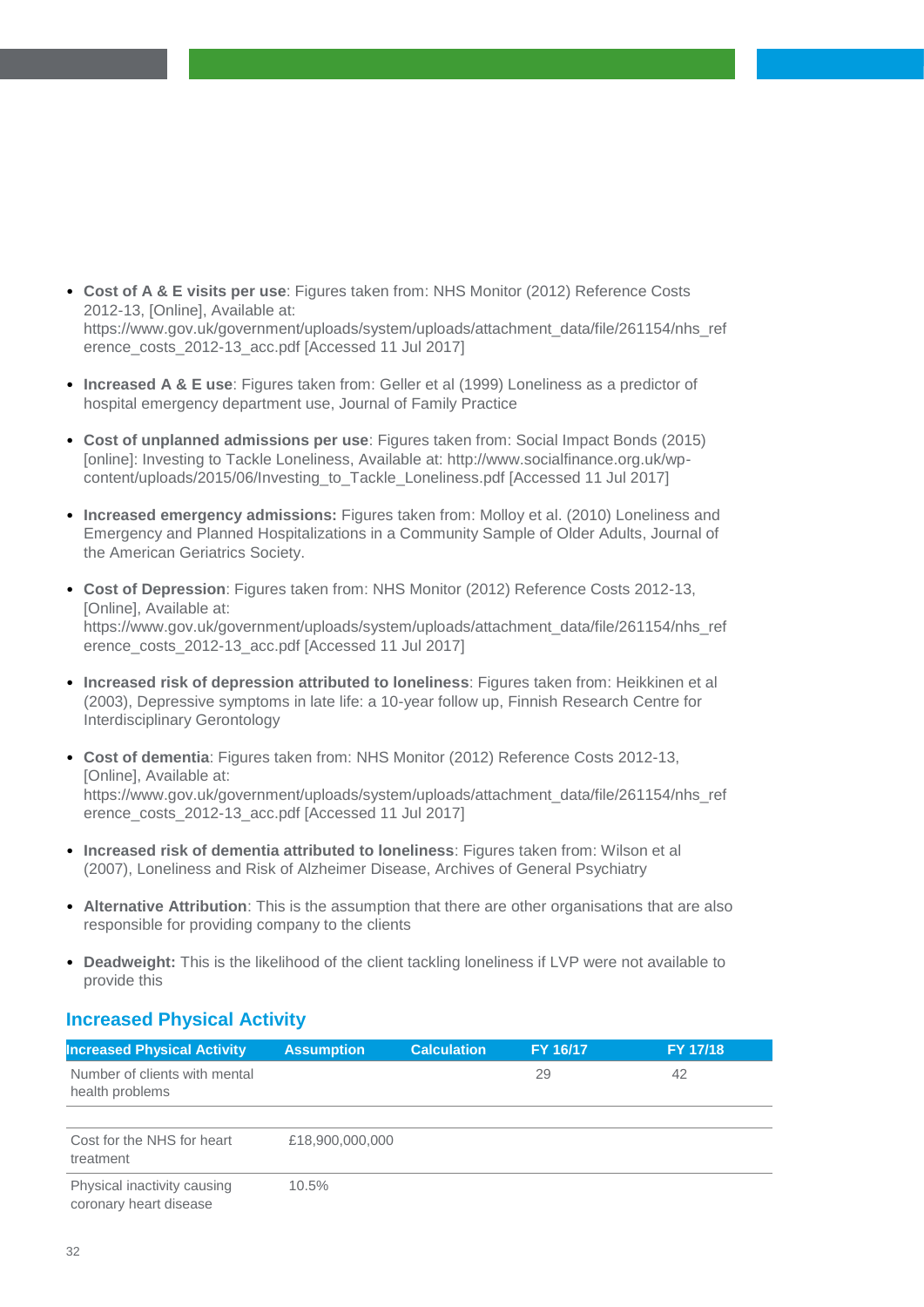- **Cost of A & E visits per use**: Figures taken from: NHS Monitor (2012) Reference Costs 2012-13, [Online], Available at: https://www.gov.uk/government/uploads/system/uploads/attachment_data/file/261154/nhs_reference_costs_2012-13_acc.pdf [Accessed 11 Jul 2017]

- **Increased A & E use**: Figures taken from: Geller et al (1999) Loneliness as a predictor of hospital emergency department use, Journal of Family Practice

- **Cost of unplanned admissions per use**: Figures taken from: Social Impact Bonds (2015) [online]: Investing to Tackle Loneliness, Available at: http://www.socialfinance.org.uk/wp-content/uploads/2015/06/Investing_to_Tackle_Loneliness.pdf [Accessed 11 Jul 2017]

- **Increased emergency admissions:** Figures taken from: Molloy et al. (2010) Loneliness and Emergency and Planned Hospitalizations in a Community Sample of Older Adults, Journal of the American Geriatrics Society.

- **Cost of Depression**: Figures taken from: NHS Monitor (2012) Reference Costs 2012-13, [Online], Available at: https://www.gov.uk/government/uploads/system/uploads/attachment_data/file/261154/nhs_reference_costs_2012-13_acc.pdf [Accessed 11 Jul 2017]

- **Increased risk of depression attributed to loneliness**: Figures taken from: Heikkinen et al (2003), Depressive symptoms in late life: a 10-year follow up, Finnish Research Centre for Interdisciplinary Gerontology

- **Cost of dementia**: Figures taken from: NHS Monitor (2012) Reference Costs 2012-13, [Online], Available at: https://www.gov.uk/government/uploads/system/uploads/attachment_data/file/261154/nhs_reference_costs_2012-13_acc.pdf [Accessed 11 Jul 2017]

- **Increased risk of dementia attributed to loneliness**: Figures taken from: Wilson et al (2007), Loneliness and Risk of Alzheimer Disease, Archives of General Psychiatry

- **Alternative Attribution**: This is the assumption that there are other organisations that are also responsible for providing company to the clients

- **Deadweight:** This is the likelihood of the client tackling loneliness if LVP were not available to provide this

## Increased Physical Activity

| Increased Physical Activity | Assumption | Calculation | FY 16/17 | FY 17/18 |
|---|---|---|---|---|
| Number of clients with mental health problems | | | 29 | 42 |
| | | | | |
| Cost for the NHS for heart treatment | £18,900,000,000 | | | |
| Physical inactivity causing coronary heart disease | 10.5% | | | |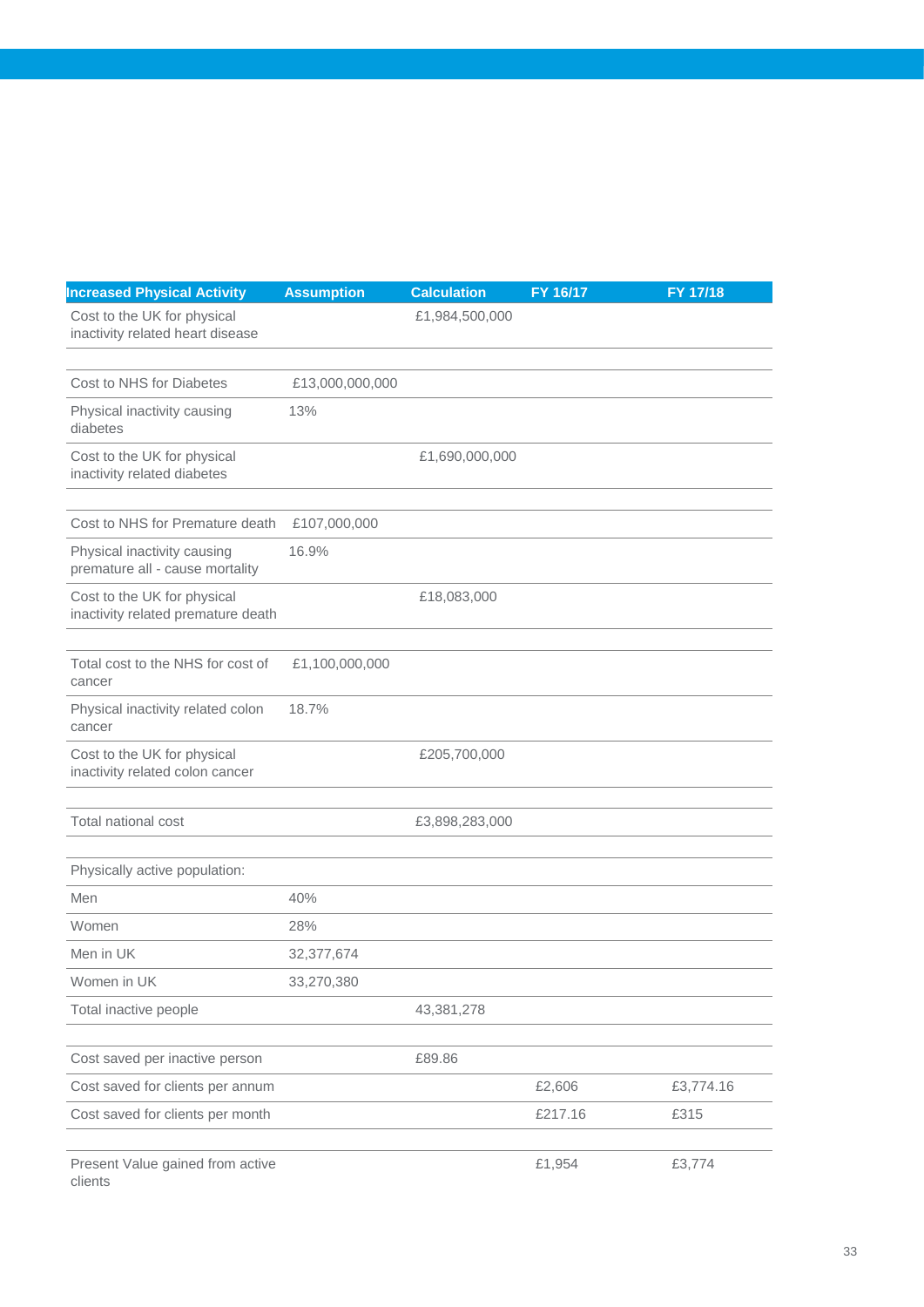| Increased Physical Activity | Assumption | Calculation | FY 16/17 | FY 17/18 |
|---|---|---|---|---|
| Cost to the UK for physical inactivity related heart disease | | £1,984,500,000 | | |
| | | | | |
| Cost to NHS for Diabetes | £13,000,000,000 | | | |
| Physical inactivity causing diabetes | 13% | | | |
| Cost to the UK for physical inactivity related diabetes | | £1,690,000,000 | | |
| | | | | |
| Cost to NHS for Premature death | £107,000,000 | | | |
| Physical inactivity causing premature all - cause mortality | 16.9% | | | |
| Cost to the UK for physical inactivity related premature death | | £18,083,000 | | |
| | | | | |
| Total cost to the NHS for cost of cancer | £1,100,000,000 | | | |
| Physical inactivity related colon cancer | 18.7% | | | |
| Cost to the UK for physical inactivity related colon cancer | | £205,700,000 | | |
| | | | | |
| Total national cost | | £3,898,283,000 | | |
| | | | | |
| Physically active population: | | | | |
| Men | 40% | | | |
| Women | 28% | | | |
| Men in UK | 32,377,674 | | | |
| Women in UK | 33,270,380 | | | |
| Total inactive people | | 43,381,278 | | |
| | | | | |
| Cost saved per inactive person | | £89.86 | | |
| Cost saved for clients per annum | | | £2,606 | £3,774.16 |
| Cost saved for clients per month | | | £217.16 | £315 |
| | | | | |
| Present Value gained from active clients | | | £1,954 | £3,774 |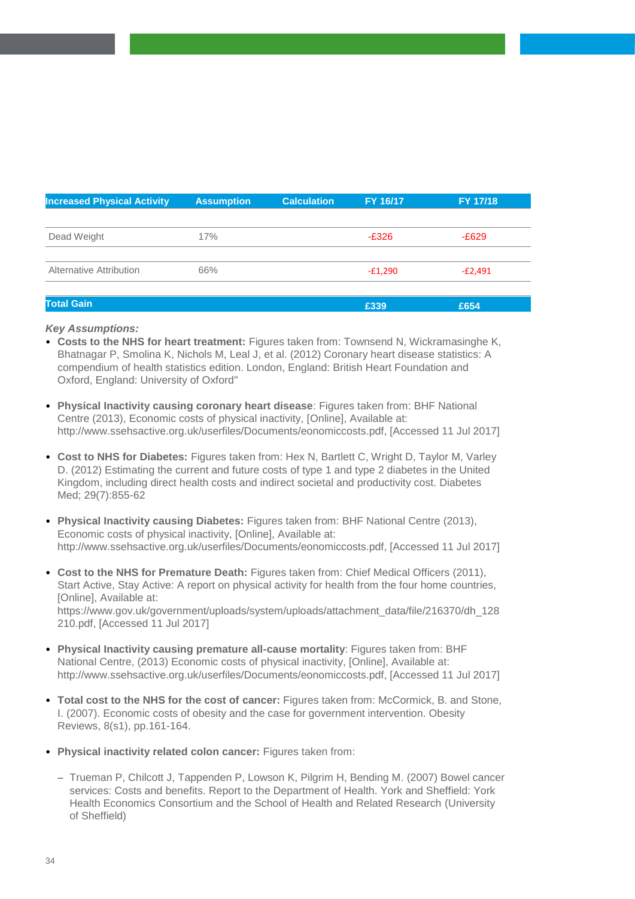| Increased Physical Activity | Assumption | Calculation | FY 16/17 | FY 17/18 |
|---|---|---|---|---|
| Dead Weight | 17% | | -£326 | -£629 |
| Alternative Attribution | 66% | | -£1,290 | -£2,491 |
| **Total Gain** | | | **£339** | **£654** |

***Key Assumptions:***

- **Costs to the NHS for heart treatment:** Figures taken from: Townsend N, Wickramasinghe K, Bhatnagar P, Smolina K, Nichols M, Leal J, et al. (2012) Coronary heart disease statistics: A compendium of health statistics edition. London, England: British Heart Foundation and Oxford, England: University of Oxford"

- **Physical Inactivity causing coronary heart disease**: Figures taken from: BHF National Centre (2013), Economic costs of physical inactivity, [Online], Available at: http://www.ssehsactive.org.uk/userfiles/Documents/eonomiccosts.pdf, [Accessed 11 Jul 2017]

- **Cost to NHS for Diabetes:** Figures taken from: Hex N, Bartlett C, Wright D, Taylor M, Varley D. (2012) Estimating the current and future costs of type 1 and type 2 diabetes in the United Kingdom, including direct health costs and indirect societal and productivity cost. Diabetes Med; 29(7):855-62

- **Physical Inactivity causing Diabetes:** Figures taken from: BHF National Centre (2013), Economic costs of physical inactivity, [Online], Available at: http://www.ssehsactive.org.uk/userfiles/Documents/eonomiccosts.pdf, [Accessed 11 Jul 2017]

- **Cost to the NHS for Premature Death:** Figures taken from: Chief Medical Officers (2011), Start Active, Stay Active: A report on physical activity for health from the four home countries, [Online], Available at: https://www.gov.uk/government/uploads/system/uploads/attachment_data/file/216370/dh_128210.pdf, [Accessed 11 Jul 2017]

- **Physical Inactivity causing premature all-cause mortality**: Figures taken from: BHF National Centre, (2013) Economic costs of physical inactivity, [Online], Available at: http://www.ssehsactive.org.uk/userfiles/Documents/eonomiccosts.pdf, [Accessed 11 Jul 2017]

- **Total cost to the NHS for the cost of cancer:** Figures taken from: McCormick, B. and Stone, I. (2007). Economic costs of obesity and the case for government intervention. Obesity Reviews, 8(s1), pp.161-164.

- **Physical inactivity related colon cancer:** Figures taken from:

  - Trueman P, Chilcott J, Tappenden P, Lowson K, Pilgrim H, Bending M. (2007) Bowel cancer services: Costs and benefits. Report to the Department of Health. York and Sheffield: York Health Economics Consortium and the School of Health and Related Research (University of Sheffield)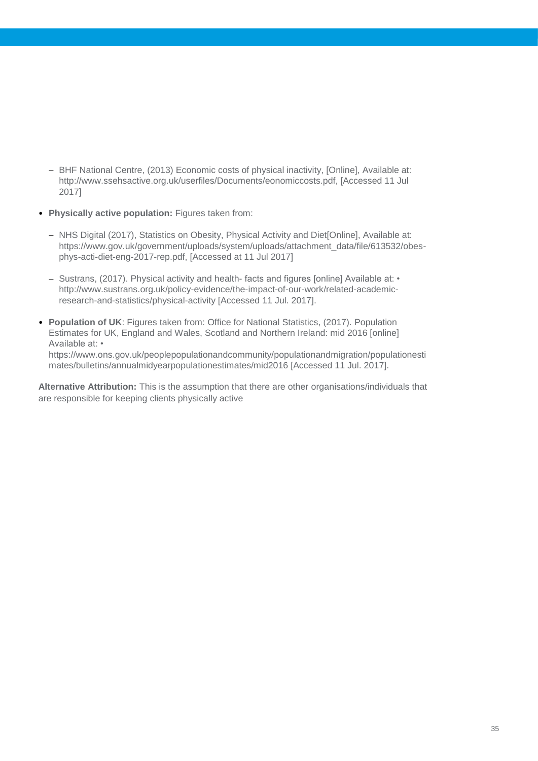- BHF National Centre, (2013) Economic costs of physical inactivity, [Online], Available at: http://www.ssehsactive.org.uk/userfiles/Documents/eonomiccosts.pdf, [Accessed 11 Jul 2017]

- **Physically active population:** Figures taken from:

   - NHS Digital (2017), Statistics on Obesity, Physical Activity and Diet[Online], Available at: https://www.gov.uk/government/uploads/system/uploads/attachment_data/file/613532/obes-phys-acti-diet-eng-2017-rep.pdf, [Accessed at 11 Jul 2017]

   - Sustrans, (2017). Physical activity and health- facts and figures [online] Available at: • http://www.sustrans.org.uk/policy-evidence/the-impact-of-our-work/related-academic-research-and-statistics/physical-activity [Accessed 11 Jul. 2017].

- **Population of UK**: Figures taken from: Office for National Statistics, (2017). Population Estimates for UK, England and Wales, Scotland and Northern Ireland: mid 2016 [online] Available at: • https://www.ons.gov.uk/peoplepopulationandcommunity/populationandmigration/populationestimates/bulletins/annualmidyearpopulationestimates/mid2016 [Accessed 11 Jul. 2017].

**Alternative Attribution:** This is the assumption that there are other organisations/individuals that are responsible for keeping clients physically active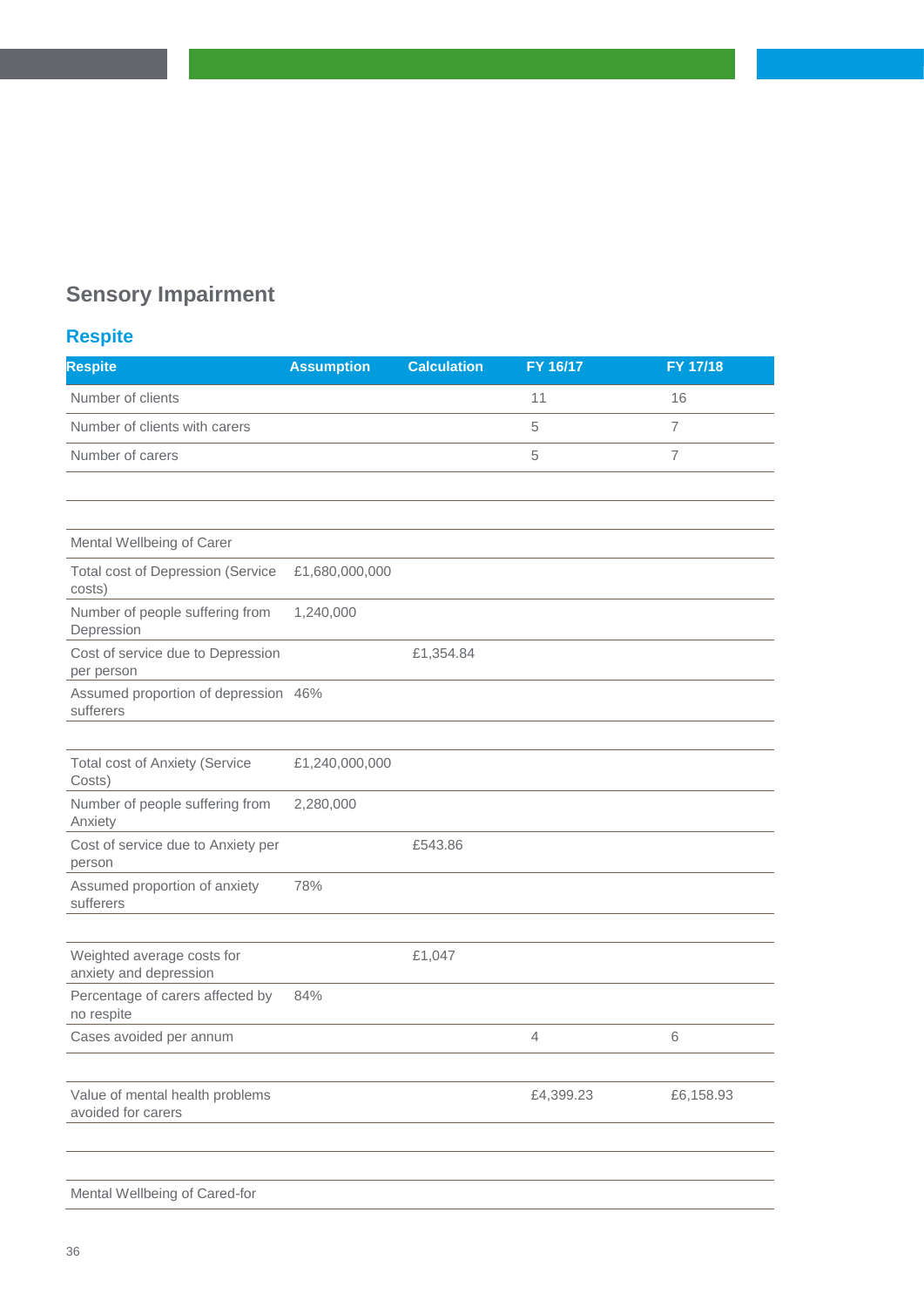## Sensory Impairment

### Respite

| Respite | Assumption | Calculation | FY 16/17 | FY 17/18 |
|---|---|---|---|---|
| Number of clients | | | 11 | 16 |
| Number of clients with carers | | | 5 | 7 |
| Number of carers | | | 5 | 7 |
| | | | | |
| | | | | |
| Mental Wellbeing of Carer | | | | |
| Total cost of Depression (Service costs) | £1,680,000,000 | | | |
| Number of people suffering from Depression | 1,240,000 | | | |
| Cost of service due to Depression per person | | £1,354.84 | | |
| Assumed proportion of depression sufferers | 46% | | | |
| | | | | |
| Total cost of Anxiety (Service Costs) | £1,240,000,000 | | | |
| Number of people suffering from Anxiety | 2,280,000 | | | |
| Cost of service due to Anxiety per person | | £543.86 | | |
| Assumed proportion of anxiety sufferers | 78% | | | |
| | | | | |
| Weighted average costs for anxiety and depression | | £1,047 | | |
| Percentage of carers affected by no respite | 84% | | | |
| Cases avoided per annum | | | 4 | 6 |
| | | | | |
| Value of mental health problems avoided for carers | | | £4,399.23 | £6,158.93 |
| | | | | |
| | | | | |
| Mental Wellbeing of Cared-for | | | | |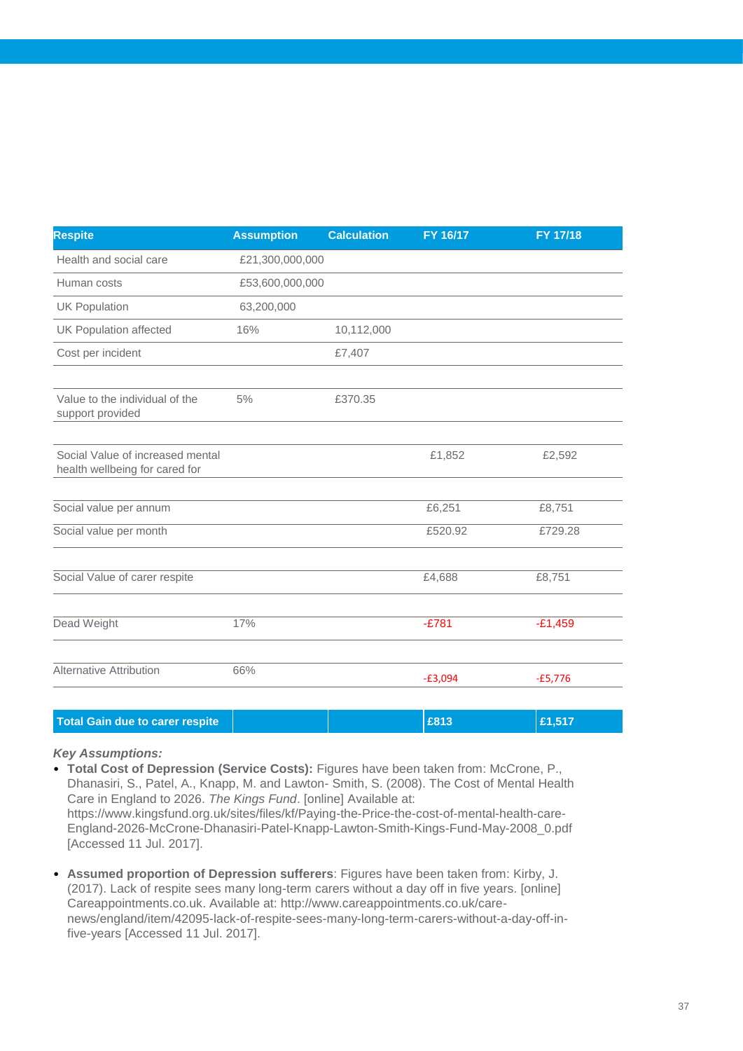| Respite | Assumption | Calculation | FY 16/17 | FY 17/18 |
|---|---|---|---|---|
| Health and social care | £21,300,000,000 | | | |
| Human costs | £53,600,000,000 | | | |
| UK Population | 63,200,000 | | | |
| UK Population affected | 16% | 10,112,000 | | |
| Cost per incident | | £7,407 | | |
| | | | | |
| Value to the individual of the support provided | 5% | £370.35 | | |
| | | | | |
| Social Value of increased mental health wellbeing for cared for | | | £1,852 | £2,592 |
| | | | | |
| Social value per annum | | | £6,251 | £8,751 |
| Social value per month | | | £520.92 | £729.28 |
| | | | | |
| Social Value of carer respite | | | £4,688 | £8,751 |
| | | | | |
| Dead Weight | 17% | | -£781 | -£1,459 |
| | | | | |
| Alternative Attribution | 66% | | -£3,094 | -£5,776 |
| | | | | |
| **Total Gain due to carer respite** | | | **£813** | **£1,517** |

***Key Assumptions:***

- **Total Cost of Depression (Service Costs):** Figures have been taken from: McCrone, P., Dhanasiri, S., Patel, A., Knapp, M. and Lawton- Smith, S. (2008). The Cost of Mental Health Care in England to 2026. *The Kings Fund*. [online] Available at: https://www.kingsfund.org.uk/sites/files/kf/Paying-the-Price-the-cost-of-mental-health-care-England-2026-McCrone-Dhanasiri-Patel-Knapp-Lawton-Smith-Kings-Fund-May-2008_0.pdf [Accessed 11 Jul. 2017].

- **Assumed proportion of Depression sufferers**: Figures have been taken from: Kirby, J. (2017). Lack of respite sees many long-term carers without a day off in five years. [online] Careappointments.co.uk. Available at: http://www.careappointments.co.uk/care-news/england/item/42095-lack-of-respite-sees-many-long-term-carers-without-a-day-off-in-five-years [Accessed 11 Jul. 2017].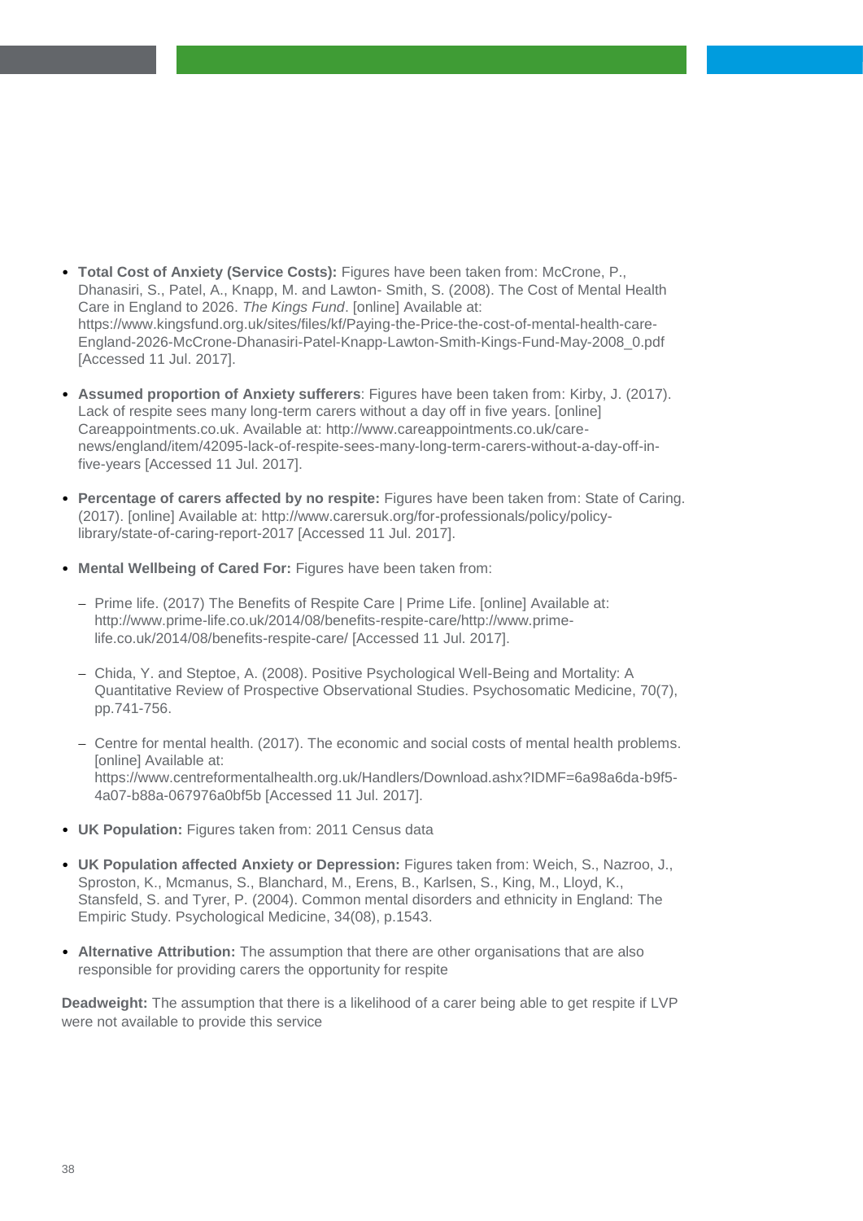- **Total Cost of Anxiety (Service Costs):** Figures have been taken from: McCrone, P., Dhanasiri, S., Patel, A., Knapp, M. and Lawton- Smith, S. (2008). The Cost of Mental Health Care in England to 2026. *The Kings Fund*. [online] Available at: https://www.kingsfund.org.uk/sites/files/kf/Paying-the-Price-the-cost-of-mental-health-care-England-2026-McCrone-Dhanasiri-Patel-Knapp-Lawton-Smith-Kings-Fund-May-2008_0.pdf [Accessed 11 Jul. 2017].

- **Assumed proportion of Anxiety sufferers**: Figures have been taken from: Kirby, J. (2017). Lack of respite sees many long-term carers without a day off in five years. [online] Careappointments.co.uk. Available at: http://www.careappointments.co.uk/care-news/england/item/42095-lack-of-respite-sees-many-long-term-carers-without-a-day-off-in-five-years [Accessed 11 Jul. 2017].

- **Percentage of carers affected by no respite:** Figures have been taken from: State of Caring. (2017). [online] Available at: http://www.carersuk.org/for-professionals/policy/policy-library/state-of-caring-report-2017 [Accessed 11 Jul. 2017].

- **Mental Wellbeing of Cared For:** Figures have been taken from:

  - Prime life. (2017) The Benefits of Respite Care | Prime Life. [online] Available at: http://www.prime-life.co.uk/2014/08/benefits-respite-care/http://www.prime-life.co.uk/2014/08/benefits-respite-care/ [Accessed 11 Jul. 2017].

  - Chida, Y. and Steptoe, A. (2008). Positive Psychological Well-Being and Mortality: A Quantitative Review of Prospective Observational Studies. Psychosomatic Medicine, 70(7), pp.741-756.

  - Centre for mental health. (2017). The economic and social costs of mental health problems. [online] Available at: https://www.centreformentalhealth.org.uk/Handlers/Download.ashx?IDMF=6a98a6da-b9f5-4a07-b88a-067976a0bf5b [Accessed 11 Jul. 2017].

- **UK Population:** Figures taken from: 2011 Census data

- **UK Population affected Anxiety or Depression:** Figures taken from: Weich, S., Nazroo, J., Sproston, K., Mcmanus, S., Blanchard, M., Erens, B., Karlsen, S., King, M., Lloyd, K., Stansfeld, S. and Tyrer, P. (2004). Common mental disorders and ethnicity in England: The Empiric Study. Psychological Medicine, 34(08), p.1543.

- **Alternative Attribution:** The assumption that there are other organisations that are also responsible for providing carers the opportunity for respite

**Deadweight:** The assumption that there is a likelihood of a carer being able to get respite if LVP were not available to provide this service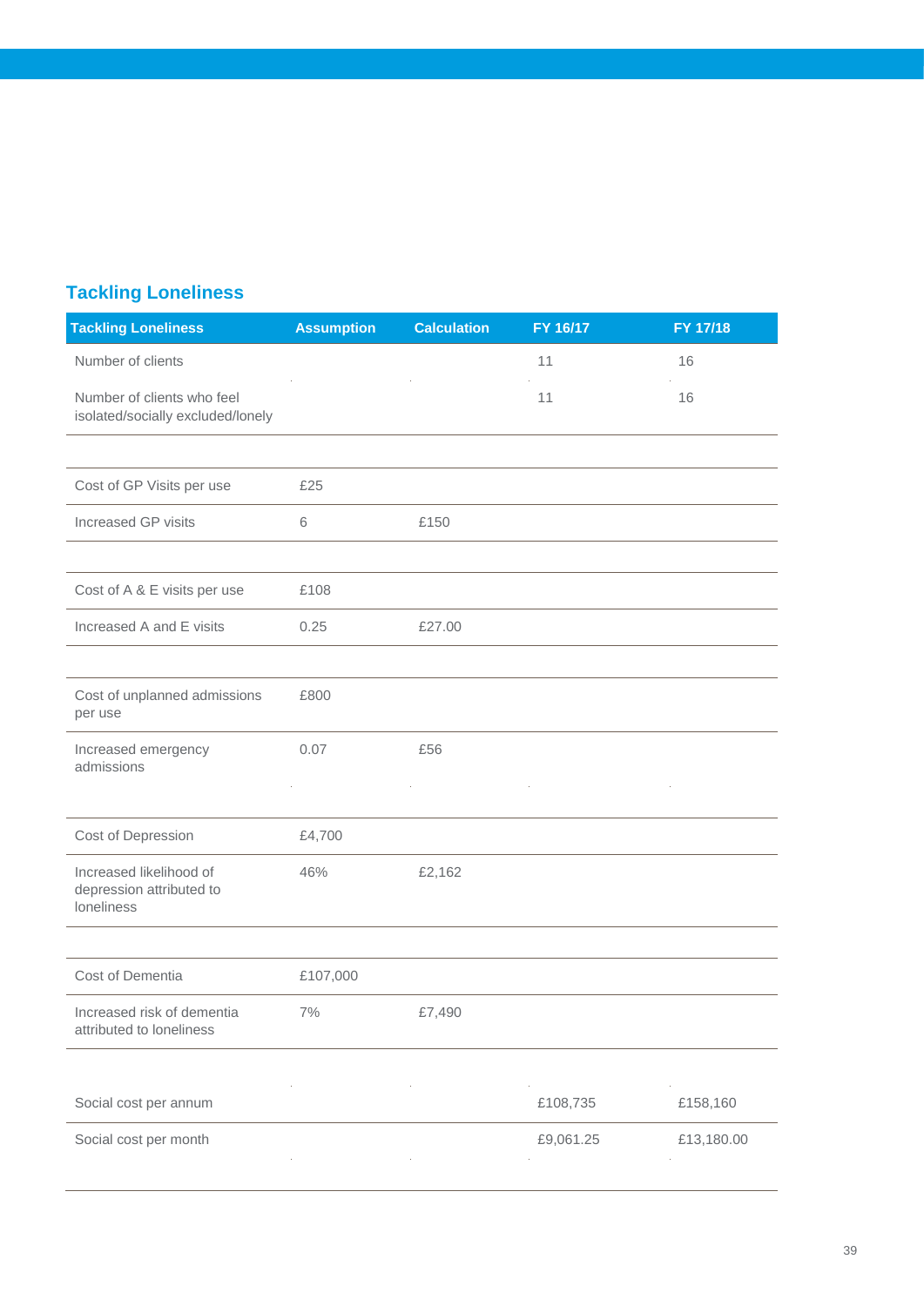## Tackling Loneliness

| Tackling Loneliness | Assumption | Calculation | FY 16/17 | FY 17/18 |
|---|---|---|---|---|
| Number of clients | | | 11 | 16 |
| Number of clients who feel isolated/socially excluded/lonely | | | 11 | 16 |
| | | | | |
| Cost of GP Visits per use | £25 | | | |
| Increased GP visits | 6 | £150 | | |
| | | | | |
| Cost of A & E visits per use | £108 | | | |
| Increased A and E visits | 0.25 | £27.00 | | |
| | | | | |
| Cost of unplanned admissions per use | £800 | | | |
| Increased emergency admissions | 0.07 | £56 | | |
| | | | | |
| Cost of Depression | £4,700 | | | |
| Increased likelihood of depression attributed to loneliness | 46% | £2,162 | | |
| | | | | |
| Cost of Dementia | £107,000 | | | |
| Increased risk of dementia attributed to loneliness | 7% | £7,490 | | |
| | | | | |
| Social cost per annum | | | £108,735 | £158,160 |
| Social cost per month | | | £9,061.25 | £13,180.00 |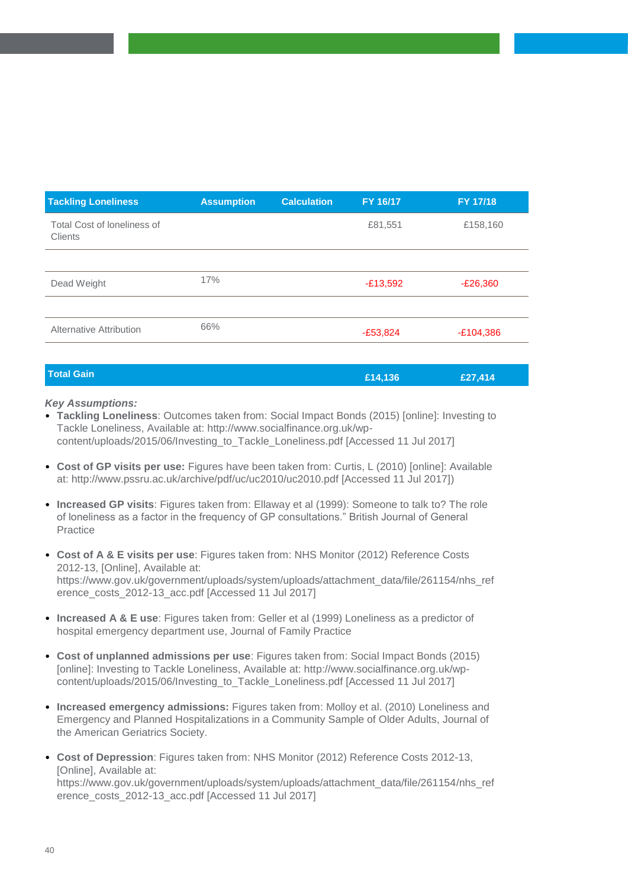| Tackling Loneliness | Assumption | Calculation | FY 16/17 | FY 17/18 |
|---|---|---|---|---|
| Total Cost of loneliness of Clients | | | £81,551 | £158,160 |
| | | | | |
| Dead Weight | 17% | | -£13,592 | -£26,360 |
| | | | | |
| Alternative Attribution | 66% | | -£53,824 | -£104,386 |
| | | | | |
| **Total Gain** | | | **£14,136** | **£27,414** |

***Key Assumptions:***

- **Tackling Loneliness**: Outcomes taken from: Social Impact Bonds (2015) [online]: Investing to Tackle Loneliness, Available at: http://www.socialfinance.org.uk/wp-content/uploads/2015/06/Investing_to_Tackle_Loneliness.pdf [Accessed 11 Jul 2017]

- **Cost of GP visits per use:** Figures have been taken from: Curtis, L (2010) [online]: Available at: http://www.pssru.ac.uk/archive/pdf/uc/uc2010/uc2010.pdf [Accessed 11 Jul 2017])

- **Increased GP visits**: Figures taken from: Ellaway et al (1999): Someone to talk to? The role of loneliness as a factor in the frequency of GP consultations." British Journal of General Practice

- **Cost of A & E visits per use**: Figures taken from: NHS Monitor (2012) Reference Costs 2012-13, [Online], Available at: https://www.gov.uk/government/uploads/system/uploads/attachment_data/file/261154/nhs_reference_costs_2012-13_acc.pdf [Accessed 11 Jul 2017]

- **Increased A & E use**: Figures taken from: Geller et al (1999) Loneliness as a predictor of hospital emergency department use, Journal of Family Practice

- **Cost of unplanned admissions per use**: Figures taken from: Social Impact Bonds (2015) [online]: Investing to Tackle Loneliness, Available at: http://www.socialfinance.org.uk/wp-content/uploads/2015/06/Investing_to_Tackle_Loneliness.pdf [Accessed 11 Jul 2017]

- **Increased emergency admissions:** Figures taken from: Molloy et al. (2010) Loneliness and Emergency and Planned Hospitalizations in a Community Sample of Older Adults, Journal of the American Geriatrics Society.

- **Cost of Depression**: Figures taken from: NHS Monitor (2012) Reference Costs 2012-13, [Online], Available at: https://www.gov.uk/government/uploads/system/uploads/attachment_data/file/261154/nhs_reference_costs_2012-13_acc.pdf [Accessed 11 Jul 2017]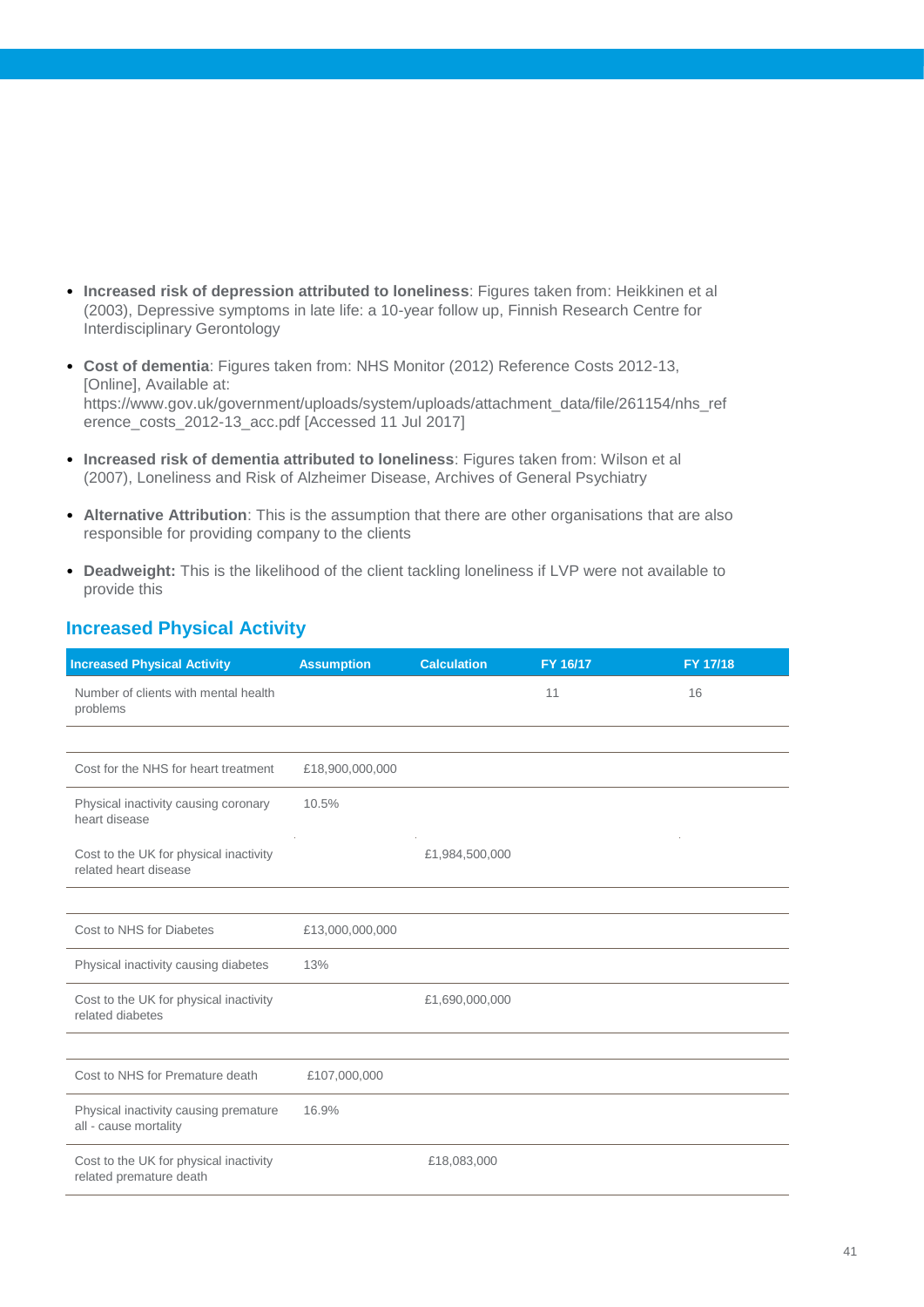- **Increased risk of depression attributed to loneliness**: Figures taken from: Heikkinen et al (2003), Depressive symptoms in late life: a 10-year follow up, Finnish Research Centre for Interdisciplinary Gerontology

- **Cost of dementia**: Figures taken from: NHS Monitor (2012) Reference Costs 2012-13, [Online], Available at: https://www.gov.uk/government/uploads/system/uploads/attachment_data/file/261154/nhs_reference_costs_2012-13_acc.pdf [Accessed 11 Jul 2017]

- **Increased risk of dementia attributed to loneliness**: Figures taken from: Wilson et al (2007), Loneliness and Risk of Alzheimer Disease, Archives of General Psychiatry

- **Alternative Attribution**: This is the assumption that there are other organisations that are also responsible for providing company to the clients

- **Deadweight:** This is the likelihood of the client tackling loneliness if LVP were not available to provide this

## Increased Physical Activity

| Increased Physical Activity | Assumption | Calculation | FY 16/17 | FY 17/18 |
|---|---|---|---|---|
| Number of clients with mental health problems | | | 11 | 16 |
| | | | | |
| Cost for the NHS for heart treatment | £18,900,000,000 | | | |
| Physical inactivity causing coronary heart disease | 10.5% | | | |
| Cost to the UK for physical inactivity related heart disease | | £1,984,500,000 | | |
| | | | | |
| Cost to NHS for Diabetes | £13,000,000,000 | | | |
| Physical inactivity causing diabetes | 13% | | | |
| Cost to the UK for physical inactivity related diabetes | | £1,690,000,000 | | |
| | | | | |
| Cost to NHS for Premature death | £107,000,000 | | | |
| Physical inactivity causing premature all - cause mortality | 16.9% | | | |
| Cost to the UK for physical inactivity related premature death | | £18,083,000 | | |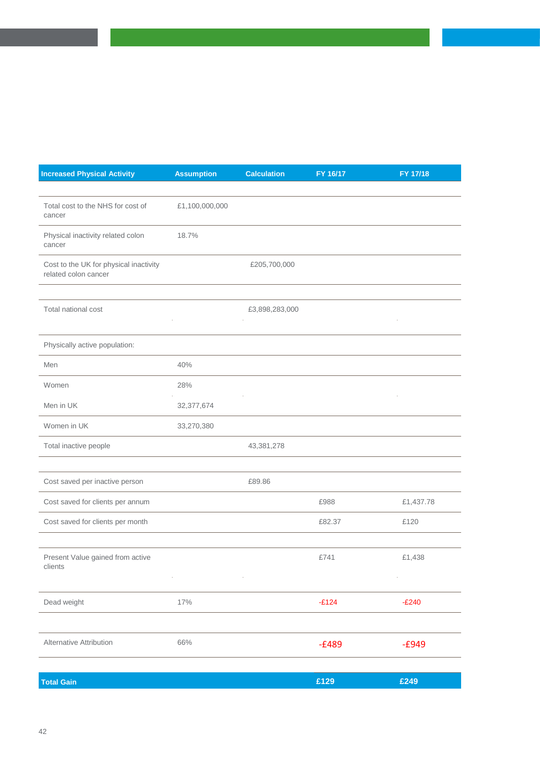| Increased Physical Activity | Assumption | Calculation | FY 16/17 | FY 17/18 |
|---|---|---|---|---|
| | | | | |
| Total cost to the NHS for cost of cancer | £1,100,000,000 | | | |
| Physical inactivity related colon cancer | 18.7% | | | |
| Cost to the UK for physical inactivity related colon cancer | | £205,700,000 | | |
| | | | | |
| Total national cost | | £3,898,283,000 | | |
| Physically active population: | | | | |
| Men | 40% | | | |
| Women | 28% | | | |
| Men in UK | 32,377,674 | | | |
| Women in UK | 33,270,380 | | | |
| Total inactive people | | 43,381,278 | | |
| | | | | |
| Cost saved per inactive person | | £89.86 | | |
| Cost saved for clients per annum | | | £988 | £1,437.78 |
| Cost saved for clients per month | | | £82.37 | £120 |
| | | | | |
| Present Value gained from active clients | | | £741 | £1,438 |
| Dead weight | 17% | | -£124 | -£240 |
| | | | | |
| Alternative Attribution | 66% | | -£489 | -£949 |
| | | | | |
| **Total Gain** | | | **£129** | **£249** |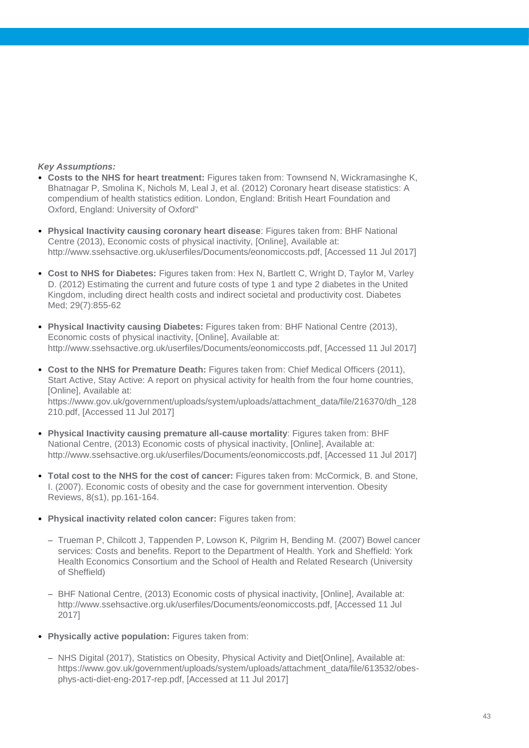***Key Assumptions:***

- **Costs to the NHS for heart treatment:** Figures taken from: Townsend N, Wickramasinghe K, Bhatnagar P, Smolina K, Nichols M, Leal J, et al. (2012) Coronary heart disease statistics: A compendium of health statistics edition. London, England: British Heart Foundation and Oxford, England: University of Oxford"

- **Physical Inactivity causing coronary heart disease**: Figures taken from: BHF National Centre (2013), Economic costs of physical inactivity, [Online], Available at: http://www.ssehsactive.org.uk/userfiles/Documents/eonomiccosts.pdf, [Accessed 11 Jul 2017]

- **Cost to NHS for Diabetes:** Figures taken from: Hex N, Bartlett C, Wright D, Taylor M, Varley D. (2012) Estimating the current and future costs of type 1 and type 2 diabetes in the United Kingdom, including direct health costs and indirect societal and productivity cost. Diabetes Med; 29(7):855-62

- **Physical Inactivity causing Diabetes:** Figures taken from: BHF National Centre (2013), Economic costs of physical inactivity, [Online], Available at: http://www.ssehsactive.org.uk/userfiles/Documents/eonomiccosts.pdf, [Accessed 11 Jul 2017]

- **Cost to the NHS for Premature Death:** Figures taken from: Chief Medical Officers (2011), Start Active, Stay Active: A report on physical activity for health from the four home countries, [Online], Available at: https://www.gov.uk/government/uploads/system/uploads/attachment_data/file/216370/dh_128210.pdf, [Accessed 11 Jul 2017]

- **Physical Inactivity causing premature all-cause mortality**: Figures taken from: BHF National Centre, (2013) Economic costs of physical inactivity, [Online], Available at: http://www.ssehsactive.org.uk/userfiles/Documents/eonomiccosts.pdf, [Accessed 11 Jul 2017]

- **Total cost to the NHS for the cost of cancer:** Figures taken from: McCormick, B. and Stone, I. (2007). Economic costs of obesity and the case for government intervention. Obesity Reviews, 8(s1), pp.161-164.

- **Physical inactivity related colon cancer:** Figures taken from:

  - Trueman P, Chilcott J, Tappenden P, Lowson K, Pilgrim H, Bending M. (2007) Bowel cancer services: Costs and benefits. Report to the Department of Health. York and Sheffield: York Health Economics Consortium and the School of Health and Related Research (University of Sheffield)

  - BHF National Centre, (2013) Economic costs of physical inactivity, [Online], Available at: http://www.ssehsactive.org.uk/userfiles/Documents/eonomiccosts.pdf, [Accessed 11 Jul 2017]

- **Physically active population:** Figures taken from:

  - NHS Digital (2017), Statistics on Obesity, Physical Activity and Diet[Online], Available at: https://www.gov.uk/government/uploads/system/uploads/attachment_data/file/613532/obes-phys-acti-diet-eng-2017-rep.pdf, [Accessed at 11 Jul 2017]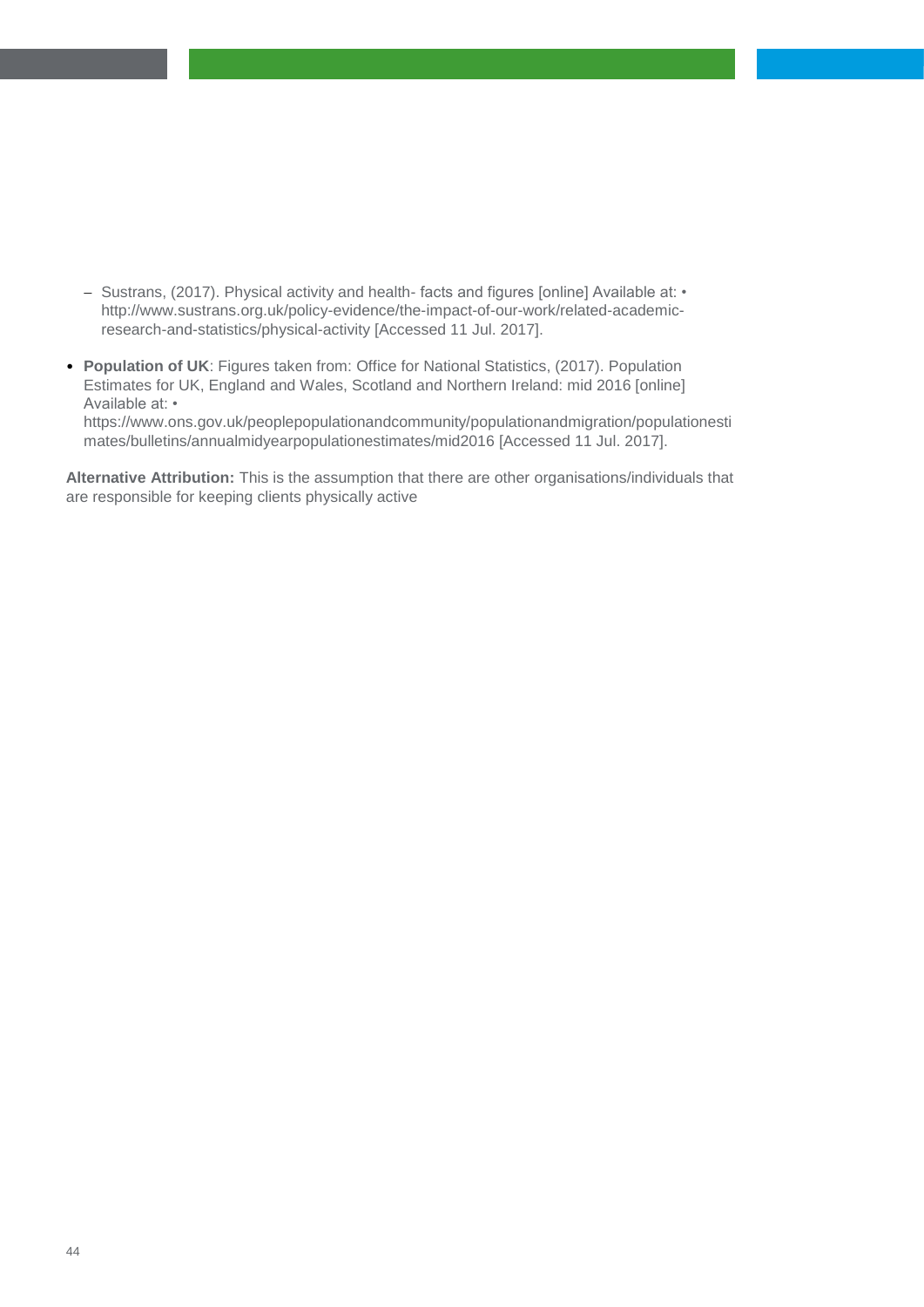- Sustrans, (2017). Physical activity and health- facts and figures [online] Available at: • http://www.sustrans.org.uk/policy-evidence/the-impact-of-our-work/related-academic-research-and-statistics/physical-activity [Accessed 11 Jul. 2017].

- **Population of UK**: Figures taken from: Office for National Statistics, (2017). Population Estimates for UK, England and Wales, Scotland and Northern Ireland: mid 2016 [online] Available at: • https://www.ons.gov.uk/peoplepopulationandcommunity/populationandmigration/populationestimates/bulletins/annualmidyearpopulationestimates/mid2016 [Accessed 11 Jul. 2017].

**Alternative Attribution:** This is the assumption that there are other organisations/individuals that are responsible for keeping clients physically active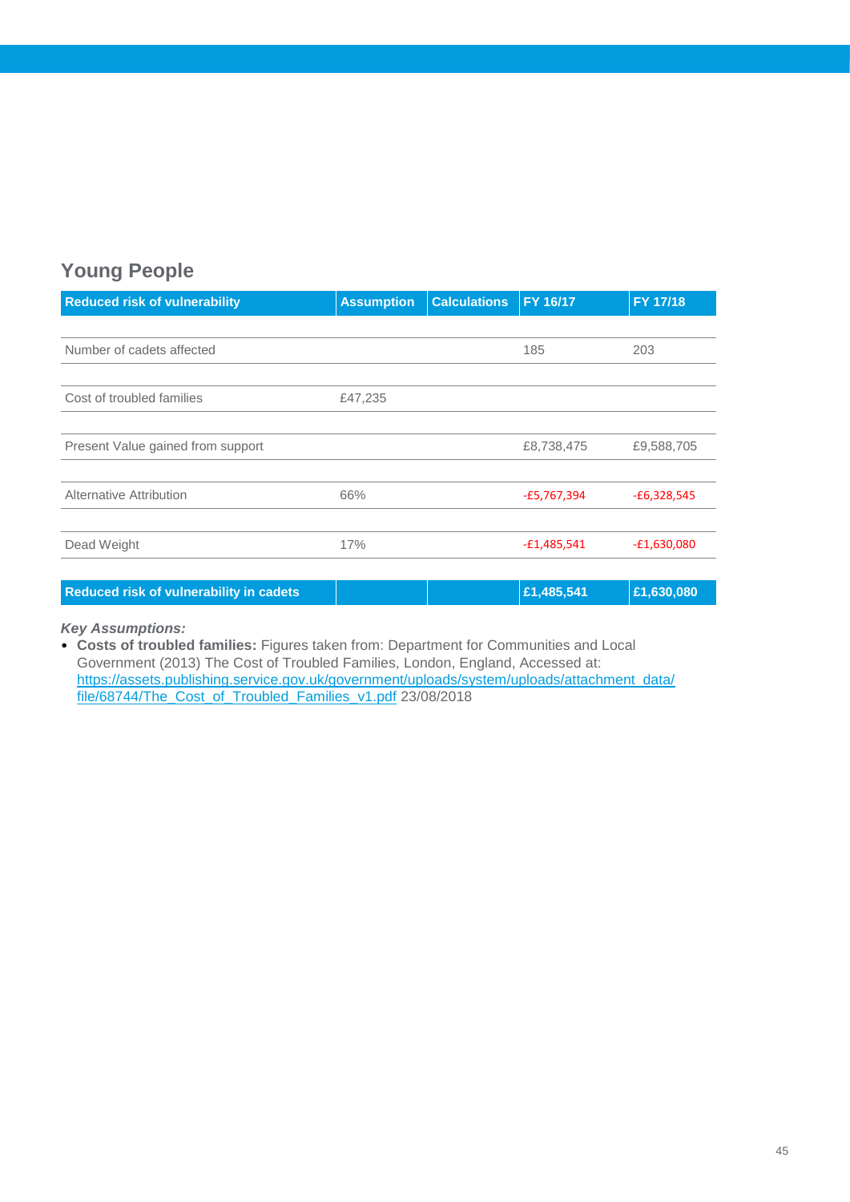## Young People

| Reduced risk of vulnerability | Assumption | Calculations | FY 16/17 | FY 17/18 |
|---|---|---|---|---|
| Number of cadets affected | | | 185 | 203 |
| Cost of troubled families | £47,235 | | | |
| Present Value gained from support | | | £8,738,475 | £9,588,705 |
| Alternative Attribution | 66% | | -£5,767,394 | -£6,328,545 |
| Dead Weight | 17% | | -£1,485,541 | -£1,630,080 |
| **Reduced risk of vulnerability in cadets** | | | **£1,485,541** | **£1,630,080** |

***Key Assumptions:***

- **Costs of troubled families:** Figures taken from: Department for Communities and Local Government (2013) The Cost of Troubled Families, London, England, Accessed at: https://assets.publishing.service.gov.uk/government/uploads/system/uploads/attachment_data/file/68744/The_Cost_of_Troubled_Families_v1.pdf 23/08/2018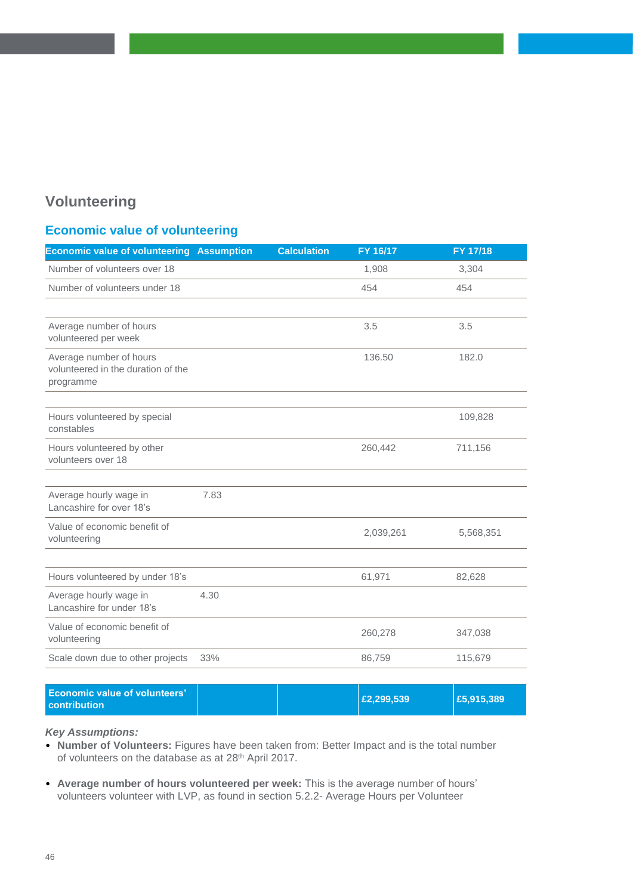## Volunteering

### Economic value of volunteering

| Economic value of volunteering | Assumption | Calculation | FY 16/17 | FY 17/18 |
|---|---|---|---|---|
| Number of volunteers over 18 | | | 1,908 | 3,304 |
| Number of volunteers under 18 | | | 454 | 454 |
| | | | | |
| Average number of hours volunteered per week | | | 3.5 | 3.5 |
| Average number of hours volunteered in the duration of the programme | | | 136.50 | 182.0 |
| | | | | |
| Hours volunteered by special constables | | | | 109,828 |
| Hours volunteered by other volunteers over 18 | | | 260,442 | 711,156 |
| | | | | |
| Average hourly wage in Lancashire for over 18's | 7.83 | | | |
| Value of economic benefit of volunteering | | | 2,039,261 | 5,568,351 |
| | | | | |
| Hours volunteered by under 18's | | | 61,971 | 82,628 |
| Average hourly wage in Lancashire for under 18's | 4.30 | | | |
| Value of economic benefit of volunteering | | | 260,278 | 347,038 |
| Scale down due to other projects | 33% | | 86,759 | 115,679 |
| | | | | |
| **Economic value of volunteers' contribution** | | | **£2,299,539** | **£5,915,389** |

***Key Assumptions:***

- **Number of Volunteers:** Figures have been taken from: Better Impact and is the total number of volunteers on the database as at 28th April 2017.
- **Average number of hours volunteered per week:** This is the average number of hours' volunteers volunteer with LVP, as found in section 5.2.2- Average Hours per Volunteer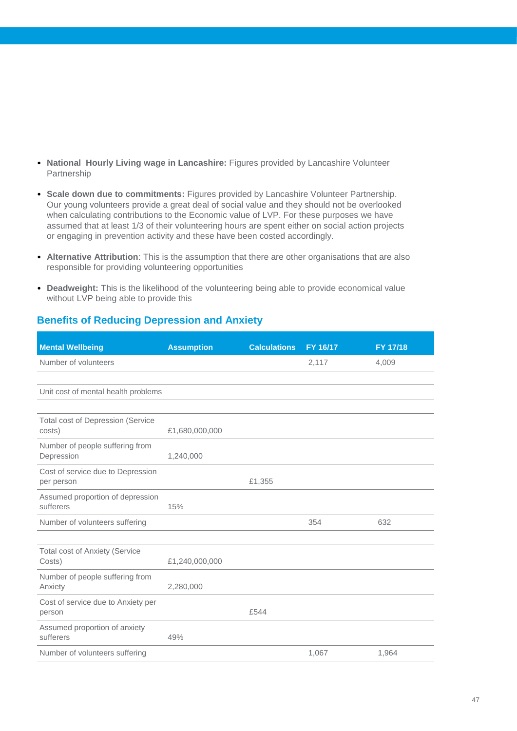- **National Hourly Living wage in Lancashire:** Figures provided by Lancashire Volunteer Partnership
- **Scale down due to commitments:** Figures provided by Lancashire Volunteer Partnership. Our young volunteers provide a great deal of social value and they should not be overlooked when calculating contributions to the Economic value of LVP. For these purposes we have assumed that at least 1/3 of their volunteering hours are spent either on social action projects or engaging in prevention activity and these have been costed accordingly.
- **Alternative Attribution**: This is the assumption that there are other organisations that are also responsible for providing volunteering opportunities
- **Deadweight:** This is the likelihood of the volunteering being able to provide economical value without LVP being able to provide this

## Benefits of Reducing Depression and Anxiety

| Mental Wellbeing | Assumption | Calculations | FY 16/17 | FY 17/18 |
|---|---|---|---|---|
| Number of volunteers | | | 2,117 | 4,009 |
| | | | | |
| Unit cost of mental health problems | | | | |
| | | | | |
| Total cost of Depression (Service costs) | £1,680,000,000 | | | |
| Number of people suffering from Depression | 1,240,000 | | | |
| Cost of service due to Depression per person | | £1,355 | | |
| Assumed proportion of depression sufferers | 15% | | | |
| Number of volunteers suffering | | | 354 | 632 |
| | | | | |
| Total cost of Anxiety (Service Costs) | £1,240,000,000 | | | |
| Number of people suffering from Anxiety | 2,280,000 | | | |
| Cost of service due to Anxiety per person | | £544 | | |
| Assumed proportion of anxiety sufferers | 49% | | | |
| Number of volunteers suffering | | | 1,067 | 1,964 |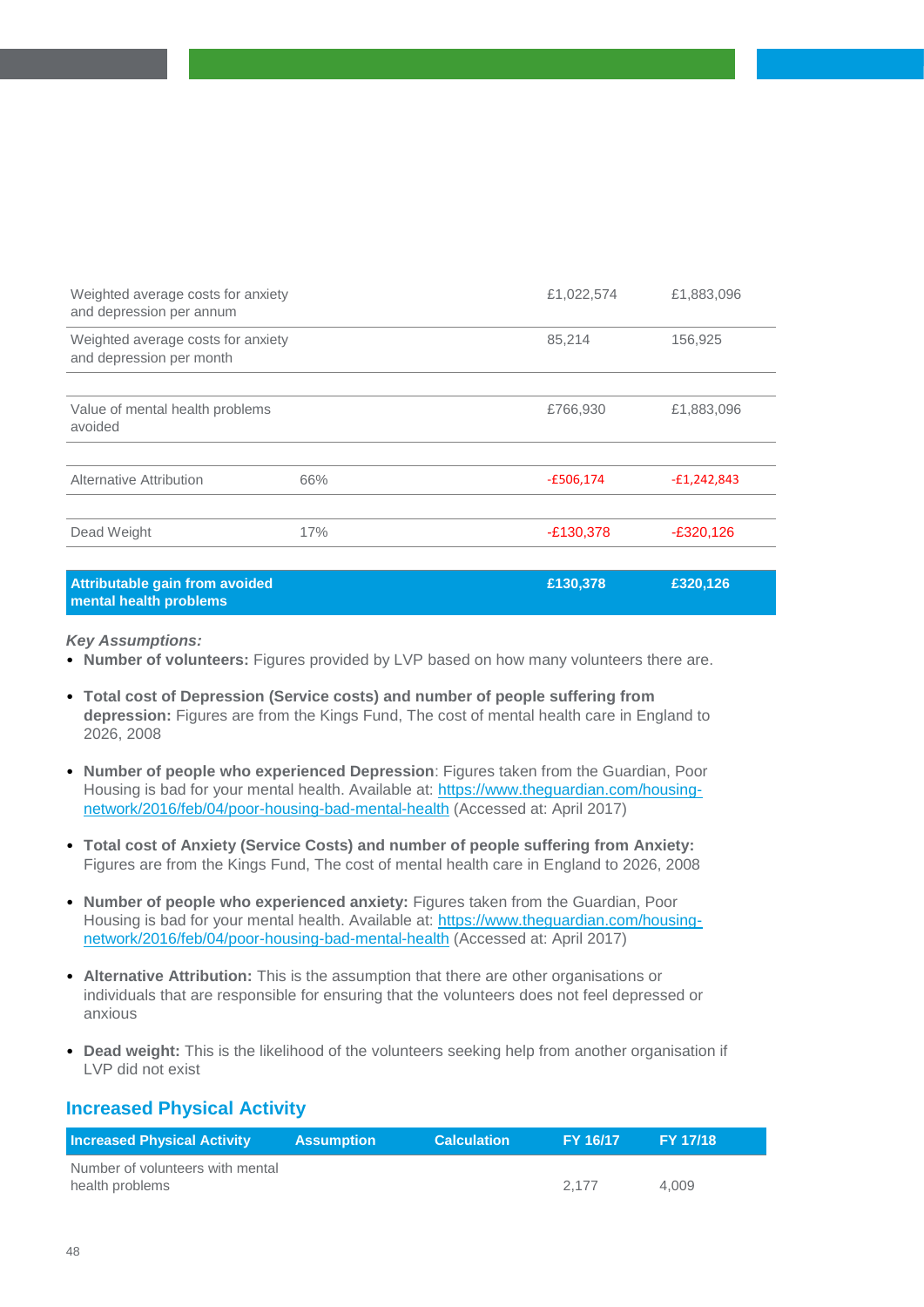| | | | | |
|---|---|---|---|---|
| Weighted average costs for anxiety and depression per annum | | | £1,022,574 | £1,883,096 |
| Weighted average costs for anxiety and depression per month | | | 85,214 | 156,925 |
| | | | | |
| Value of mental health problems avoided | | | £766,930 | £1,883,096 |
| | | | | |
| Alternative Attribution | 66% | | -£506,174 | -£1,242,843 |
| | | | | |
| Dead Weight | 17% | | -£130,378 | -£320,126 |
| | | | | |
| **Attributable gain from avoided mental health problems** | | | **£130,378** | **£320,126** |

***Key Assumptions:***

- **Number of volunteers:** Figures provided by LVP based on how many volunteers there are.
- **Total cost of Depression (Service costs) and number of people suffering from depression:** Figures are from the Kings Fund, The cost of mental health care in England to 2026, 2008
- **Number of people who experienced Depression**: Figures taken from the Guardian, Poor Housing is bad for your mental health. Available at: https://www.theguardian.com/housing-network/2016/feb/04/poor-housing-bad-mental-health (Accessed at: April 2017)
- **Total cost of Anxiety (Service Costs) and number of people suffering from Anxiety:** Figures are from the Kings Fund, The cost of mental health care in England to 2026, 2008
- **Number of people who experienced anxiety:** Figures taken from the Guardian, Poor Housing is bad for your mental health. Available at: https://www.theguardian.com/housing-network/2016/feb/04/poor-housing-bad-mental-health (Accessed at: April 2017)
- **Alternative Attribution:** This is the assumption that there are other organisations or individuals that are responsible for ensuring that the volunteers does not feel depressed or anxious
- **Dead weight:** This is the likelihood of the volunteers seeking help from another organisation if LVP did not exist

## Increased Physical Activity

| Increased Physical Activity | Assumption | Calculation | FY 16/17 | FY 17/18 |
|---|---|---|---|---|
| Number of volunteers with mental health problems | | | 2,177 | 4,009 |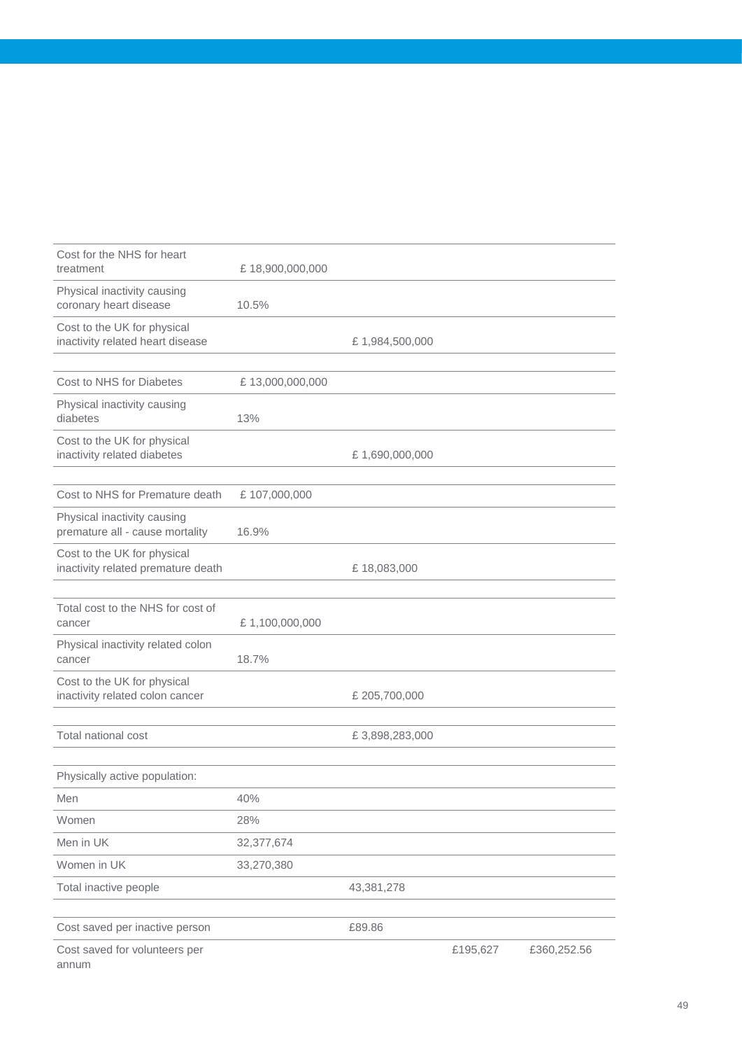| | | | | |
|---|---|---|---|---|
| Cost for the NHS for heart treatment | £ 18,900,000,000 | | | |
| Physical inactivity causing coronary heart disease | 10.5% | | | |
| Cost to the UK for physical inactivity related heart disease | | £ 1,984,500,000 | | |
| | | | | |
| Cost to NHS for Diabetes | £ 13,000,000,000 | | | |
| Physical inactivity causing diabetes | 13% | | | |
| Cost to the UK for physical inactivity related diabetes | | £ 1,690,000,000 | | |
| | | | | |
| Cost to NHS for Premature death | £ 107,000,000 | | | |
| Physical inactivity causing premature all - cause mortality | 16.9% | | | |
| Cost to the UK for physical inactivity related premature death | | £ 18,083,000 | | |
| | | | | |
| Total cost to the NHS for cost of cancer | £ 1,100,000,000 | | | |
| Physical inactivity related colon cancer | 18.7% | | | |
| Cost to the UK for physical inactivity related colon cancer | | £ 205,700,000 | | |
| | | | | |
| Total national cost | | £ 3,898,283,000 | | |
| | | | | |
| Physically active population: | | | | |
| Men | 40% | | | |
| Women | 28% | | | |
| Men in UK | 32,377,674 | | | |
| Women in UK | 33,270,380 | | | |
| Total inactive people | | 43,381,278 | | |
| | | | | |
| Cost saved per inactive person | | £89.86 | | |
| Cost saved for volunteers per annum | | | £195,627 | £360,252.56 |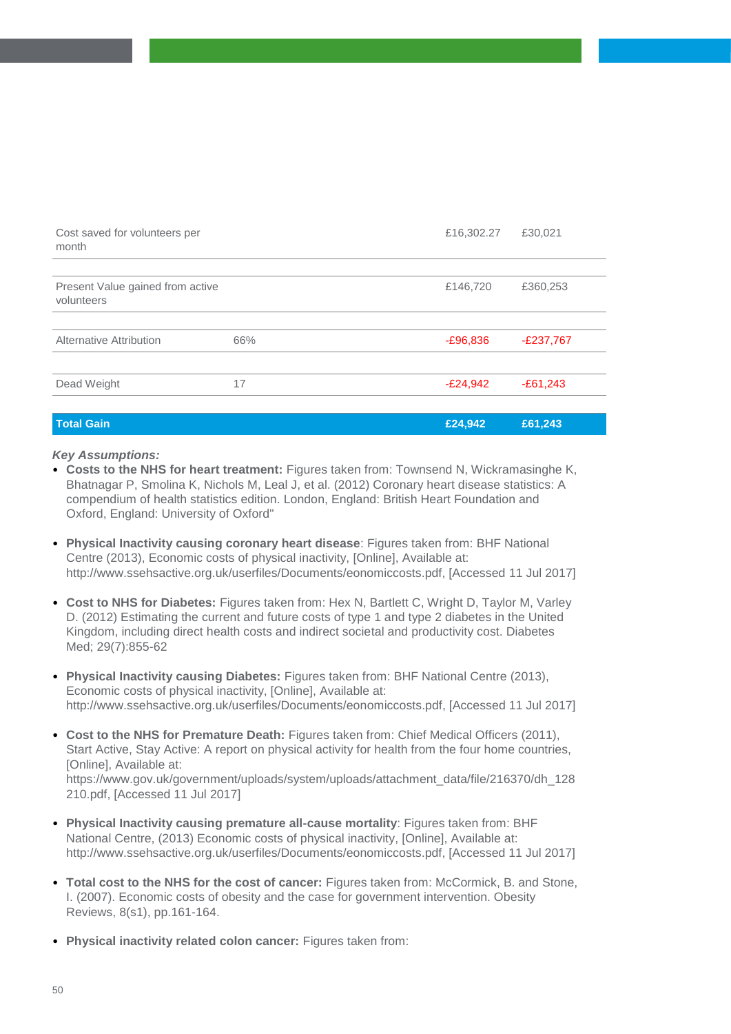| | | | |
|---|---|---|---|
| Cost saved for volunteers per month | | £16,302.27 | £30,021 |
| Present Value gained from active volunteers | | £146,720 | £360,253 |
| Alternative Attribution | 66% | -£96,836 | -£237,767 |
| Dead Weight | 17 | -£24,942 | -£61,243 |
| **Total Gain** | | **£24,942** | **£61,243** |

***Key Assumptions:***

- **Costs to the NHS for heart treatment:** Figures taken from: Townsend N, Wickramasinghe K, Bhatnagar P, Smolina K, Nichols M, Leal J, et al. (2012) Coronary heart disease statistics: A compendium of health statistics edition. London, England: British Heart Foundation and Oxford, England: University of Oxford"
- **Physical Inactivity causing coronary heart disease**: Figures taken from: BHF National Centre (2013), Economic costs of physical inactivity, [Online], Available at: http://www.ssehsactive.org.uk/userfiles/Documents/eonomiccosts.pdf, [Accessed 11 Jul 2017]
- **Cost to NHS for Diabetes:** Figures taken from: Hex N, Bartlett C, Wright D, Taylor M, Varley D. (2012) Estimating the current and future costs of type 1 and type 2 diabetes in the United Kingdom, including direct health costs and indirect societal and productivity cost. Diabetes Med; 29(7):855-62
- **Physical Inactivity causing Diabetes:** Figures taken from: BHF National Centre (2013), Economic costs of physical inactivity, [Online], Available at: http://www.ssehsactive.org.uk/userfiles/Documents/eonomiccosts.pdf, [Accessed 11 Jul 2017]
- **Cost to the NHS for Premature Death:** Figures taken from: Chief Medical Officers (2011), Start Active, Stay Active: A report on physical activity for health from the four home countries, [Online], Available at: https://www.gov.uk/government/uploads/system/uploads/attachment_data/file/216370/dh_128210.pdf, [Accessed 11 Jul 2017]
- **Physical Inactivity causing premature all-cause mortality**: Figures taken from: BHF National Centre, (2013) Economic costs of physical inactivity, [Online], Available at: http://www.ssehsactive.org.uk/userfiles/Documents/eonomiccosts.pdf, [Accessed 11 Jul 2017]
- **Total cost to the NHS for the cost of cancer:** Figures taken from: McCormick, B. and Stone, I. (2007). Economic costs of obesity and the case for government intervention. Obesity Reviews, 8(s1), pp.161-164.
- **Physical inactivity related colon cancer:** Figures taken from: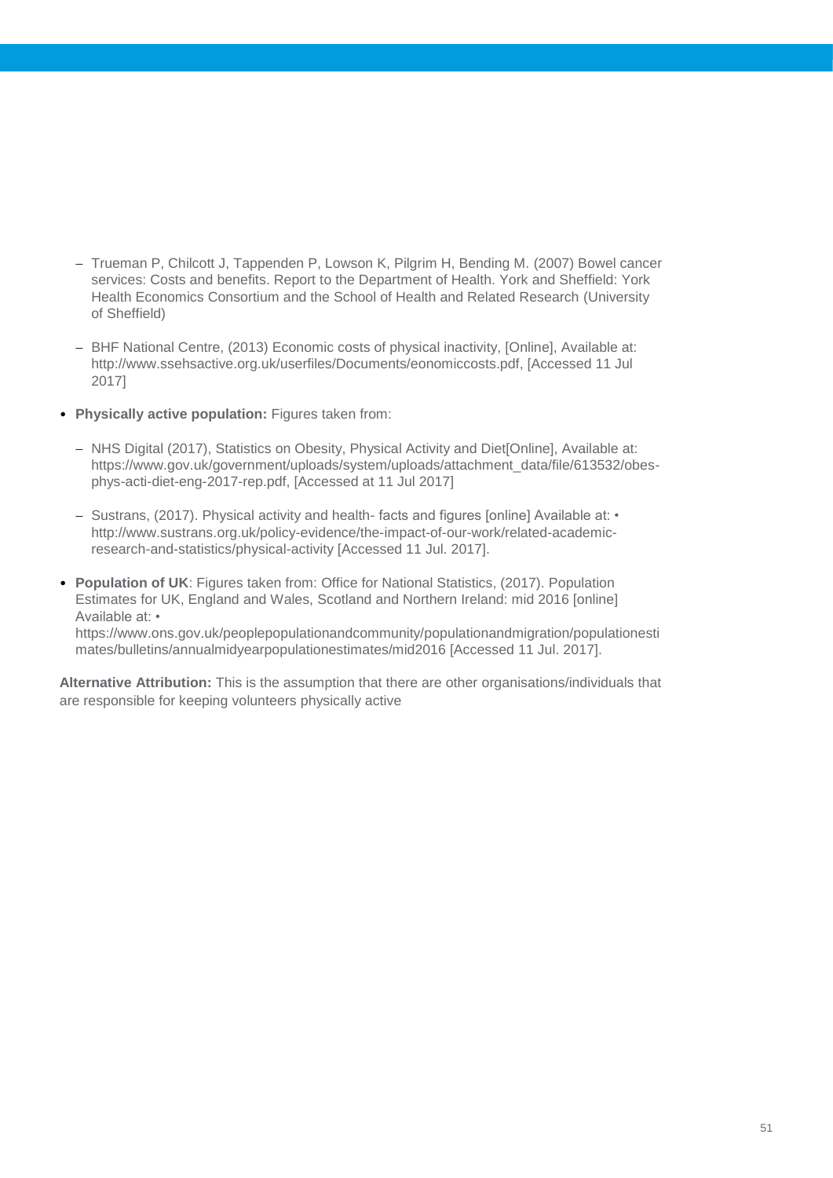- Trueman P, Chilcott J, Tappenden P, Lowson K, Pilgrim H, Bending M. (2007) Bowel cancer services: Costs and benefits. Report to the Department of Health. York and Sheffield: York Health Economics Consortium and the School of Health and Related Research (University of Sheffield)
  - BHF National Centre, (2013) Economic costs of physical inactivity, [Online], Available at: http://www.ssehsactive.org.uk/userfiles/Documents/eonomiccosts.pdf, [Accessed 11 Jul 2017]

- **Physically active population:** Figures taken from:
  - NHS Digital (2017), Statistics on Obesity, Physical Activity and Diet[Online], Available at: https://www.gov.uk/government/uploads/system/uploads/attachment_data/file/613532/obes-phys-acti-diet-eng-2017-rep.pdf, [Accessed at 11 Jul 2017]
  - Sustrans, (2017). Physical activity and health- facts and figures [online] Available at: • http://www.sustrans.org.uk/policy-evidence/the-impact-of-our-work/related-academic-research-and-statistics/physical-activity [Accessed 11 Jul. 2017].

- **Population of UK**: Figures taken from: Office for National Statistics, (2017). Population Estimates for UK, England and Wales, Scotland and Northern Ireland: mid 2016 [online] Available at: • https://www.ons.gov.uk/peoplepopulationandcommunity/populationandmigration/populationestimates/bulletins/annualmidyearpopulationestimates/mid2016 [Accessed 11 Jul. 2017].

**Alternative Attribution:** This is the assumption that there are other organisations/individuals that are responsible for keeping volunteers physically active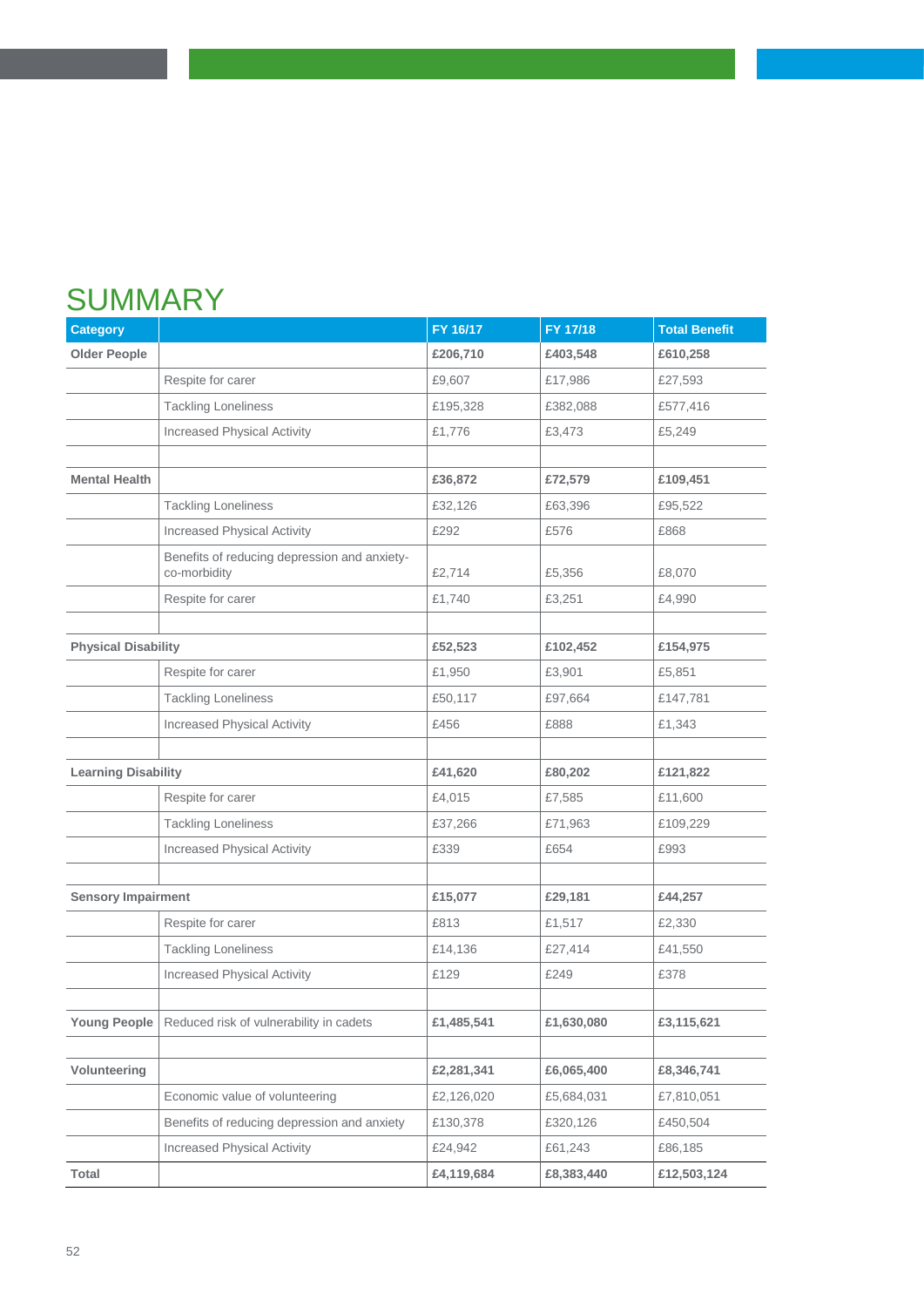# SUMMARY

| Category | | FY 16/17 | FY 17/18 | Total Benefit |
|---|---|---|---|---|
| **Older People** | | **£206,710** | **£403,548** | **£610,258** |
| | Respite for carer | £9,607 | £17,986 | £27,593 |
| | Tackling Loneliness | £195,328 | £382,088 | £577,416 |
| | Increased Physical Activity | £1,776 | £3,473 | £5,249 |
| | | | | |
| **Mental Health** | | **£36,872** | **£72,579** | **£109,451** |
| | Tackling Loneliness | £32,126 | £63,396 | £95,522 |
| | Increased Physical Activity | £292 | £576 | £868 |
| | Benefits of reducing depression and anxiety-co-morbidity | £2,714 | £5,356 | £8,070 |
| | Respite for carer | £1,740 | £3,251 | £4,990 |
| | | | | |
| **Physical Disability** | | **£52,523** | **£102,452** | **£154,975** |
| | Respite for carer | £1,950 | £3,901 | £5,851 |
| | Tackling Loneliness | £50,117 | £97,664 | £147,781 |
| | Increased Physical Activity | £456 | £888 | £1,343 |
| | | | | |
| **Learning Disability** | | **£41,620** | **£80,202** | **£121,822** |
| | Respite for carer | £4,015 | £7,585 | £11,600 |
| | Tackling Loneliness | £37,266 | £71,963 | £109,229 |
| | Increased Physical Activity | £339 | £654 | £993 |
| | | | | |
| **Sensory Impairment** | | **£15,077** | **£29,181** | **£44,257** |
| | Respite for carer | £813 | £1,517 | £2,330 |
| | Tackling Loneliness | £14,136 | £27,414 | £41,550 |
| | Increased Physical Activity | £129 | £249 | £378 |
| | | | | |
| **Young People** | Reduced risk of vulnerability in cadets | **£1,485,541** | **£1,630,080** | **£3,115,621** |
| | | | | |
| **Volunteering** | | **£2,281,341** | **£6,065,400** | **£8,346,741** |
| | Economic value of volunteering | £2,126,020 | £5,684,031 | £7,810,051 |
| | Benefits of reducing depression and anxiety | £130,378 | £320,126 | £450,504 |
| | Increased Physical Activity | £24,942 | £61,243 | £86,185 |
| **Total** | | **£4,119,684** | **£8,383,440** | **£12,503,124** |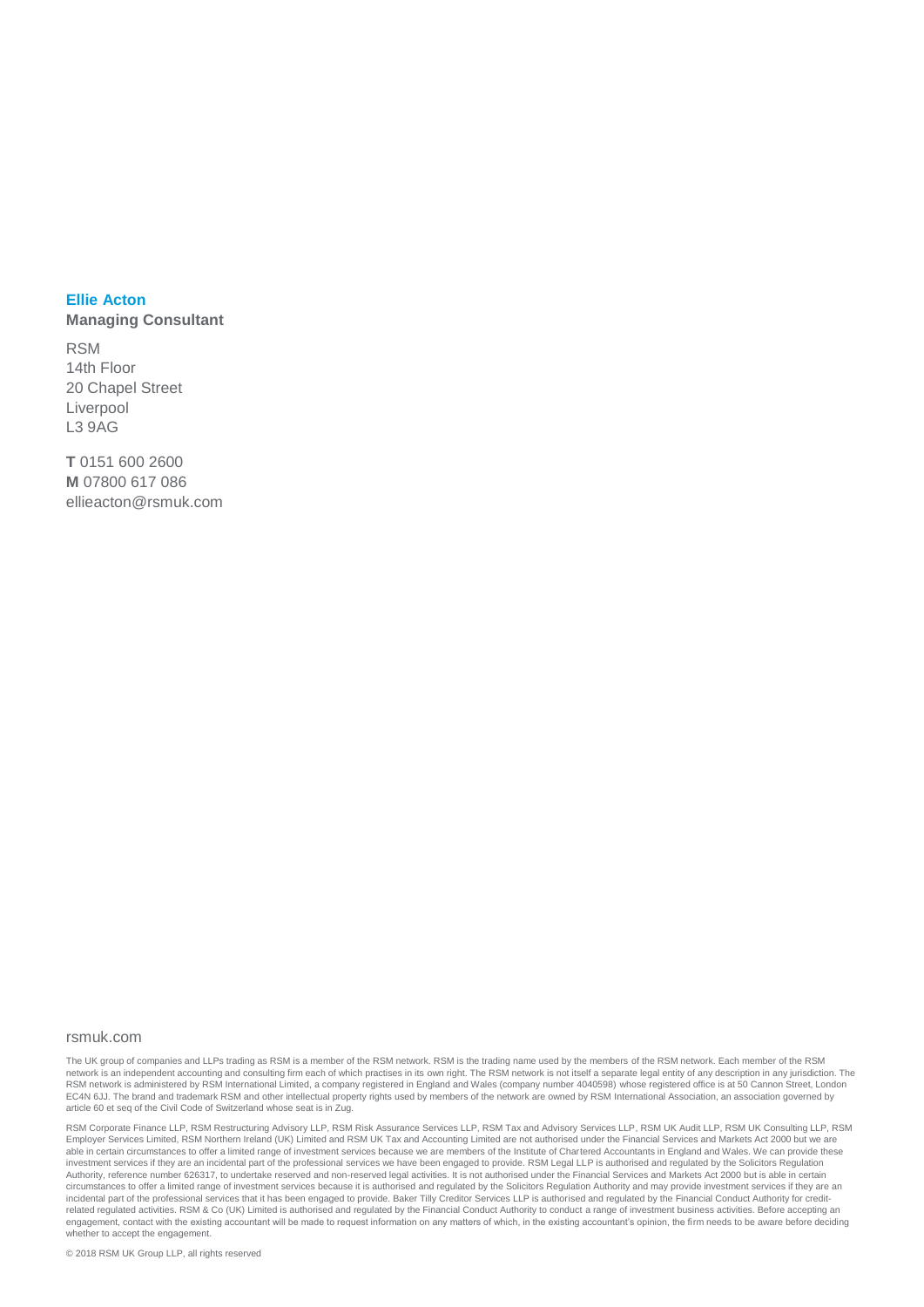**Ellie Acton**
**Managing Consultant**

RSM
14th Floor
20 Chapel Street
Liverpool
L3 9AG

**T** 0151 600 2600
**M** 07800 617 086
ellieacton@rsmuk.com

rsmuk.com

The UK group of companies and LLPs trading as RSM is a member of the RSM network. RSM is the trading name used by the members of the RSM network. Each member of the RSM network is an independent accounting and consulting firm each of which practises in its own right. The RSM network is not itself a separate legal entity of any description in any jurisdiction. The RSM network is administered by RSM International Limited, a company registered in England and Wales (company number 4040598) whose registered office is at 50 Cannon Street, London EC4N 6JJ. The brand and trademark RSM and other intellectual property rights used by members of the network are owned by RSM International Association, an association governed by article 60 et seq of the Civil Code of Switzerland whose seat is in Zug.

RSM Corporate Finance LLP, RSM Restructuring Advisory LLP, RSM Risk Assurance Services LLP, RSM Tax and Advisory Services LLP, RSM UK Audit LLP, RSM UK Consulting LLP, RSM Employer Services Limited, RSM Northern Ireland (UK) Limited and RSM UK Tax and Accounting Limited are not authorised under the Financial Services and Markets Act 2000 but we are able in certain circumstances to offer a limited range of investment services because we are members of the Institute of Chartered Accountants in England and Wales. We can provide these investment services if they are an incidental part of the professional services we have been engaged to provide. RSM Legal LLP is authorised and regulated by the Solicitors Regulation Authority, reference number 626317, to undertake reserved and non-reserved legal activities. It is not authorised under the Financial Services and Markets Act 2000 but is able in certain circumstances to offer a limited range of investment services because it is authorised and regulated by the Solicitors Regulation Authority and may provide investment services if they are an incidental part of the professional services that it has been engaged to provide. Baker Tilly Creditor Services LLP is authorised and regulated by the Financial Conduct Authority for credit-related regulated activities. RSM & Co (UK) Limited is authorised and regulated by the Financial Conduct Authority to conduct a range of investment business activities. Before accepting an engagement, contact with the existing accountant will be made to request information on any matters of which, in the existing accountant's opinion, the firm needs to be aware before deciding whether to accept the engagement.

© 2018 RSM UK Group LLP, all rights reserved